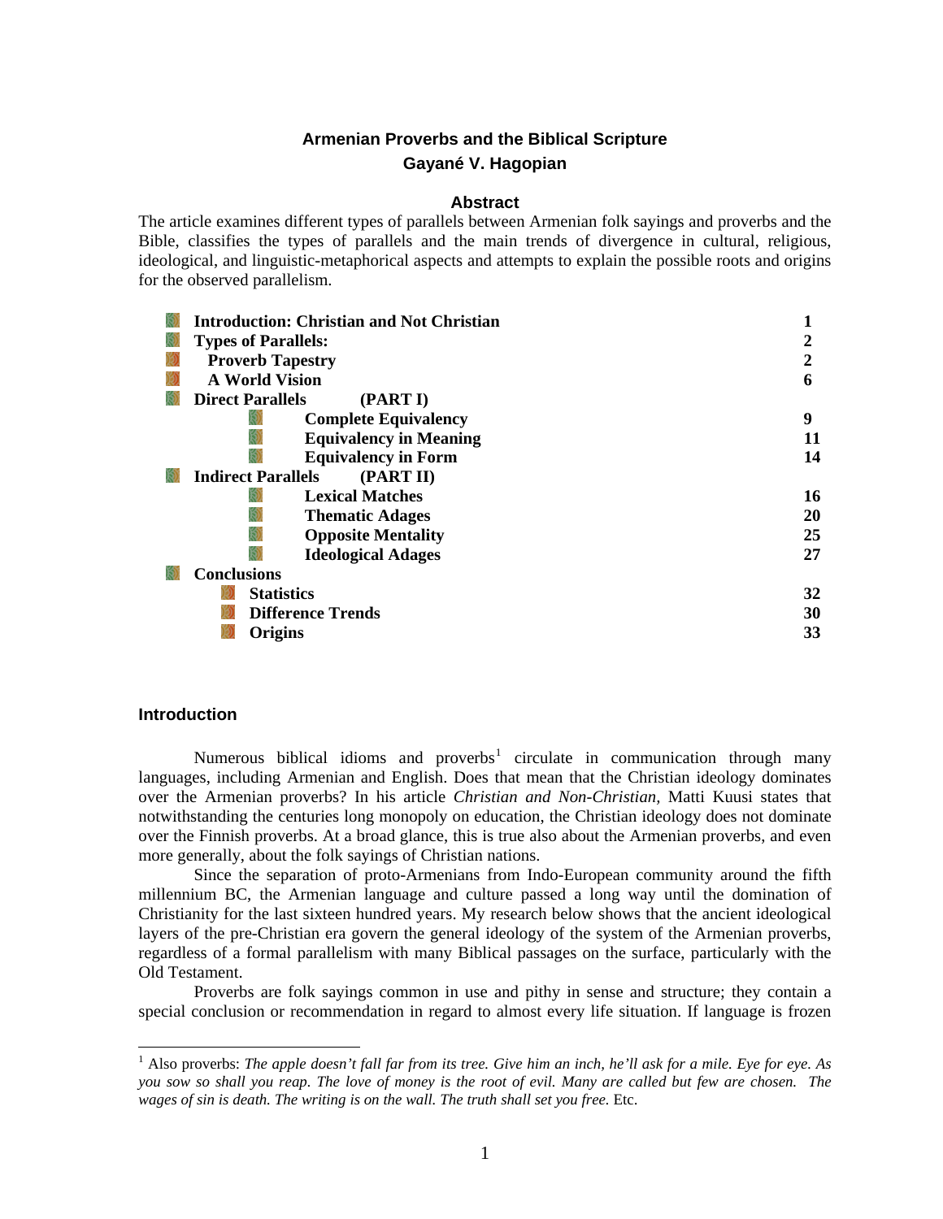**Armenian Proverbs and the Biblical Scripture**

**Gayané V. Hagopian**

## Abstract

The article examines different types of parallels between Armenian folk sayings and proverbs and the Bible, classifies the types of parallels and the main trends of divergence in cultural, religious, ideological, and linguistic-metaphorical aspects and attempts to explain the possible roots and origins for the observed parallelism.

| | |
|---|---|
| **Introduction: Christian and Not Christian** | **1** |
| **Types of Parallels:** | **2** |
| **Proverb Tapestry** | **2** |
| **A World Vision** | **6** |
| **Direct Parallels (PART I)** | |
| **Complete Equivalency** | **9** |
| **Equivalency in Meaning** | **11** |
| **Equivalency in Form** | **14** |
| **Indirect Parallels (PART II)** | |
| **Lexical Matches** | **16** |
| **Thematic Adages** | **20** |
| **Opposite Mentality** | **25** |
| **Ideological Adages** | **27** |
| **Conclusions** | |
| **Statistics** | **32** |
| **Difference Trends** | **30** |
| **Origins** | **33** |

## Introduction

Numerous biblical idioms and proverbs[1] circulate in communication through many languages, including Armenian and English. Does that mean that the Christian ideology dominates over the Armenian proverbs? In his article *Christian and Non-Christian,* Matti Kuusi states that notwithstanding the centuries long monopoly on education, the Christian ideology does not dominate over the Finnish proverbs. At a broad glance, this is true also about the Armenian proverbs, and even more generally, about the folk sayings of Christian nations.

Since the separation of proto-Armenians from Indo-European community around the fifth millennium BC, the Armenian language and culture passed a long way until the domination of Christianity for the last sixteen hundred years. My research below shows that the ancient ideological layers of the pre-Christian era govern the general ideology of the system of the Armenian proverbs, regardless of a formal parallelism with many Biblical passages on the surface, particularly with the Old Testament.

Proverbs are folk sayings common in use and pithy in sense and structure; they contain a special conclusion or recommendation in regard to almost every life situation. If language is frozen

[1] Also proverbs: *The apple doesn't fall far from its tree. Give him an inch, he'll ask for a mile. Eye for eye. As you sow so shall you reap. The love of money is the root of evil. Many are called but few are chosen. The wages of sin is death. The writing is on the wall. The truth shall set you free.* Etc.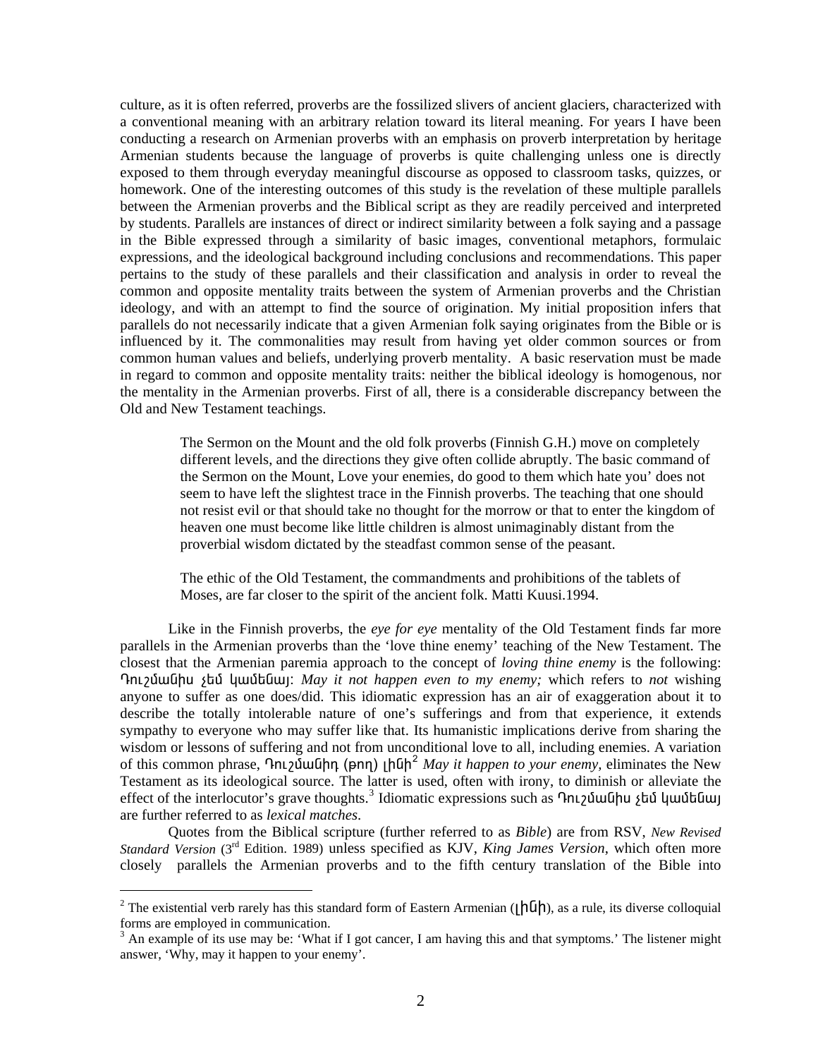culture, as it is often referred, proverbs are the fossilized slivers of ancient glaciers, characterized with a conventional meaning with an arbitrary relation toward its literal meaning. For years I have been conducting a research on Armenian proverbs with an emphasis on proverb interpretation by heritage Armenian students because the language of proverbs is quite challenging unless one is directly exposed to them through everyday meaningful discourse as opposed to classroom tasks, quizzes, or homework. One of the interesting outcomes of this study is the revelation of these multiple parallels between the Armenian proverbs and the Biblical script as they are readily perceived and interpreted by students. Parallels are instances of direct or indirect similarity between a folk saying and a passage in the Bible expressed through a similarity of basic images, conventional metaphors, formulaic expressions, and the ideological background including conclusions and recommendations. This paper pertains to the study of these parallels and their classification and analysis in order to reveal the common and opposite mentality traits between the system of Armenian proverbs and the Christian ideology, and with an attempt to find the source of origination. My initial proposition infers that parallels do not necessarily indicate that a given Armenian folk saying originates from the Bible or is influenced by it. The commonalities may result from having yet older common sources or from common human values and beliefs, underlying proverb mentality. A basic reservation must be made in regard to common and opposite mentality traits: neither the biblical ideology is homogenous, nor the mentality in the Armenian proverbs. First of all, there is a considerable discrepancy between the Old and New Testament teachings.

> The Sermon on the Mount and the old folk proverbs (Finnish G.H.) move on completely different levels, and the directions they give often collide abruptly. The basic command of the Sermon on the Mount, Love your enemies, do good to them which hate you' does not seem to have left the slightest trace in the Finnish proverbs. The teaching that one should not resist evil or that should take no thought for the morrow or that to enter the kingdom of heaven one must become like little children is almost unimaginably distant from the proverbial wisdom dictated by the steadfast common sense of the peasant.
>
> The ethic of the Old Testament, the commandments and prohibitions of the tablets of Moses, are far closer to the spirit of the ancient folk. Matti Kuusi.1994.

Like in the Finnish proverbs, the *eye for eye* mentality of the Old Testament finds far more parallels in the Armenian proverbs than the 'love thine enemy' teaching of the New Testament. The closest that the Armenian paremia approach to the concept of *loving thine enemy* is the following: Դուշմանիս չեմ կամենայ: *May it not happen even to my enemy;* which refers to *not* wishing anyone to suffer as one does/did. This idiomatic expression has an air of exaggeration about it to describe the totally intolerable nature of one's sufferings and from that experience, it extends sympathy to everyone who may suffer like that. Its humanistic implications derive from sharing the wisdom or lessons of suffering and not from unconditional love to all, including enemies. A variation of this common phrase, Դուշմանիդ (թող) լինի[2] *May it happen to your enemy,* eliminates the New Testament as its ideological source. The latter is used, often with irony, to diminish or alleviate the effect of the interlocutor's grave thoughts.[3] Idiomatic expressions such as Դուշմանիս չեմ կամենայ are further referred to as *lexical matches*.

Quotes from the Biblical scripture (further referred to as *Bible*) are from RSV, *New Revised Standard Version* (3rd Edition. 1989) unless specified as KJV, *King James Version*, which often more closely parallels the Armenian proverbs and to the fifth century translation of the Bible into

[2] The existential verb rarely has this standard form of Eastern Armenian (լինի), as a rule, its diverse colloquial forms are employed in communication.

[3] An example of its use may be: 'What if I got cancer, I am having this and that symptoms.' The listener might answer, 'Why, may it happen to your enemy'.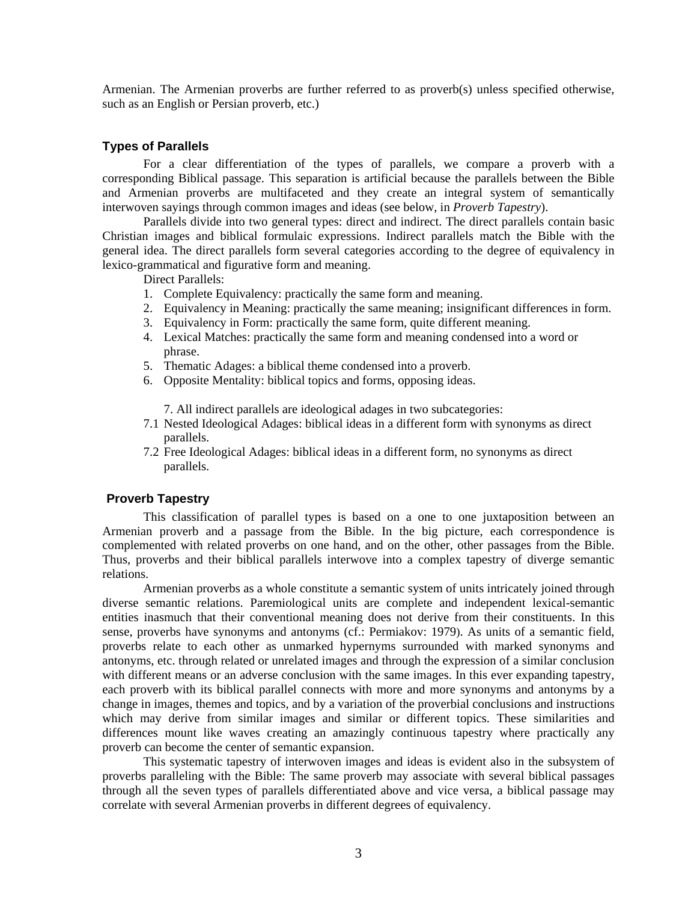Armenian. The Armenian proverbs are further referred to as proverb(s) unless specified otherwise, such as an English or Persian proverb, etc.)

### Types of Parallels

For a clear differentiation of the types of parallels, we compare a proverb with a corresponding Biblical passage. This separation is artificial because the parallels between the Bible and Armenian proverbs are multifaceted and they create an integral system of semantically interwoven sayings through common images and ideas (see below, in *Proverb Tapestry*).

Parallels divide into two general types: direct and indirect. The direct parallels contain basic Christian images and biblical formulaic expressions. Indirect parallels match the Bible with the general idea. The direct parallels form several categories according to the degree of equivalency in lexico-grammatical and figurative form and meaning.

Direct Parallels:

1. Complete Equivalency: practically the same form and meaning.
2. Equivalency in Meaning: practically the same meaning; insignificant differences in form.
3. Equivalency in Form: practically the same form, quite different meaning.
4. Lexical Matches: practically the same form and meaning condensed into a word or phrase.
5. Thematic Adages: a biblical theme condensed into a proverb.
6. Opposite Mentality: biblical topics and forms, opposing ideas.

7. All indirect parallels are ideological adages in two subcategories:

7.1 Nested Ideological Adages: biblical ideas in a different form with synonyms as direct parallels.

7.2 Free Ideological Adages: biblical ideas in a different form, no synonyms as direct parallels.

### Proverb Tapestry

This classification of parallel types is based on a one to one juxtaposition between an Armenian proverb and a passage from the Bible. In the big picture, each correspondence is complemented with related proverbs on one hand, and on the other, other passages from the Bible. Thus, proverbs and their biblical parallels interwove into a complex tapestry of diverge semantic relations.

Armenian proverbs as a whole constitute a semantic system of units intricately joined through diverse semantic relations. Paremiological units are complete and independent lexical-semantic entities inasmuch that their conventional meaning does not derive from their constituents. In this sense, proverbs have synonyms and antonyms (cf.: Permiakov: 1979). As units of a semantic field, proverbs relate to each other as unmarked hypernyms surrounded with marked synonyms and antonyms, etc. through related or unrelated images and through the expression of a similar conclusion with different means or an adverse conclusion with the same images. In this ever expanding tapestry, each proverb with its biblical parallel connects with more and more synonyms and antonyms by a change in images, themes and topics, and by a variation of the proverbial conclusions and instructions which may derive from similar images and similar or different topics. These similarities and differences mount like waves creating an amazingly continuous tapestry where practically any proverb can become the center of semantic expansion.

This systematic tapestry of interwoven images and ideas is evident also in the subsystem of proverbs paralleling with the Bible: The same proverb may associate with several biblical passages through all the seven types of parallels differentiated above and vice versa, a biblical passage may correlate with several Armenian proverbs in different degrees of equivalency.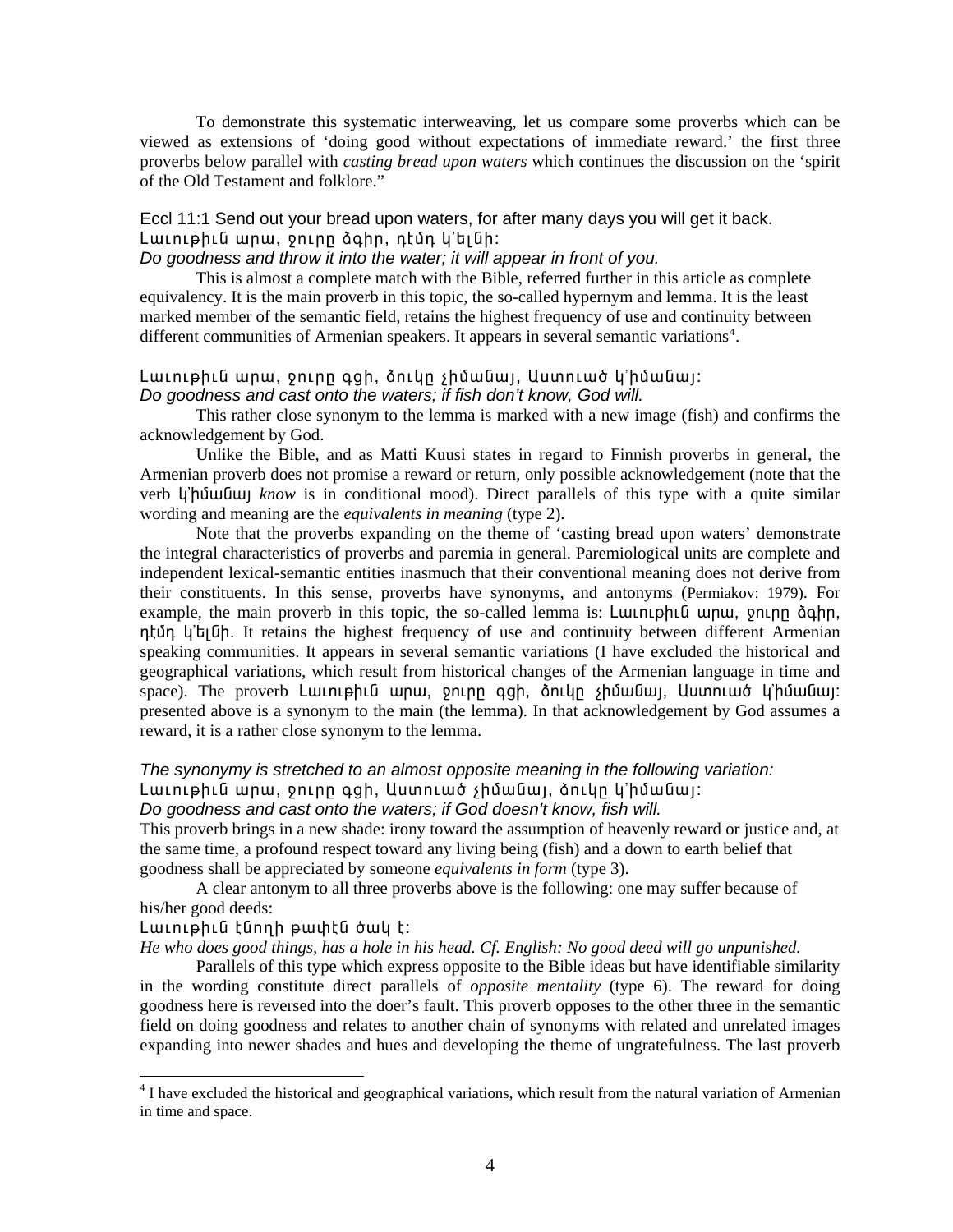To demonstrate this systematic interweaving, let us compare some proverbs which can be viewed as extensions of 'doing good without expectations of immediate reward.' the first three proverbs below parallel with *casting bread upon waters* which continues the discussion on the 'spirit of the Old Testament and folklore."

Eccl 11:1 Send out your bread upon waters, for after many days you will get it back.
Լաւութիւն արա, ջուրը ձգիր, դէմդ կ'ելնի:
*Do goodness and throw it into the water; it will appear in front of you.*

This is almost a complete match with the Bible, referred further in this article as complete equivalency. It is the main proverb in this topic, the so-called hypernym and lemma. It is the least marked member of the semantic field, retains the highest frequency of use and continuity between different communities of Armenian speakers. It appears in several semantic variations[4].

Լաւութիւն արա, ջուրը գցի, ձուկը չիմանայ, Աստուած կ'իմանայ:
*Do goodness and cast onto the waters; if fish don't know, God will.*

This rather close synonym to the lemma is marked with a new image (fish) and confirms the acknowledgement by God.

Unlike the Bible, and as Matti Kuusi states in regard to Finnish proverbs in general, the Armenian proverb does not promise a reward or return, only possible acknowledgement (note that the verb կ'իմանայ *know* is in conditional mood). Direct parallels of this type with a quite similar wording and meaning are the *equivalents in meaning* (type 2).

Note that the proverbs expanding on the theme of 'casting bread upon waters' demonstrate the integral characteristics of proverbs and paremia in general. Paremiological units are complete and independent lexical-semantic entities inasmuch that their conventional meaning does not derive from their constituents. In this sense, proverbs have synonyms, and antonyms (Permiakov: 1979). For example, the main proverb in this topic, the so-called lemma is: Լաւութիւն արա, ջուրը ձգիր, դէմդ կ'ելնի. It retains the highest frequency of use and continuity between different Armenian speaking communities. It appears in several semantic variations (I have excluded the historical and geographical variations, which result from historical changes of the Armenian language in time and space). The proverb Լաւութիւն արա, ջուրը գցի, ձուկը չիմանայ, Աստուած կ'իմանայ: presented above is a synonym to the main (the lemma). In that acknowledgement by God assumes a reward, it is a rather close synonym to the lemma.

*The synonymy is stretched to an almost opposite meaning in the following variation:*
Լաւութիւն արա, ջուրը գցի, Աստուած չիմանայ, ձուկը կ'իմանայ:
*Do goodness and cast onto the waters; if God doesn't know, fish will.*
This proverb brings in a new shade: irony toward the assumption of heavenly reward or justice and, at the same time, a profound respect toward any living being (fish) and a down to earth belief that goodness shall be appreciated by someone *equivalents in form* (type 3).

A clear antonym to all three proverbs above is the following: one may suffer because of his/her good deeds:
Լաւութիւն էնողի թափէն ծակ է:
*He who does good things, has a hole in his head. Cf. English: No good deed will go unpunished.*

Parallels of this type which express opposite to the Bible ideas but have identifiable similarity in the wording constitute direct parallels of *opposite mentality* (type 6). The reward for doing goodness here is reversed into the doer's fault. This proverb opposes to the other three in the semantic field on doing goodness and relates to another chain of synonyms with related and unrelated images expanding into newer shades and hues and developing the theme of ungratefulness. The last proverb

[4] I have excluded the historical and geographical variations, which result from the natural variation of Armenian in time and space.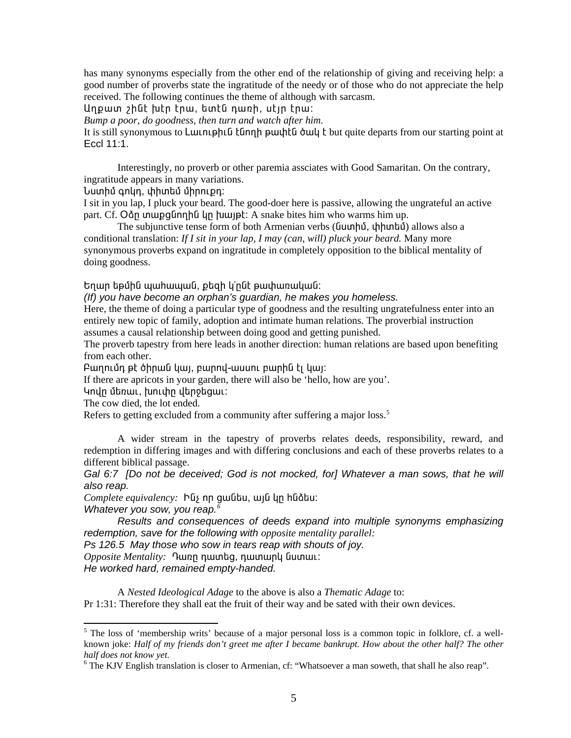has many synonyms especially from the other end of the relationship of giving and receiving help: a good number of proverbs state the ingratitude of the needy or of those who do not appreciate the help received. The following continues the theme of although with sarcasm.

Աղքատ շինէ խէր էրա, ետէն դառի, սէյր էրա:

*Bump a poor, do goodness, then turn and watch after him.*

It is still synonymous to Լաւութիւն էնողի թափէն ծակ է but quite departs from our starting point at Eccl 11:1.

Interestingly, no proverb or other paremia assciates with Good Samaritan. On the contrary, ingratitude appears in many variations.

Նստիմ գոկդ, փիտեմ միրուքդ:

I sit in you lap, I pluck your beard. The good-doer here is passive, allowing the ungrateful an active part. Cf. Օձը տաքցնողին կը խայթէ: A snake bites him who warms him up.

The subjunctive tense form of both Armenian verbs (նստիմ, փիտեմ) allows also a conditional translation: *If I sit in your lap, I may (can, will) pluck your beard.* Many more synonymous proverbs expand on ingratitude in completely opposition to the biblical mentality of doing goodness.

Եղար եթմին պահապան, քեզի կ'ընէ թափառական:

*(If) you have become an orphan's guardian, he makes you homeless.*

Here, the theme of doing a particular type of goodness and the resulting ungratefulness enter into an entirely new topic of family, adoption and intimate human relations. The proverbial instruction assumes a causal relationship between doing good and getting punished.

The proverb tapestry from here leads in another direction: human relations are based upon benefiting from each other.

Բաղումդ թէ ծիրան կայ, բարով-աստու բարին էլ կայ:

If there are apricots in your garden, there will also be 'hello, how are you'.

Կովը մեռաւ, խուփը վերջեցաւ:

The cow died, the lot ended.

Refers to getting excluded from a community after suffering a major loss.[5]

A wider stream in the tapestry of proverbs relates deeds, responsibility, reward, and redemption in differing images and with differing conclusions and each of these proverbs relates to a different biblical passage.

*Gal 6:7 [Do not be deceived; God is not mocked, for] Whatever a man sows, that he will also reap.*

*Complete equivalency:* Ինչ որ ցանես, այն կը հնձես:

*Whatever you sow, you reap.*[6]

*Results and consequences of deeds expand into multiple synonyms emphasizing redemption, save for the following with opposite mentality parallel:*

*Ps 126.5 May those who sow in tears reap with shouts of joy.*

*Opposite Mentality:* Դառը դատեց, դատարկ նստաւ:

*He worked hard, remained empty-handed.*

A *Nested Ideological Adage* to the above is also a *Thematic Adage* to:

Pr 1:31: Therefore they shall eat the fruit of their way and be sated with their own devices.

---

[5] The loss of 'membership writs' because of a major personal loss is a common topic in folklore, cf. a well-known joke: *Half of my friends don't greet me after I became bankrupt. How about the other half? The other half does not know yet.*

[6] The KJV English translation is closer to Armenian, cf: "Whatsoever a man soweth, that shall he also reap".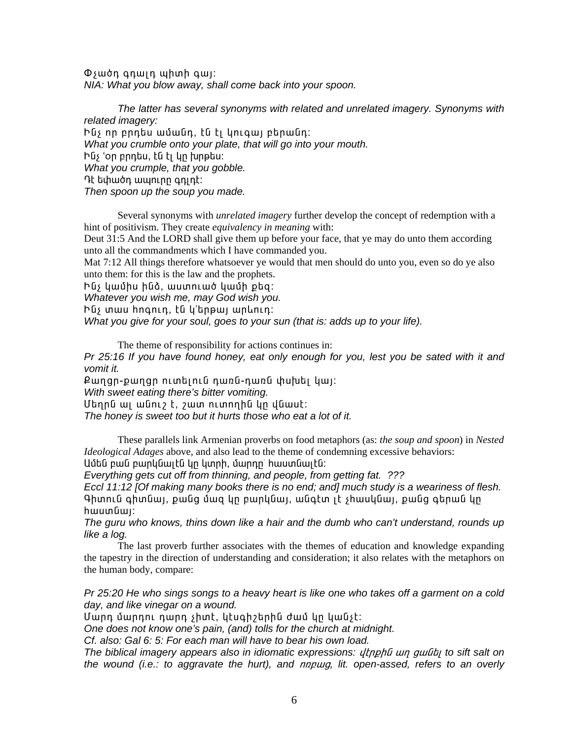Փչածդ գդալդ պիտի գայ:
*NIA: What you blow away, shall come back into your spoon.*

*The latter has several synonyms with related and unrelated imagery. Synonyms with related imagery:*
Ինչ որ բրդես ամանդ, էն էլ կուգայ բերանդ:
*What you crumble onto your plate, that will go into your mouth.*
Ինչ 'օր բրդես, էն էլ կը խրթես:
*What you crumple, that you gobble.*
Դէ եփածդ ապուրը գդլէ:
*Then spoon up the soup you made.*

Several synonyms with *unrelated imagery* further develop the concept of redemption with a hint of positivism. They create *equivalency in meaning* with:
Deut 31:5 And the LORD shall give them up before your face, that ye may do unto them according unto all the commandments which I have commanded you.
Mat 7:12 All things therefore whatsoever ye would that men should do unto you, even so do ye also unto them: for this is the law and the prophets.
Ինչ կամիս ինձ, աստուած կամի քեզ:
*Whatever you wish me, may God wish you.*
Ինչ տաս հոգուդ, էն կ'երթայ արևուդ:
*What you give for your soul, goes to your sun (that is: adds up to your life).*

The theme of responsibility for actions continues in:
*Pr 25:16 If you have found honey, eat only enough for you, lest you be sated with it and vomit it.*
Քաղցր-քաղցր ուտելուն դառն-դառն փսխել կայ:
*With sweet eating there's bitter vomiting.*
Մեղրն ալ անուշ է, շատ ուտողին կը վնասէ:
*The honey is sweet too but it hurts those who eat a lot of it.*

These parallels link Armenian proverbs on food metaphors (as: *the soup and spoon*) in *Nested Ideological Adages* above, and also lead to the theme of condemning excessive behaviors:
Ամեն բան բարկնալէն կը կտրի, մարդը՝ հաստնալէն:
*Everything gets cut off from thinning, and people, from getting fat. ???*
*Eccl 11:12 [Of making many books there is no end; and] much study is a weariness of flesh.*
Գիտուն գիտնայ, քանց մազ կը բարկնայ, անգէտ լէ չհասկնայ, քանց գերան կը հաստնայ:
*The guru who knows, thins down like a hair and the dumb who can't understand, rounds up like a log.*

The last proverb further associates with the themes of education and knowledge expanding the tapestry in the direction of understanding and consideration; it also relates with the metaphors on the human body, compare:

*Pr 25:20 He who sings songs to a heavy heart is like one who takes off a garment on a cold day, and like vinegar on a wound.*
Մարդ մարդու դարդ չիտէ, կէսգիշերին ժամ կը կանչէ:
*One does not know one's pain, (and) tolls for the church at midnight.*
*Cf. also: Gal 6: 5: For each man will have to bear his own load.*
*The biblical imagery appears also in idiomatic expressions: վէրքին աղ ցանել to sift salt on the wound (i.e.: to aggravate the hurt), and ոռբաց, lit. open-assed, refers to an overly*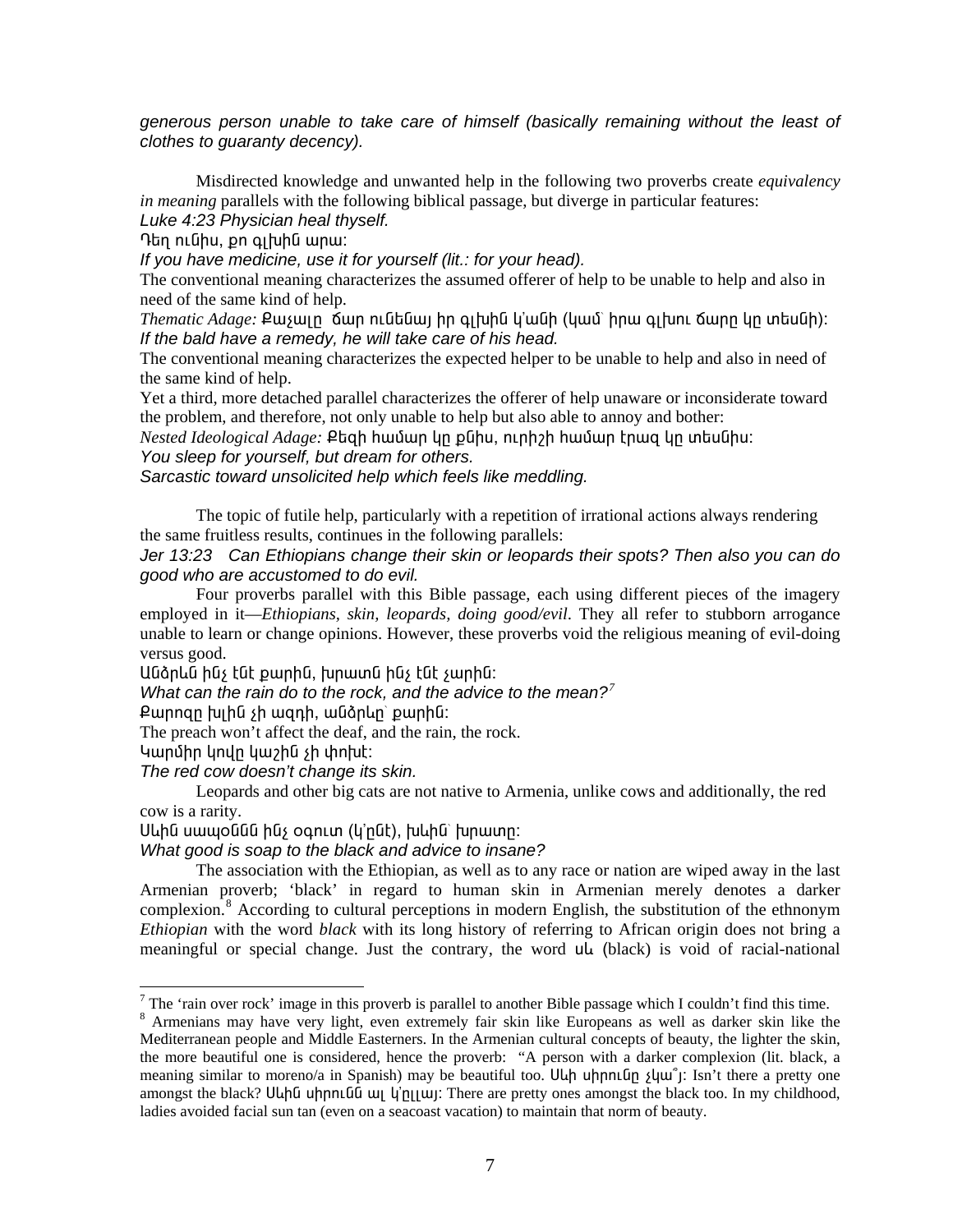*generous person unable to take care of himself (basically remaining without the least of clothes to guaranty decency).*

Misdirected knowledge and unwanted help in the following two proverbs create *equivalency in meaning* parallels with the following biblical passage, but diverge in particular features:

*Luke 4:23 Physician heal thyself.*

Դեղ ունիս, քո գլխին արա:

*If you have medicine, use it for yourself (lit.: for your head).*

The conventional meaning characterizes the assumed offerer of help to be unable to help and also in need of the same kind of help.

*Thematic Adage:* Քաչալը ճար ունենայ իր գլխին կ'անի (կամ՝ իրա գլխու ճարը կը տեսնի):

*If the bald have a remedy, he will take care of his head.*

The conventional meaning characterizes the expected helper to be unable to help and also in need of the same kind of help.

Yet a third, more detached parallel characterizes the offerer of help unaware or inconsiderate toward the problem, and therefore, not only unable to help but also able to annoy and bother:

*Nested Ideological Adage:* Քեզի համար կը քնիս, ուրիշի համար էրազ կը տեսնիս:

*You sleep for yourself, but dream for others.*

*Sarcastic toward unsolicited help which feels like meddling.*

The topic of futile help, particularly with a repetition of irrational actions always rendering the same fruitless results, continues in the following parallels:

*Jer 13:23 Can Ethiopians change their skin or leopards their spots? Then also you can do good who are accustomed to do evil.*

Four proverbs parallel with this Bible passage, each using different pieces of the imagery employed in it—*Ethiopians*, *skin*, *leopards*, *doing good/evil*. They all refer to stubborn arrogance unable to learn or change opinions. However, these proverbs void the religious meaning of evil-doing versus good.

Անձրևն ինչ էնէ քարին, խրատն ինչ էնէ չարին:

*What can the rain do to the rock, and the advice to the mean?*[7]

Քարոզը խլին չի ազդի, անձրևը՝ քարին:

The preach won't affect the deaf, and the rain, the rock.

Կարմիր կովը կաշին չի փոխէ:

*The red cow doesn't change its skin.*

Leopards and other big cats are not native to Armenia, unlike cows and additionally, the red cow is a rarity.

Սևին սապօննն ինչ օգուտ (կ'ընէ), խևին՝ խրատը:

*What good is soap to the black and advice to insane?*

The association with the Ethiopian, as well as to any race or nation are wiped away in the last Armenian proverb; 'black' in regard to human skin in Armenian merely denotes a darker complexion.[8] According to cultural perceptions in modern English, the substitution of the ethnonym *Ethiopian* with the word *black* with its long history of referring to African origin does not bring a meaningful or special change. Just the contrary, the word սև (black) is void of racial-national

---

[7] The 'rain over rock' image in this proverb is parallel to another Bible passage which I couldn't find this time.

[8] Armenians may have very light, even extremely fair skin like Europeans as well as darker skin like the Mediterranean people and Middle Easterners. In the Armenian cultural concepts of beauty, the lighter the skin, the more beautiful one is considered, hence the proverb: "A person with a darker complexion (lit. black, a meaning similar to moreno/a in Spanish) may be beautiful too. Սևի սիրունը չկա՞յ: Isn't there a pretty one amongst the black? Սևին սիրունն ալ կ'ըլլայ: There are pretty ones amongst the black too. In my childhood, ladies avoided facial sun tan (even on a seacoast vacation) to maintain that norm of beauty.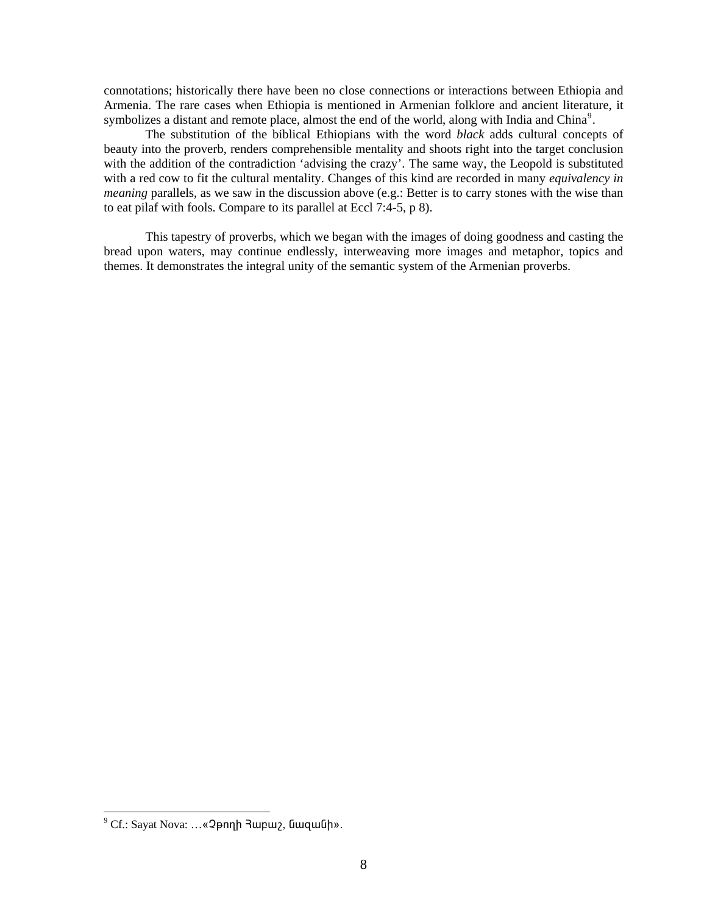connotations; historically there have been no close connections or interactions between Ethiopia and Armenia. The rare cases when Ethiopia is mentioned in Armenian folklore and ancient literature, it symbolizes a distant and remote place, almost the end of the world, along with India and China[9].

The substitution of the biblical Ethiopians with the word *black* adds cultural concepts of beauty into the proverb, renders comprehensible mentality and shoots right into the target conclusion with the addition of the contradiction 'advising the crazy'. The same way, the Leopold is substituted with a red cow to fit the cultural mentality. Changes of this kind are recorded in many *equivalency in meaning* parallels, as we saw in the discussion above (e.g.: Better is to carry stones with the wise than to eat pilaf with fools. Compare to its parallel at Eccl 7:4-5, p 8).

This tapestry of proverbs, which we began with the images of doing goodness and casting the bread upon waters, may continue endlessly, interweaving more images and metaphor, topics and themes. It demonstrates the integral unity of the semantic system of the Armenian proverbs.

---

[9] Cf.: Sayat Nova: …«Չթողի Հաբաշ, Ճագանի».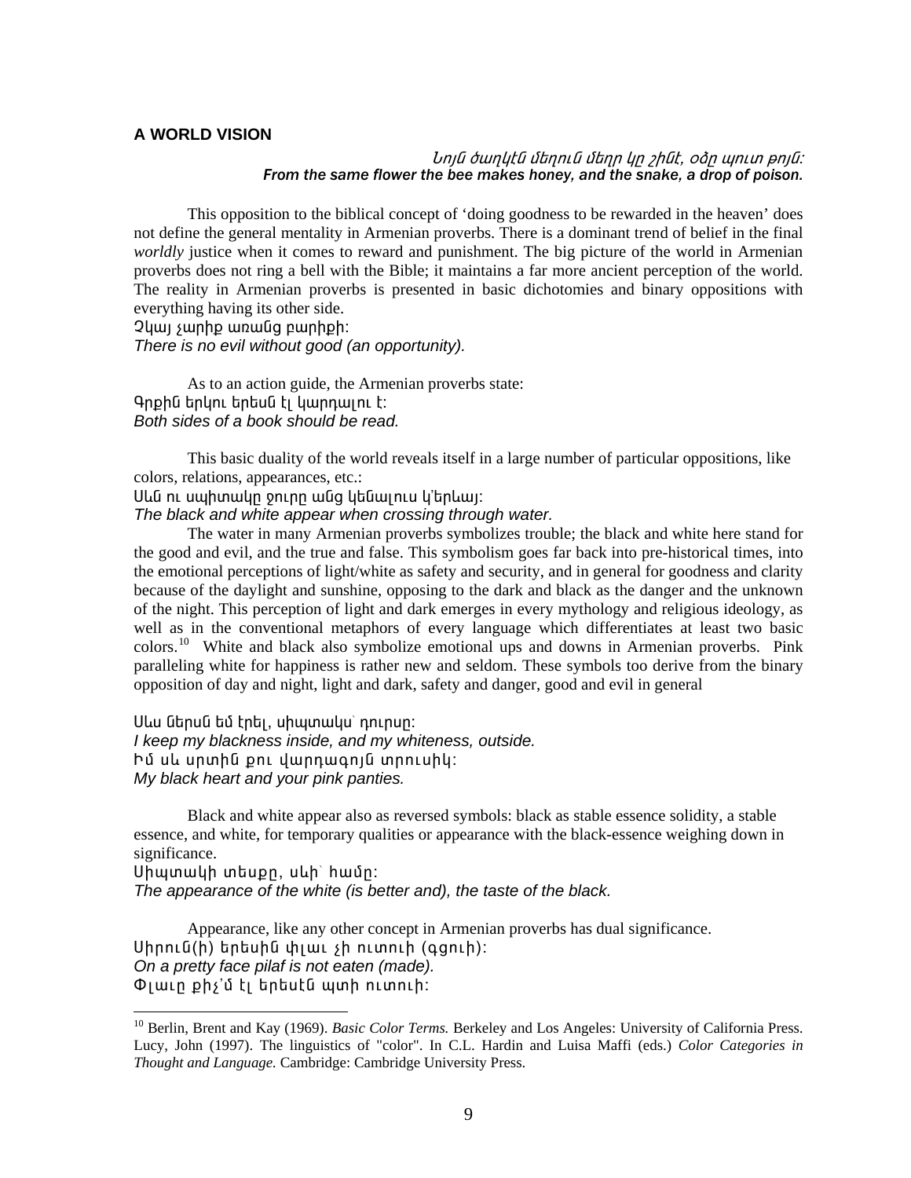### A WORLD VISION

*Նոյն ծաղկէն մեղուն մեղր կը շինէ, օձը պուտ թոյն:*
***From the same flower the bee makes honey, and the snake, a drop of poison.***

This opposition to the biblical concept of 'doing goodness to be rewarded in the heaven' does not define the general mentality in Armenian proverbs. There is a dominant trend of belief in the final *worldly* justice when it comes to reward and punishment. The big picture of the world in Armenian proverbs does not ring a bell with the Bible; it maintains a far more ancient perception of the world. The reality in Armenian proverbs is presented in basic dichotomies and binary oppositions with everything having its other side.

Չկայ չարիք առանց բարիքի:
*There is no evil without good (an opportunity).*

As to an action guide, the Armenian proverbs state:
Գրքին երկու երեսն էլ կարդալու է:
*Both sides of a book should be read.*

This basic duality of the world reveals itself in a large number of particular oppositions, like colors, relations, appearances, etc.:
Սևն ու սպիտակը ջուրը անց կենալուս կ'երևայ:
*The black and white appear when crossing through water.*

The water in many Armenian proverbs symbolizes trouble; the black and white here stand for the good and evil, and the true and false. This symbolism goes far back into pre-historical times, into the emotional perceptions of light/white as safety and security, and in general for goodness and clarity because of the daylight and sunshine, opposing to the dark and black as the danger and the unknown of the night. This perception of light and dark emerges in every mythology and religious ideology, as well as in the conventional metaphors of every language which differentiates at least two basic colors.[10] White and black also symbolize emotional ups and downs in Armenian proverbs. Pink paralleling white for happiness is rather new and seldom. These symbols too derive from the binary opposition of day and night, light and dark, safety and danger, good and evil in general

Սևս ներսն եմ էրել, սիպտակս՝ դուրսը:
*I keep my blackness inside, and my whiteness, outside.*
Իմ սև սրտին քու վարդագոյն տրուսիկ:
*My black heart and your pink panties.*

Black and white appear also as reversed symbols: black as stable essence solidity, a stable essence, and white, for temporary qualities or appearance with the black-essence weighing down in significance.
Սիպտակի տեսքը, սևի՝ համը:
*The appearance of the white (is better and), the taste of the black.*

Appearance, like any other concept in Armenian proverbs has dual significance.
Սիրուն(ի) երեսին փլաւ չի ուտուի (գցուի):
*On a pretty face pilaf is not eaten (made).*
Փլաւը քիչ՝մ էլ երեսէն պտի ուտուի:

---

[10] Berlin, Brent and Kay (1969). *Basic Color Terms.* Berkeley and Los Angeles: University of California Press. Lucy, John (1997). The linguistics of "color". In C.L. Hardin and Luisa Maffi (eds.) *Color Categories in Thought and Language.* Cambridge: Cambridge University Press.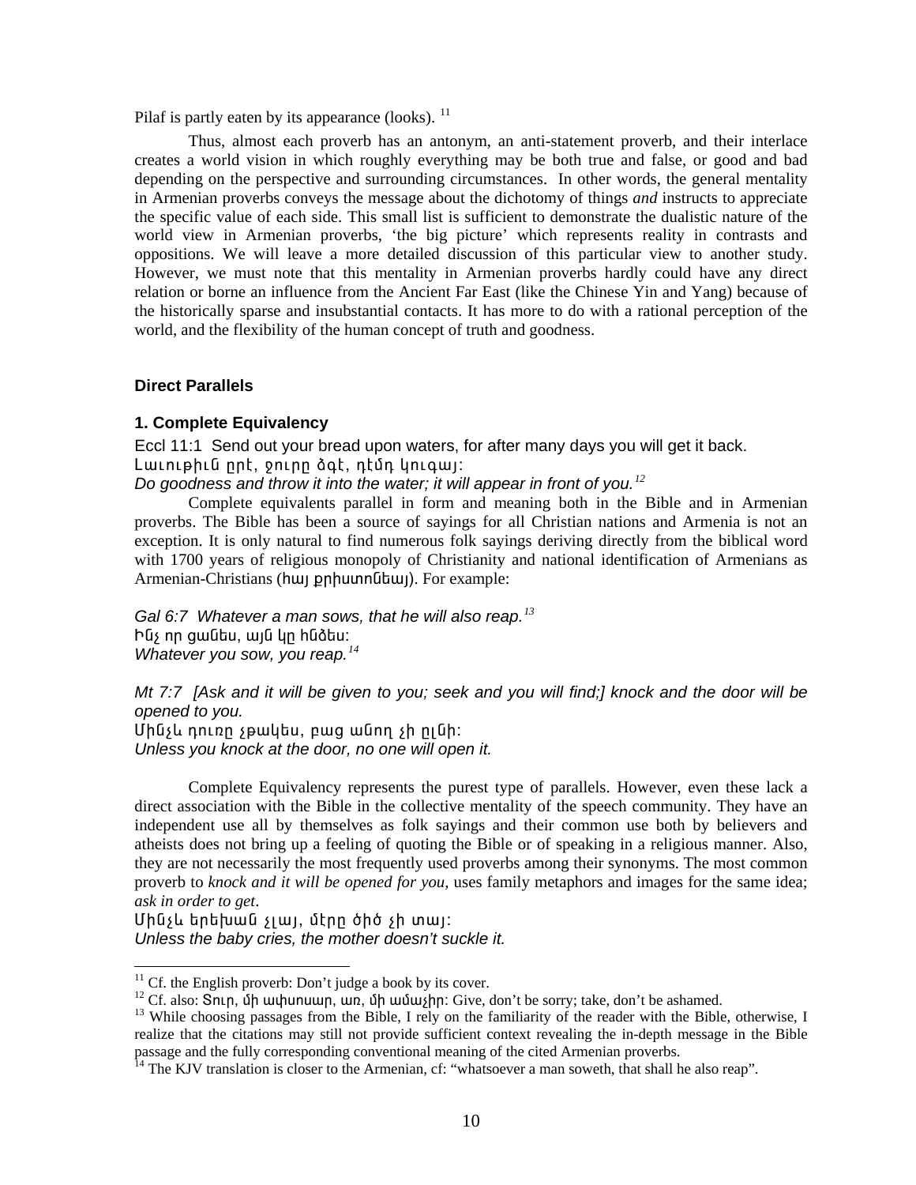Pilaf is partly eaten by its appearance (looks). [11]

Thus, almost each proverb has an antonym, an anti-statement proverb, and their interlace creates a world vision in which roughly everything may be both true and false, or good and bad depending on the perspective and surrounding circumstances. In other words, the general mentality in Armenian proverbs conveys the message about the dichotomy of things *and* instructs to appreciate the specific value of each side. This small list is sufficient to demonstrate the dualistic nature of the world view in Armenian proverbs, 'the big picture' which represents reality in contrasts and oppositions. We will leave a more detailed discussion of this particular view to another study. However, we must note that this mentality in Armenian proverbs hardly could have any direct relation or borne an influence from the Ancient Far East (like the Chinese Yin and Yang) because of the historically sparse and insubstantial contacts. It has more to do with a rational perception of the world, and the flexibility of the human concept of truth and goodness.

### Direct Parallels

#### 1. Complete Equivalency

Eccl 11:1 Send out your bread upon waters, for after many days you will get it back.
Լաւութիւն ըրէ, ջուրը ձգէ, դէմդ կուգայ:
*Do goodness and throw it into the water; it will appear in front of you.*[12]

Complete equivalents parallel in form and meaning both in the Bible and in Armenian proverbs. The Bible has been a source of sayings for all Christian nations and Armenia is not an exception. It is only natural to find numerous folk sayings deriving directly from the biblical word with 1700 years of religious monopoly of Christianity and national identification of Armenians as Armenian-Christians (հայ քրիստոնեայ). For example:

*Gal 6:7 Whatever a man sows, that he will also reap.*[13]
Ինչ որ ցանես, այն կը հնձես:
*Whatever you sow, you reap.*[14]

*Mt 7:7 [Ask and it will be given to you; seek and you will find;] knock and the door will be opened to you.*
Մինչև դուռը չթակես, բաց անող չի ըլնի:
*Unless you knock at the door, no one will open it.*

Complete Equivalency represents the purest type of parallels. However, even these lack a direct association with the Bible in the collective mentality of the speech community. They have an independent use all by themselves as folk sayings and their common use both by believers and atheists does not bring up a feeling of quoting the Bible or of speaking in a religious manner. Also, they are not necessarily the most frequently used proverbs among their synonyms. The most common proverb to *knock and it will be opened for you*, uses family metaphors and images for the same idea; *ask in order to get*.
Մինչև երեխան չլայ, մէրը ծիծ չի տայ:
*Unless the baby cries, the mother doesn't suckle it.*

---

[11] Cf. the English proverb: Don't judge a book by its cover.
[12] Cf. also: Տուր, մի ափսոսար, առ, մի ամաչիր: Give, don't be sorry; take, don't be ashamed.
[13] While choosing passages from the Bible, I rely on the familiarity of the reader with the Bible, otherwise, I realize that the citations may still not provide sufficient context revealing the in-depth message in the Bible passage and the fully corresponding conventional meaning of the cited Armenian proverbs.
[14] The KJV translation is closer to the Armenian, cf: "whatsoever a man soweth, that shall he also reap".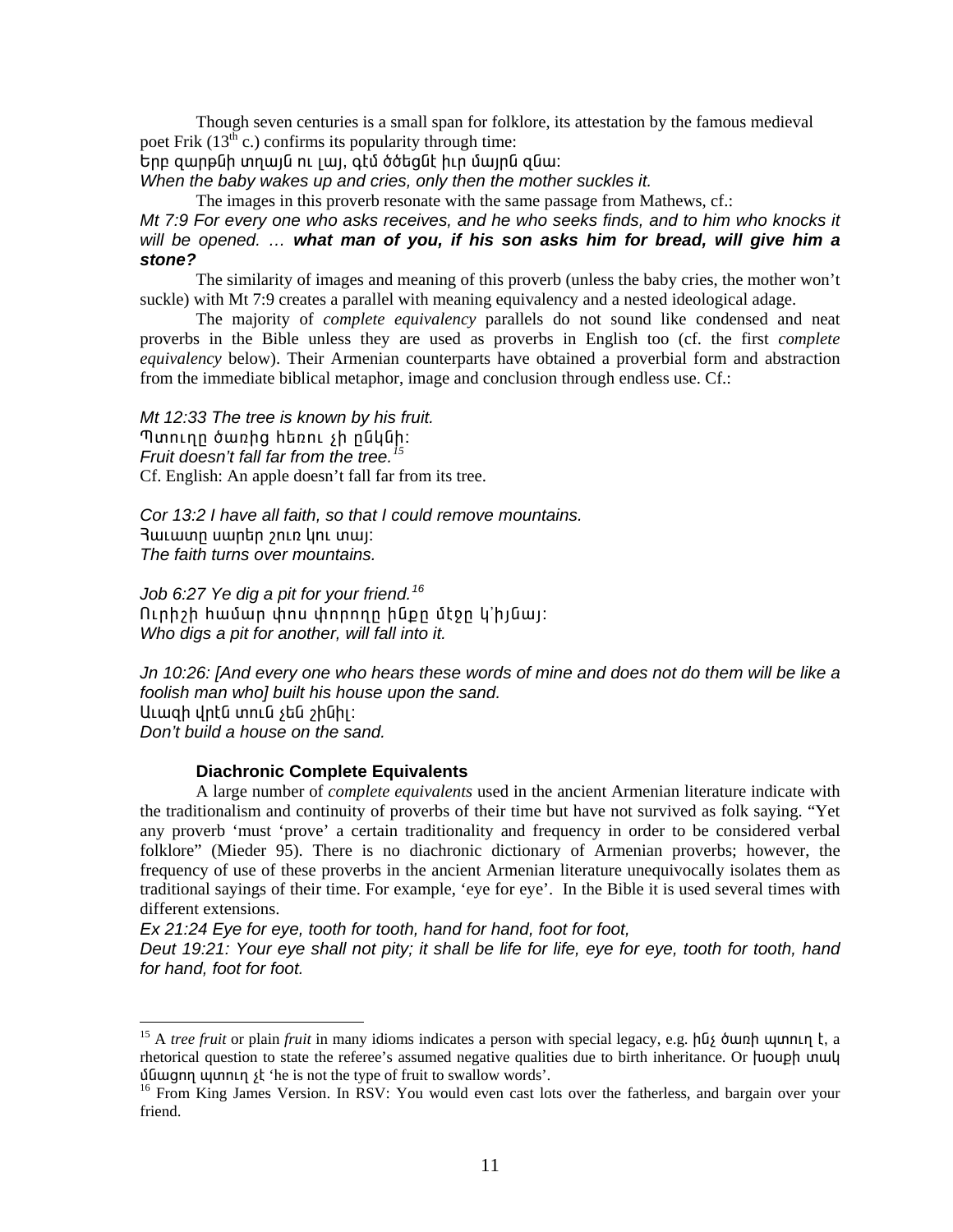Though seven centuries is a small span for folklore, its attestation by the famous medieval poet Frik (13th c.) confirms its popularity through time:

Երբ զարթնի տղայն ու լայ, զէմ ծծեցնէ իւր մայրն զնա:

*When the baby wakes up and cries, only then the mother suckles it.*

The images in this proverb resonate with the same passage from Mathews, cf.:

*Mt 7:9 For every one who asks receives, and he who seeks finds, and to him who knocks it will be opened. … **what man of you, if his son asks him for bread, will give him a stone?***

The similarity of images and meaning of this proverb (unless the baby cries, the mother won't suckle) with Mt 7:9 creates a parallel with meaning equivalency and a nested ideological adage.

The majority of *complete equivalency* parallels do not sound like condensed and neat proverbs in the Bible unless they are used as proverbs in English too (cf. the first *complete equivalency* below). Their Armenian counterparts have obtained a proverbial form and abstraction from the immediate biblical metaphor, image and conclusion through endless use. Cf.:

*Mt 12:33 The tree is known by his fruit.*
Պտուղը ծառից հեռու չի ընկնի:
*Fruit doesn't fall far from the tree.*[15]
Cf. English: An apple doesn't fall far from its tree.

*Cor 13:2 I have all faith, so that I could remove mountains.*
Հաւատը սարեր շուռ կու տայ:
*The faith turns over mountains.*

*Job 6:27 Ye dig a pit for your friend.*[16]
Ուրիշի համար փոս փորողը ինքը մէջը կ'իյնայ:
*Who digs a pit for another, will fall into it.*

*Jn 10:26: [And every one who hears these words of mine and does not do them will be like a foolish man who] built his house upon the sand.*
Աւազի վրէն տուն չեն շինիլ:
*Don't build a house on the sand.*

### Diachronic Complete Equivalents

A large number of *complete equivalents* used in the ancient Armenian literature indicate with the traditionalism and continuity of proverbs of their time but have not survived as folk saying. "Yet any proverb 'must 'prove' a certain traditionality and frequency in order to be considered verbal folklore" (Mieder 95). There is no diachronic dictionary of Armenian proverbs; however, the frequency of use of these proverbs in the ancient Armenian literature unequivocally isolates them as traditional sayings of their time. For example, 'eye for eye'. In the Bible it is used several times with different extensions.

*Ex 21:24 Eye for eye, tooth for tooth, hand for hand, foot for foot,*

*Deut 19:21: Your eye shall not pity; it shall be life for life, eye for eye, tooth for tooth, hand for hand, foot for foot.*

---

[15] A *tree fruit* or plain *fruit* in many idioms indicates a person with special legacy, e.g. ինչ ծառի պտուղ է, a rhetorical question to state the referee's assumed negative qualities due to birth inheritance. Or խօսքի տակ մնացող պտուղ չէ 'he is not the type of fruit to swallow words'.

[16] From King James Version. In RSV: You would even cast lots over the fatherless, and bargain over your friend.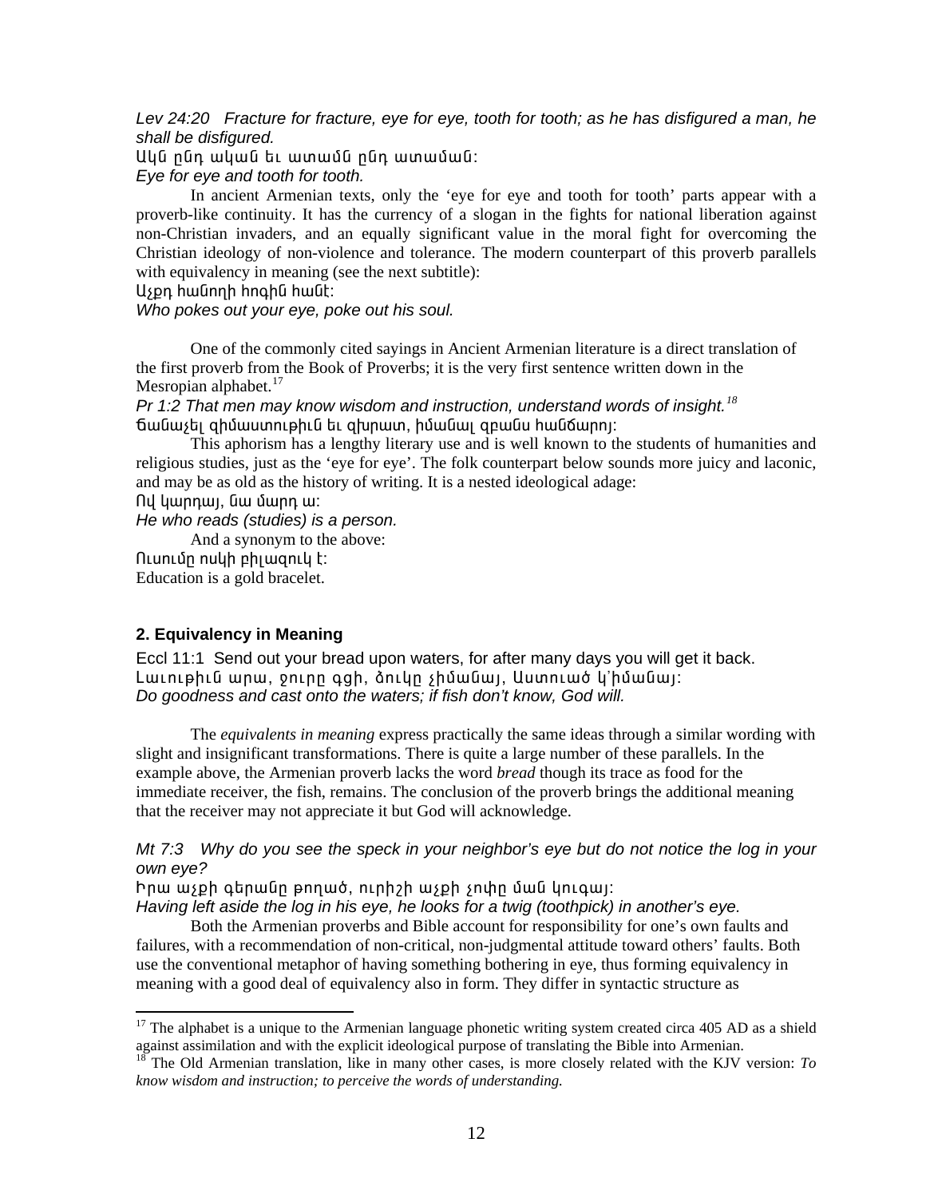*Lev 24:20 Fracture for fracture, eye for eye, tooth for tooth; as he has disfigured a man, he shall be disfigured.*

Ակն ընդ ական եւ ատամն ընդ ատաման:

*Eye for eye and tooth for tooth.*

In ancient Armenian texts, only the 'eye for eye and tooth for tooth' parts appear with a proverb-like continuity. It has the currency of a slogan in the fights for national liberation against non-Christian invaders, and an equally significant value in the moral fight for overcoming the Christian ideology of non-violence and tolerance. The modern counterpart of this proverb parallels with equivalency in meaning (see the next subtitle):

Աչքդ հանողի հոգին հանէ:

*Who pokes out your eye, poke out his soul.*

One of the commonly cited sayings in Ancient Armenian literature is a direct translation of the first proverb from the Book of Proverbs; it is the very first sentence written down in the Mesropian alphabet.[17]

*Pr 1:2 That men may know wisdom and instruction, understand words of insight.*[18]

Ճանաչել զիմաստութիւն եւ զխրատ, իմանալ զբանս հանճարոյ:

This aphorism has a lengthy literary use and is well known to the students of humanities and religious studies, just as the 'eye for eye'. The folk counterpart below sounds more juicy and laconic, and may be as old as the history of writing. It is a nested ideological adage:

Ով կարդայ, նա մարդ ա:

*He who reads (studies) is a person.*

And a synonym to the above:

Ուսումը ոսկի բիլազուկ է:

Education is a gold bracelet.

## 2. Equivalency in Meaning

Eccl 11:1 Send out your bread upon waters, for after many days you will get it back.

Լաւութիւն արա, ջուրը գցի, ձուկը չիմանայ, Աստուած կ'իմանայ:

*Do goodness and cast onto the waters; if fish don't know, God will.*

The *equivalents in meaning* express practically the same ideas through a similar wording with slight and insignificant transformations. There is quite a large number of these parallels. In the example above, the Armenian proverb lacks the word *bread* though its trace as food for the immediate receiver, the fish, remains. The conclusion of the proverb brings the additional meaning that the receiver may not appreciate it but God will acknowledge.

*Mt 7:3 Why do you see the speck in your neighbor's eye but do not notice the log in your own eye?*

Իրա աչքի գերանը թողած, ուրիշի աչքի չոփըման կուգայ:

*Having left aside the log in his eye, he looks for a twig (toothpick) in another's eye.*

Both the Armenian proverbs and Bible account for responsibility for one's own faults and failures, with a recommendation of non-critical, non-judgmental attitude toward others' faults. Both use the conventional metaphor of having something bothering in eye, thus forming equivalency in meaning with a good deal of equivalency also in form. They differ in syntactic structure as

---

[17] The alphabet is a unique to the Armenian language phonetic writing system created circa 405 AD as a shield against assimilation and with the explicit ideological purpose of translating the Bible into Armenian.

[18] The Old Armenian translation, like in many other cases, is more closely related with the KJV version: *To know wisdom and instruction; to perceive the words of understanding.*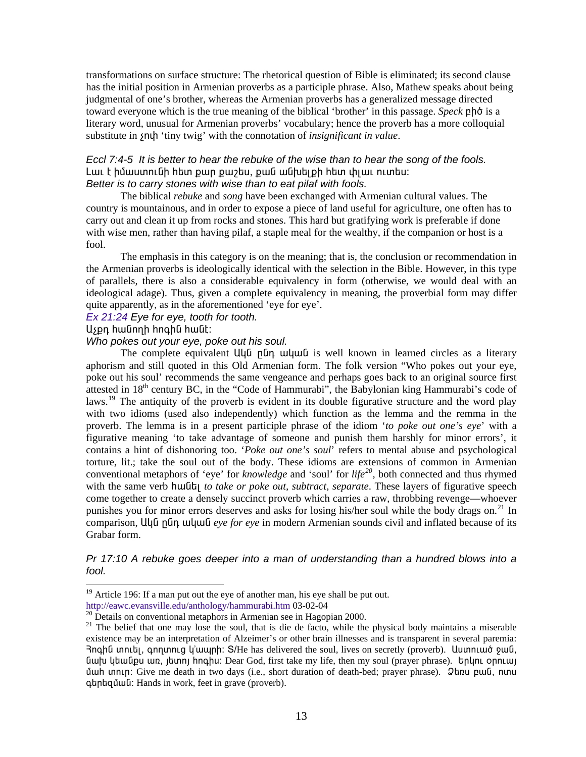transformations on surface structure: The rhetorical question of Bible is eliminated; its second clause has the initial position in Armenian proverbs as a participle phrase. Also, Mathew speaks about being judgmental of one's brother, whereas the Armenian proverbs has a generalized message directed toward everyone which is the true meaning of the biblical 'brother' in this passage. *Speck* բիծ is a literary word, unusual for Armenian proverbs' vocabulary; hence the proverb has a more colloquial substitute in չոփ 'tiny twig' with the connotation of *insignificant in value*.

*Eccl 7:4-5 It is better to hear the rebuke of the wise than to hear the song of the fools.*
Լաւ է իմաստունի հետ քար քաշես, քան անխելքի հետ փլաւ ուտես:
*Better is to carry stones with wise than to eat pilaf with fools.*

The biblical *rebuke* and *song* have been exchanged with Armenian cultural values. The country is mountainous, and in order to expose a piece of land useful for agriculture, one often has to carry out and clean it up from rocks and stones. This hard but gratifying work is preferable if done with wise men, rather than having pilaf, a staple meal for the wealthy, if the companion or host is a fool.

The emphasis in this category is on the meaning; that is, the conclusion or recommendation in the Armenian proverbs is ideologically identical with the selection in the Bible. However, in this type of parallels, there is also a considerable equivalency in form (otherwise, we would deal with an ideological adage). Thus, given a complete equivalency in meaning, the proverbial form may differ quite apparently, as in the aforementioned 'eye for eye'.

*Ex 21:24 Eye for eye, tooth for tooth.*
Աչքդ հանողի հոգին հանէ:
*Who pokes out your eye, poke out his soul.*

The complete equivalent Ական ընդ ական is well known in learned circles as a literary aphorism and still quoted in this Old Armenian form. The folk version "Who pokes out your eye, poke out his soul' recommends the same vengeance and perhaps goes back to an original source first attested in 18th century BC, in the "Code of Hammurabi", the Babylonian king Hammurabi's code of laws.[19] The antiquity of the proverb is evident in its double figurative structure and the word play with two idioms (used also independently) which function as the lemma and the remma in the proverb. The lemma is in a present participle phrase of the idiom '*to poke out one's eye*' with a figurative meaning 'to take advantage of someone and punish them harshly for minor errors', it contains a hint of dishonoring too. '*Poke out one's soul*' refers to mental abuse and psychological torture, lit.; take the soul out of the body. These idioms are extensions of common in Armenian conventional metaphors of 'eye' for *knowledge* and 'soul' for *life*[20], both connected and thus rhymed with the same verb հանել *to take or poke out, subtract, separate*. These layers of figurative speech come together to create a densely succinct proverb which carries a raw, throbbing revenge—whoever punishes you for minor errors deserves and asks for losing his/her soul while the body drags on.[21] In comparison, Ական ընդ ական *eye for eye* in modern Armenian sounds civil and inflated because of its Grabar form.

*Pr 17:10 A rebuke goes deeper into a man of understanding than a hundred blows into a fool.*

[19] Article 196: If a man put out the eye of another man, his eye shall be put out. http://eawc.evansville.edu/anthology/hammurabi.htm 03-02-04

[20] Details on conventional metaphors in Armenian see in Hagopian 2000.

[21] The belief that one may lose the soul, that is die de facto, while the physical body maintains a miserable existence may be an interpretation of Alzeimer's or other brain illnesses and is transparent in several paremia: Յոգին տուել, գողտուց կ'ապրի: Տ/He has delivered the soul, lives on secretly (proverb). Աստուած ջան, նախ կեանքս առ, յետոյ հոգիս: Dear God, first take my life, then my soul (prayer phrase). Երկու օրուայ մահ տուր: Give me death in two days (i.e., short duration of death-bed; prayer phrase). Ձեռս բան, ոտս գերեզման: Hands in work, feet in grave (proverb).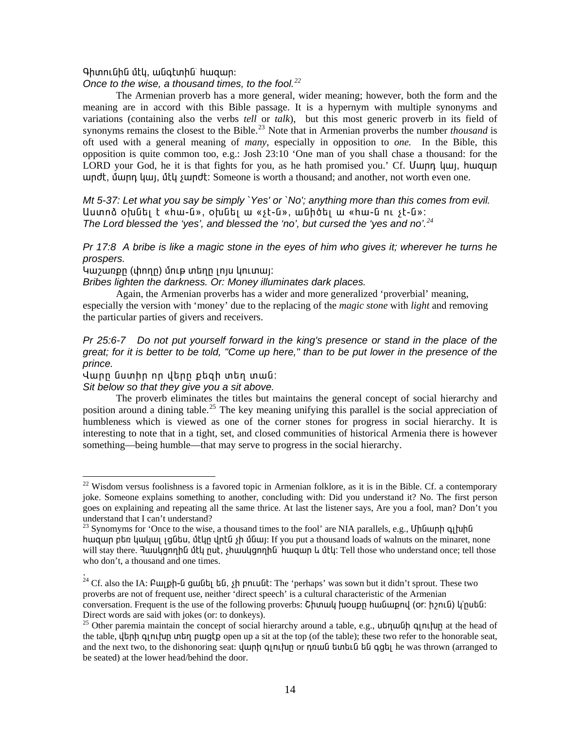Գիտունին մէկ, անգէտին՝ հազար։

*Once to the wise, a thousand times, to the fool.*[22]

The Armenian proverb has a more general, wider meaning; however, both the form and the meaning are in accord with this Bible passage. It is a hypernym with multiple synonyms and variations (containing also the verbs *tell* or *talk*), but this most generic proverb in its field of synonyms remains the closest to the Bible.[23] Note that in Armenian proverbs the number *thousand* is oft used with a general meaning of *many*, especially in opposition to *one.* In the Bible, this opposition is quite common too, e.g.: Josh 23:10 'One man of you shall chase a thousand: for the LORD your God, he it is that fights for you, as he hath promised you.' Cf. Մարդ կայ, հազար արժէ, մարդ կայ, մէկ չարժէ։ Someone is worth a thousand; and another, not worth even one.

*Mt 5-37: Let what you say be simply `Yes' or `No'; anything more than this comes from evil.*

Աստոծ օխնել է «հա-ն», օխնել ա «չէ-ն», անիծել ա «հա-ն ու չէ-ն»։

*The Lord blessed the 'yes', and blessed the 'no', but cursed the 'yes and no'.*[24]

*Pr 17:8 A bribe is like a magic stone in the eyes of him who gives it; wherever he turns he prospers.*

Կաշառքը (փողը) մութ տեղը լոյս կուտայ։

*Bribes lighten the darkness. Or: Money illuminates dark places.*

Again, the Armenian proverbs has a wider and more generalized 'proverbial' meaning, especially the version with 'money' due to the replacing of the *magic stone* with *light* and removing the particular parties of givers and receivers.

*Pr 25:6-7 Do not put yourself forward in the king's presence or stand in the place of the great; for it is better to be told, "Come up here," than to be put lower in the presence of the prince.*

Վարը նստիր որ վերը քեզի տեղ տան։

*Sit below so that they give you a sit above.*

The proverb eliminates the titles but maintains the general concept of social hierarchy and position around a dining table.[25] The key meaning unifying this parallel is the social appreciation of humbleness which is viewed as one of the corner stones for progress in social hierarchy. It is interesting to note that in a tight, set, and closed communities of historical Armenia there is however something—being humble—that may serve to progress in the social hierarchy.

---

[22] Wisdom versus foolishness is a favored topic in Armenian folklore, as it is in the Bible. Cf. a contemporary joke. Someone explains something to another, concluding with: Did you understand it? No. The first person goes on explaining and repeating all the same thrice. At last the listener says, Are you a fool, man? Don't you understand that I can't understand?

[23] Synomyms for 'Once to the wise, a thousand times to the fool' are NIA parallels, e.g., Մինարի գլխին հազար բեռ կակալ լցնես, մէկը վրէն չի մնայ: If you put a thousand loads of walnuts on the minaret, none will stay there. Յասկցողին մէկ ըսէ, չհասկցողին՝ հազար և մէկ: Tell those who understand once; tell those who don't, a thousand and one times.

[24] Cf. also the IA: Բալքի-ն ցանել են, չի բուսնէ: The 'perhaps' was sown but it didn't sprout. These two proverbs are not of frequent use, neither 'direct speech' is a cultural characteristic of the Armenian conversation. Frequent is the use of the following proverbs: Շիտակ խօսքը հանաքով (or: իշուն) կ'ըսեն: Direct words are said with jokes (or: to donkeys).

[25] Other paremia maintain the concept of social hierarchy around a table, e.g., սեղանի գլուխը at the head of the table, վերի գլուխը տեղ բացէք open up a sit at the top (of the table); these two refer to the honorable seat, and the next two, to the dishonoring seat: վարի գլուխը or դռան ետեւն են գցել he was thrown (arranged to be seated) at the lower head/behind the door.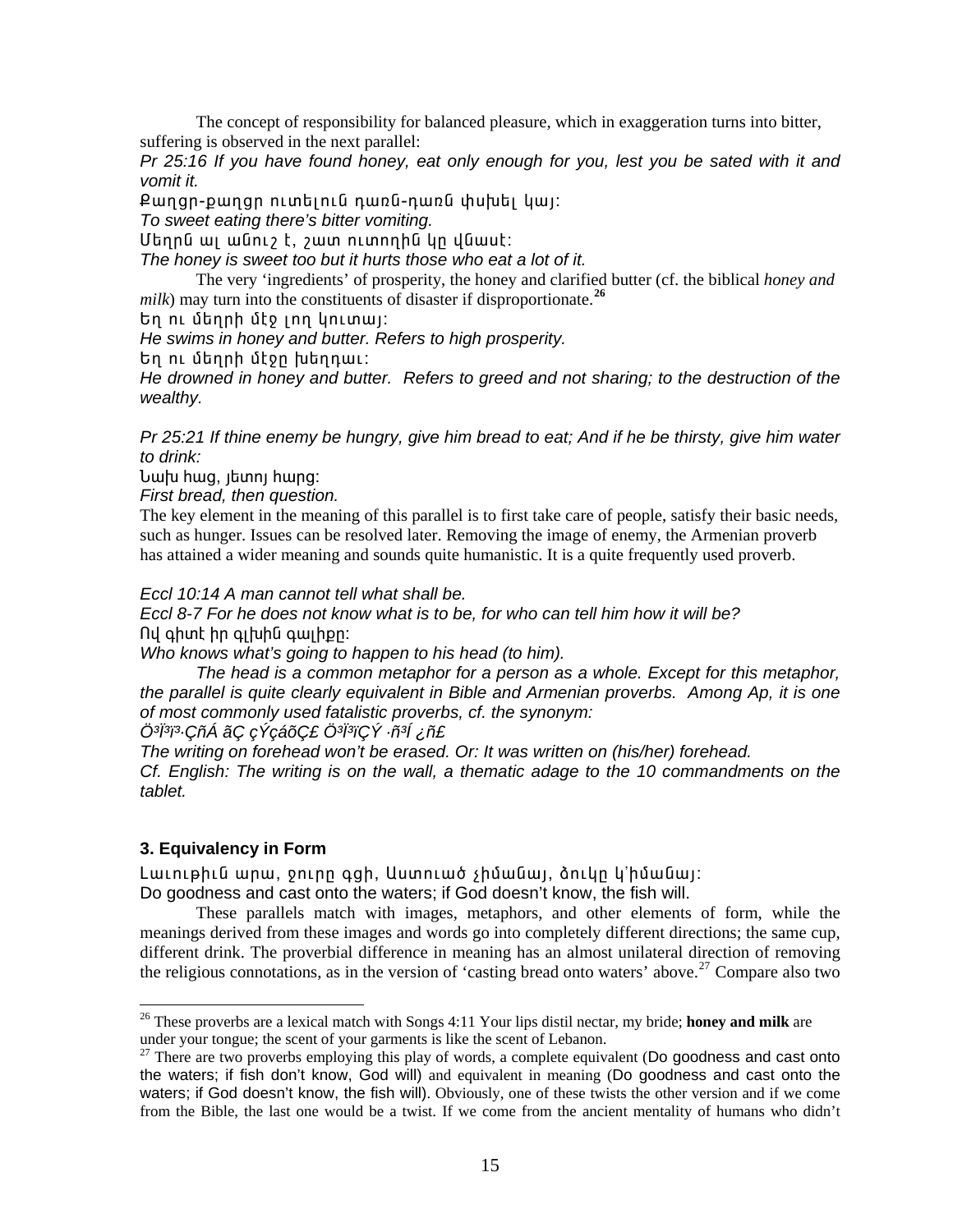The concept of responsibility for balanced pleasure, which in exaggeration turns into bitter, suffering is observed in the next parallel:

*Pr 25:16 If you have found honey, eat only enough for you, lest you be sated with it and vomit it.*

Քաղցր-քաղցր ուտելուն դառն-դառն փսխել կայ:

*To sweet eating there's bitter vomiting.*

Մեղրն ալ անուշ է, շատ ուտողին կը վնասէ:

*The honey is sweet too but it hurts those who eat a lot of it.*

The very 'ingredients' of prosperity, the honey and clarified butter (cf. the biblical *honey and milk*) may turn into the constituents of disaster if disproportionate.[26]

Եղ ու մեղրի մէջ լող կուտայ:

*He swims in honey and butter. Refers to high prosperity.*

Եղ ու մեղրի մէջը խեղդաւ:

*He drowned in honey and butter. Refers to greed and not sharing; to the destruction of the wealthy.*

*Pr 25:21 If thine enemy be hungry, give him bread to eat; And if he be thirsty, give him water to drink:*

Նախ հաց, յետոյ հարց:

*First bread, then question.*

The key element in the meaning of this parallel is to first take care of people, satisfy their basic needs, such as hunger. Issues can be resolved later. Removing the image of enemy, the Armenian proverb has attained a wider meaning and sounds quite humanistic. It is a quite frequently used proverb.

*Eccl 10:14 A man cannot tell what shall be.*

*Eccl 8-7 For he does not know what is to be, for who can tell him how it will be?*

Ով գիտէ իր գլխին գալիքը:

*Who knows what's going to happen to his head (to him).*

*The head is a common metaphor for a person as a whole. Except for this metaphor, the parallel is quite clearly equivalent in Bible and Armenian proverbs. Among Ap, it is one of most commonly used fatalistic proverbs, cf. the synonym:*

*Ö³Ï³ï³·ÇñÁ ãÇ çÝçáõÇ£ Ö³Ï³ïÇÝ ·ñ³Í ¿ñ£*

*The writing on forehead won't be erased. Or: It was written on (his/her) forehead.*

*Cf. English: The writing is on the wall, a thematic adage to the 10 commandments on the tablet.*

### 3. Equivalency in Form

Լաւութիւն արա, ջուրը գցի, Աստուած չիմանայ, ձուկը կ՛իմանայ:

Do goodness and cast onto the waters; if God doesn't know, the fish will.

These parallels match with images, metaphors, and other elements of form, while the meanings derived from these images and words go into completely different directions; the same cup, different drink. The proverbial difference in meaning has an almost unilateral direction of removing the religious connotations, as in the version of 'casting bread onto waters' above.[27] Compare also two

---

[26] These proverbs are a lexical match with Songs 4:11 Your lips distil nectar, my bride; **honey and milk** are under your tongue; the scent of your garments is like the scent of Lebanon.

[27] There are two proverbs employing this play of words, a complete equivalent (Do goodness and cast onto the waters; if fish don't know, God will) and equivalent in meaning (Do goodness and cast onto the waters; if God doesn't know, the fish will). Obviously, one of these twists the other version and if we come from the Bible, the last one would be a twist. If we come from the ancient mentality of humans who didn't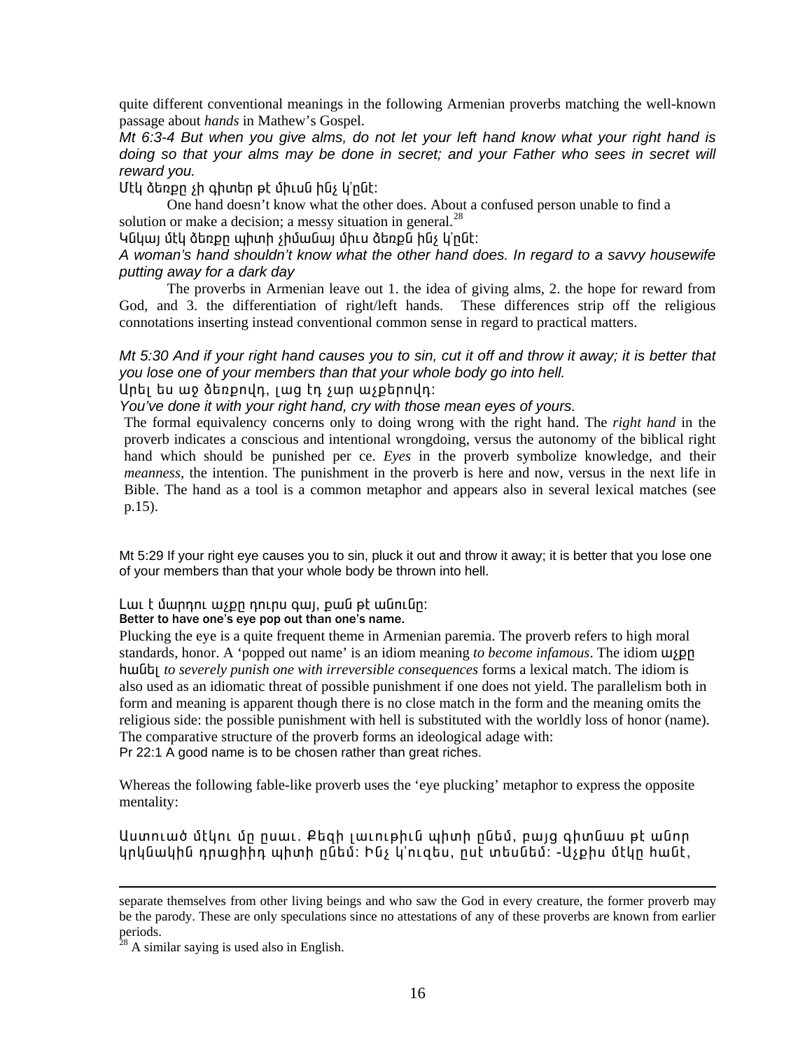quite different conventional meanings in the following Armenian proverbs matching the well-known passage about *hands* in Mathew's Gospel.

*Mt 6:3-4 But when you give alms, do not let your left hand know what your right hand is doing so that your alms may be done in secret; and your Father who sees in secret will reward you.*

Մէկ ձեռքը չի գիտեր թէ միւսն ինչ կ՛ընէ:

One hand doesn't know what the other does. About a confused person unable to find a solution or make a decision; a messy situation in general.[28]

Կնկայ մէկ ձեռքը պիտի չիմանայ միւս ձեռքն ինչ կ՛ընէ:

*A woman's hand shouldn't know what the other hand does. In regard to a savvy housewife putting away for a dark day*

The proverbs in Armenian leave out 1. the idea of giving alms, 2. the hope for reward from God, and 3. the differentiation of right/left hands. These differences strip off the religious connotations inserting instead conventional common sense in regard to practical matters.

*Mt 5:30 And if your right hand causes you to sin, cut it off and throw it away; it is better that you lose one of your members than that your whole body go into hell.*

Արել ես աջ ձեռքովդ, լաց էդ չար աչքերովդ:

*You've done it with your right hand, cry with those mean eyes of yours.*

The formal equivalency concerns only to doing wrong with the right hand. The *right hand* in the proverb indicates a conscious and intentional wrongdoing, versus the autonomy of the biblical right hand which should be punished per ce. *Eyes* in the proverb symbolize knowledge, and their *meanness*, the intention. The punishment in the proverb is here and now, versus in the next life in Bible. The hand as a tool is a common metaphor and appears also in several lexical matches (see p.15).

Mt 5:29 If your right eye causes you to sin, pluck it out and throw it away; it is better that you lose one of your members than that your whole body be thrown into hell.

Լաւ է մարդու աչքը դուրս գայ, քան թէ անունը:

**Better to have one's eye pop out than one's name.**

Plucking the eye is a quite frequent theme in Armenian paremia. The proverb refers to high moral standards, honor. A 'popped out name' is an idiom meaning *to become infamous*. The idiom **աչքը հանել** *to severely punish one with irreversible consequences* forms a lexical match. The idiom is also used as an idiomatic threat of possible punishment if one does not yield. The parallelism both in form and meaning is apparent though there is no close match in the form and the meaning omits the religious side: the possible punishment with hell is substituted with the worldly loss of honor (name). The comparative structure of the proverb forms an ideological adage with:

Pr 22:1 A good name is to be chosen rather than great riches.

Whereas the following fable-like proverb uses the 'eye plucking' metaphor to express the opposite mentality:

Աստուած մէկու մը ըսաւ. Քեզի լաւութիւն պիտի ընեմ, բայց գիտնաս թէ անոր կրկնակին դրացիիդ պիտի ընեմ: Ինչ կ՛ուզես, ըսէ տեսնեմ: -Աչքիս մէկը հանէ,

---

separate themselves from other living beings and who saw the God in every creature, the former proverb may be the parody. These are only speculations since no attestations of any of these proverbs are known from earlier periods.

[28] A similar saying is used also in English.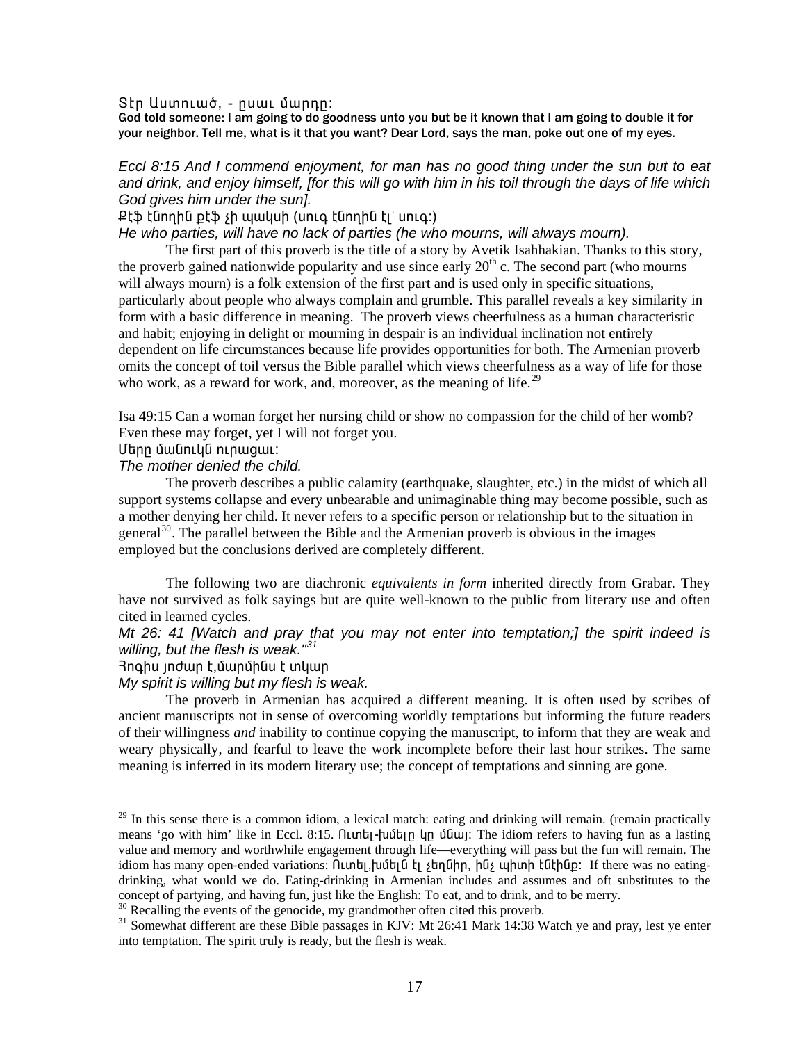Տէր Աստուած, - ըսաւ մարդը:

God told someone: I am going to do goodness unto you but be it known that I am going to double it for your neighbor. Tell me, what is it that you want? Dear Lord, says the man, poke out one of my eyes.

*Eccl 8:15 And I commend enjoyment, for man has no good thing under the sun but to eat and drink, and enjoy himself, [for this will go with him in his toil through the days of life which God gives him under the sun].*

Քէֆ էնողին քէֆ չի պակսի (սուգ էնողին էլ՝ սուգ:)

*He who parties, will have no lack of parties (he who mourns, will always mourn).*

The first part of this proverb is the title of a story by Avetik Isahhakian. Thanks to this story, the proverb gained nationwide popularity and use since early 20th c. The second part (who mourns will always mourn) is a folk extension of the first part and is used only in specific situations, particularly about people who always complain and grumble. This parallel reveals a key similarity in form with a basic difference in meaning. The proverb views cheerfulness as a human characteristic and habit; enjoying in delight or mourning in despair is an individual inclination not entirely dependent on life circumstances because life provides opportunities for both. The Armenian proverb omits the concept of toil versus the Bible parallel which views cheerfulness as a way of life for those who work, as a reward for work, and, moreover, as the meaning of life.[29]

Isa 49:15 Can a woman forget her nursing child or show no compassion for the child of her womb? Even these may forget, yet I will not forget you.

Մերը մանուկն ուրացաւ:

*The mother denied the child.*

The proverb describes a public calamity (earthquake, slaughter, etc.) in the midst of which all support systems collapse and every unbearable and unimaginable thing may become possible, such as a mother denying her child. It never refers to a specific person or relationship but to the situation in general[30]. The parallel between the Bible and the Armenian proverb is obvious in the images employed but the conclusions derived are completely different.

The following two are diachronic *equivalents in form* inherited directly from Grabar. They have not survived as folk sayings but are quite well-known to the public from literary use and often cited in learned cycles.

*Mt 26: 41 [Watch and pray that you may not enter into temptation;] the spirit indeed is willing, but the flesh is weak."*[31]

Յոգիս յոժար է,մարմինս է տկար

*My spirit is willing but my flesh is weak.*

The proverb in Armenian has acquired a different meaning. It is often used by scribes of ancient manuscripts not in sense of overcoming worldly temptations but informing the future readers of their willingness *and* inability to continue copying the manuscript, to inform that they are weak and weary physically, and fearful to leave the work incomplete before their last hour strikes. The same meaning is inferred in its modern literary use; the concept of temptations and sinning are gone.

---

[29] In this sense there is a common idiom, a lexical match: eating and drinking will remain. (remain practically means 'go with him' like in Eccl. 8:15. Ուտել-խմելը կը մնայ: The idiom refers to having fun as a lasting value and memory and worthwhile engagement through life—everything will pass but the fun will remain. The idiom has many open-ended variations: Ուտել,խմելն էլ չեղնիր, ինչ պիտի էնէինք: If there was no eating-drinking, what would we do. Eating-drinking in Armenian includes and assumes and oft substitutes to the concept of partying, and having fun, just like the English: To eat, and to drink, and to be merry.

[30] Recalling the events of the genocide, my grandmother often cited this proverb.

[31] Somewhat different are these Bible passages in KJV: Mt 26:41 Mark 14:38 Watch ye and pray, lest ye enter into temptation. The spirit truly is ready, but the flesh is weak.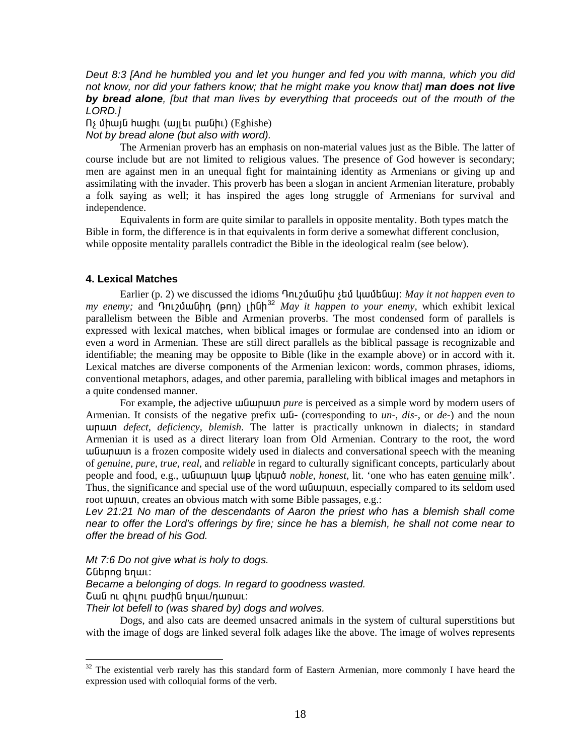*Deut 8:3 [And he humbled you and let you hunger and fed you with manna, which you did not know, nor did your fathers know; that he might make you know that]* ***man does not live by bread alone****, [but that man lives by everything that proceeds out of the mouth of the LORD.]*

Ոչ միայն հացիւ (այլեւ բանիւ) (Eghishe)

*Not by bread alone (but also with word).*

The Armenian proverb has an emphasis on non-material values just as the Bible. The latter of course include but are not limited to religious values. The presence of God however is secondary; men are against men in an unequal fight for maintaining identity as Armenians or giving up and assimilating with the invader. This proverb has been a slogan in ancient Armenian literature, probably a folk saying as well; it has inspired the ages long struggle of Armenians for survival and independence.

Equivalents in form are quite similar to parallels in opposite mentality. Both types match the Bible in form, the difference is in that equivalents in form derive a somewhat different conclusion, while opposite mentality parallels contradict the Bible in the ideological realm (see below).

### 4. Lexical Matches

Earlier (p. 2) we discussed the idioms Դուշմանիս չեմ կամենայ: *May it not happen even to my enemy;* and Դուշմանիդ (թող) լինի[32] *May it happen to your enemy*, which exhibit lexical parallelism between the Bible and Armenian proverbs. The most condensed form of parallels is expressed with lexical matches, when biblical images or formulae are condensed into an idiom or even a word in Armenian. These are still direct parallels as the biblical passage is recognizable and identifiable; the meaning may be opposite to Bible (like in the example above) or in accord with it. Lexical matches are diverse components of the Armenian lexicon: words, common phrases, idioms, conventional metaphors, adages, and other paremia, paralleling with biblical images and metaphors in a quite condensed manner.

For example, the adjective անարատ *pure* is perceived as a simple word by modern users of Armenian. It consists of the negative prefix ան- (corresponding to *un-, dis-,* or *de-*) and the noun արատ *defect, deficiency, blemish*. The latter is practically unknown in dialects; in standard Armenian it is used as a direct literary loan from Old Armenian. Contrary to the root, the word անարատ is a frozen composite widely used in dialects and conversational speech with the meaning of *genuine, pure, true, real*, and *reliable* in regard to culturally significant concepts, particularly about people and food, e.g., անարատ կաթ կերած *noble, honest*, lit. 'one who has eaten <u>genuine</u> milk'. Thus, the significance and special use of the word անարատ, especially compared to its seldom used root արատ, creates an obvious match with some Bible passages, e.g.:

*Lev 21:21 No man of the descendants of Aaron the priest who has a blemish shall come near to offer the Lord's offerings by fire; since he has a blemish, he shall not come near to offer the bread of his God.*

*Mt 7:6 Do not give what is holy to dogs.*

Շներոց եղաւ:

*Became a belonging of dogs. In regard to goodness wasted.*

Շան ու գիլու բաժին եղաւ/դառաւ:

*Their lot befell to (was shared by) dogs and wolves.*

Dogs, and also cats are deemed unsacred animals in the system of cultural superstitions but with the image of dogs are linked several folk adages like the above. The image of wolves represents

[32] The existential verb rarely has this standard form of Eastern Armenian, more commonly I have heard the expression used with colloquial forms of the verb.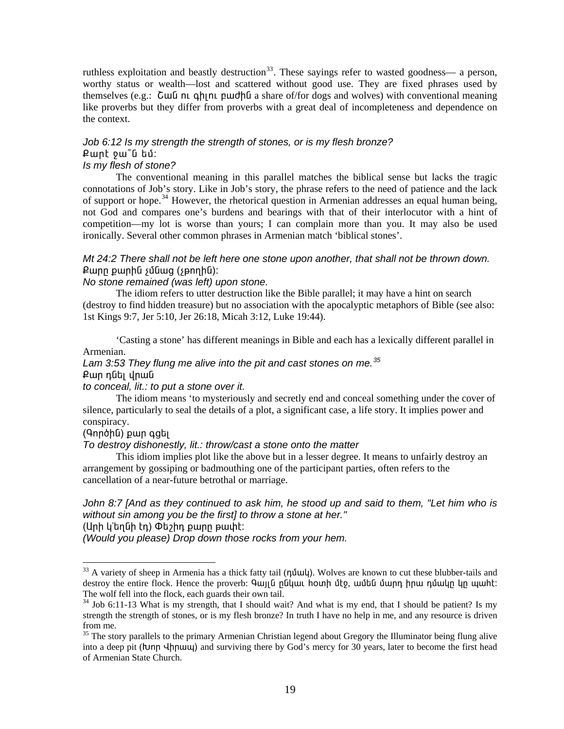ruthless exploitation and beastly destruction[33]. These sayings refer to wasted goodness— a person, worthy status or wealth—lost and scattered without good use. They are fixed phrases used by themselves (e.g.: Շան ու գիլու բաժին a share of/for dogs and wolves) with conventional meaning like proverbs but they differ from proverbs with a great deal of incompleteness and dependence on the context.

*Job 6:12 Is my strength the strength of stones, or is my flesh bronze?*
Քարէջա՞ն եմ:
*Is my flesh of stone?*

The conventional meaning in this parallel matches the biblical sense but lacks the tragic connotations of Job's story. Like in Job's story, the phrase refers to the need of patience and the lack of support or hope.[34] However, the rhetorical question in Armenian addresses an equal human being, not God and compares one's burdens and bearings with that of their interlocutor with a hint of competition—my lot is worse than yours; I can complain more than you. It may also be used ironically. Several other common phrases in Armenian match 'biblical stones'.

*Mt 24:2 There shall not be left here one stone upon another, that shall not be thrown down.*
Քարը քարին չմնաց (չքողին):
*No stone remained (was left) upon stone.*

The idiom refers to utter destruction like the Bible parallel; it may have a hint on search (destroy to find hidden treasure) but no association with the apocalyptic metaphors of Bible (see also: 1st Kings 9:7, Jer 5:10, Jer 26:18, Micah 3:12, Luke 19:44).

'Casting a stone' has different meanings in Bible and each has a lexically different parallel in Armenian.

*Lam 3:53 They flung me alive into the pit and cast stones on me.*[35]
Քար դնել վրան
*to conceal, lit.: to put a stone over it.*

The idiom means 'to mysteriously and secretly end and conceal something under the cover of silence, particularly to seal the details of a plot, a significant case, a life story. It implies power and conspiracy.

(Գործին) քար գցել
*To destroy dishonestly, lit.: throw/cast a stone onto the matter*

This idiom implies plot like the above but in a lesser degree. It means to unfairly destroy an arrangement by gossiping or badmouthing one of the participant parties, often refers to the cancellation of a near-future betrothal or marriage.

*John 8:7 [And as they continued to ask him, he stood up and said to them, "Let him who is without sin among you be the first] to throw a stone at her."*
(Արի կ'եղնի էդ) Փեշիդ քարը թափէ:
*(Would you please) Drop down those rocks from your hem.*

---

[33] A variety of sheep in Armenia has a thick fatty tail (դմակ). Wolves are known to cut these blubber-tails and destroy the entire flock. Hence the proverb: Գայլն ընկաւ հօտի մէջ, ամեն մարդ իրա դմակը կը պահէ: The wolf fell into the flock, each guards their own tail.

[34] Job 6:11-13 What is my strength, that I should wait? And what is my end, that I should be patient? Is my strength the strength of stones, or is my flesh bronze? In truth I have no help in me, and any resource is driven from me.

[35] The story parallels to the primary Armenian Christian legend about Gregory the Illuminator being flung alive into a deep pit (Խոր Վիրապ) and surviving there by God's mercy for 30 years, later to become the first head of Armenian State Church.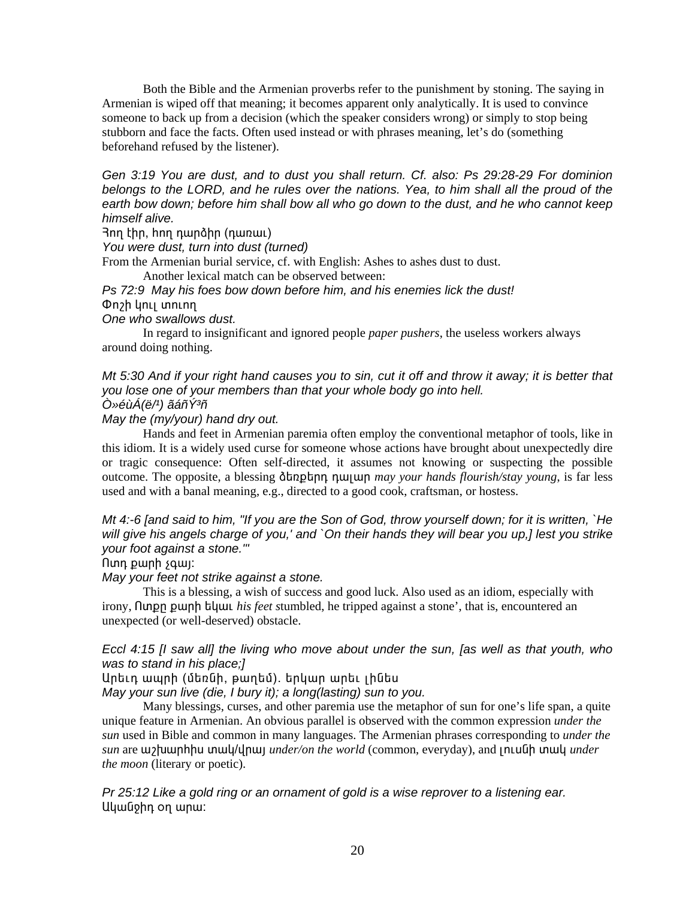Both the Bible and the Armenian proverbs refer to the punishment by stoning. The saying in Armenian is wiped off that meaning; it becomes apparent only analytically. It is used to convince someone to back up from a decision (which the speaker considers wrong) or simply to stop being stubborn and face the facts. Often used instead or with phrases meaning, let's do (something beforehand refused by the listener).

*Gen 3:19 You are dust, and to dust you shall return. Cf. also: Ps 29:28-29 For dominion belongs to the LORD, and he rules over the nations. Yea, to him shall all the proud of the earth bow down; before him shall bow all who go down to the dust, and he who cannot keep himself alive.*

Յող էիր, հող դարձիր (դառաւ)

*You were dust, turn into dust (turned)*

From the Armenian burial service, cf. with English: Ashes to ashes dust to dust.

Another lexical match can be observed between:

*Ps 72:9 May his foes bow down before him, and his enemies lick the dust!*

Փոշի կուլ տուող

*One who swallows dust.*

In regard to insignificant and ignored people *paper pushers*, the useless workers always around doing nothing.

*Mt 5:30 And if your right hand causes you to sin, cut it off and throw it away; it is better that you lose one of your members than that your whole body go into hell.*

*Ò»éùÁ(ë/¹) ãáñÝ³ñ*

*May the (my/your) hand dry out.*

Hands and feet in Armenian paremia often employ the conventional metaphor of tools, like in this idiom. It is a widely used curse for someone whose actions have brought about unexpectedly dire or tragic consequence: Often self-directed, it assumes not knowing or suspecting the possible outcome. The opposite, a blessing ձեռքերդ դալար *may your hands flourish/stay young*, is far less used and with a banal meaning, e.g., directed to a good cook, craftsman, or hostess.

*Mt 4:-6 [and said to him, "If you are the Son of God, throw yourself down; for it is written, `He will give his angels charge of you,' and `On their hands they will bear you up,] lest you strike your foot against a stone."'*

Ոտդ քարի չգայ:

*May your feet not strike against a stone.*

This is a blessing, a wish of success and good luck. Also used as an idiom, especially with irony, Ոտքը քարի եկաւ *his feet s*tumbled, he tripped against a stone', that is, encountered an unexpected (or well-deserved) obstacle.

*Eccl 4:15 [I saw all] the living who move about under the sun, [as well as that youth, who was to stand in his place;]*

Արեւդ ապրի (մեռնի, թաղեմ). երկար արեւ լինես

*May your sun live (die, I bury it); a long(lasting) sun to you.*

Many blessings, curses, and other paremia use the metaphor of sun for one's life span, a quite unique feature in Armenian. An obvious parallel is observed with the common expression *under the sun* used in Bible and common in many languages. The Armenian phrases corresponding to *under the sun* are աշխարհիս տակ/վրայ *under/on the world* (common, everyday), and լուսնի տակ *under the moon* (literary or poetic).

*Pr 25:12 Like a gold ring or an ornament of gold is a wise reprover to a listening ear.*

Ականջիդ օղ արա: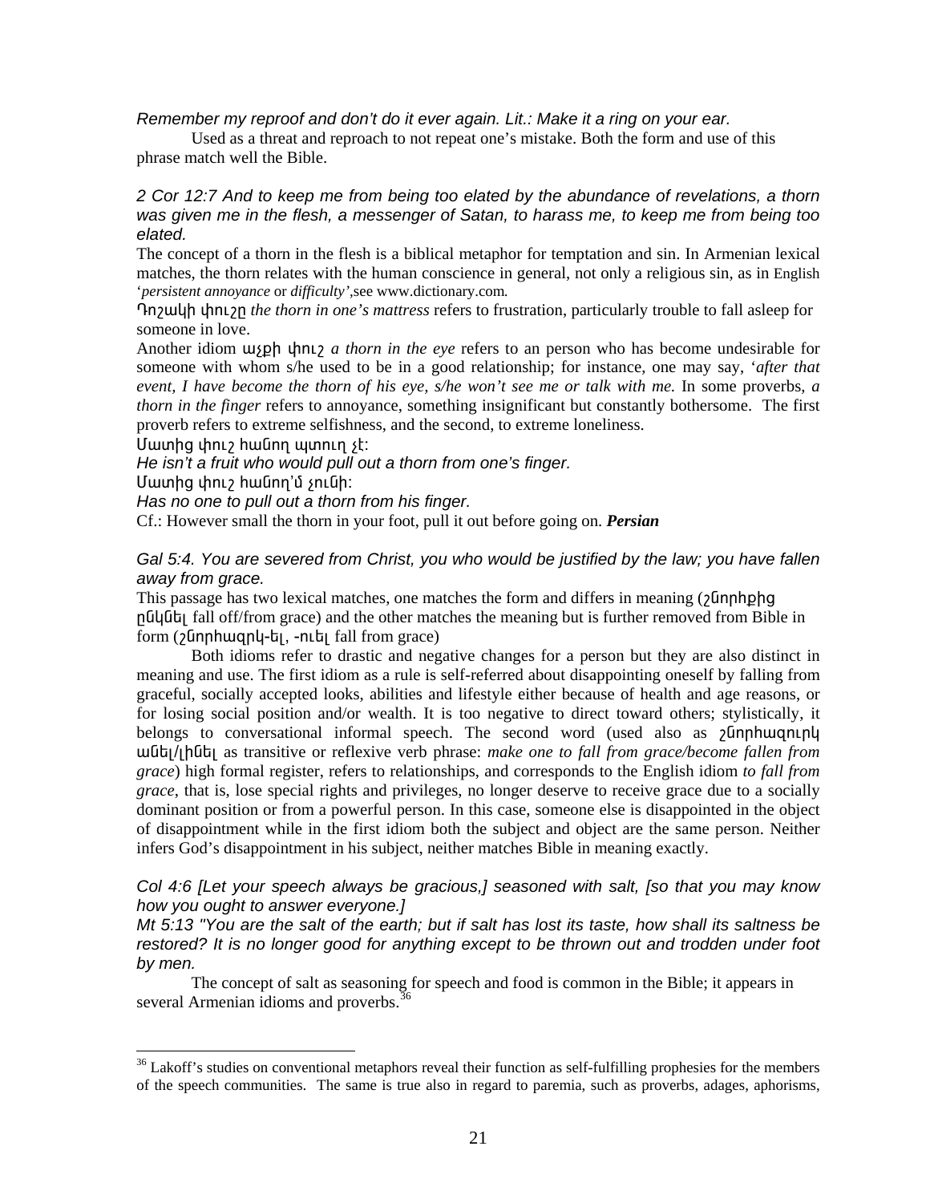*Remember my reproof and don't do it ever again. Lit.: Make it a ring on your ear.*

Used as a threat and reproach to not repeat one's mistake. Both the form and use of this phrase match well the Bible.

*2 Cor 12:7 And to keep me from being too elated by the abundance of revelations, a thorn was given me in the flesh, a messenger of Satan, to harass me, to keep me from being too elated.*

The concept of a thorn in the flesh is a biblical metaphor for temptation and sin. In Armenian lexical matches, the thorn relates with the human conscience in general, not only a religious sin, as in English '*persistent annoyance* or *difficulty*',see www.dictionary.com*.*

Դոշակի փուշը *the thorn in one's mattress* refers to frustration, particularly trouble to fall asleep for someone in love.

Another idiom աչքի փուշ *a thorn in the eye* refers to an person who has become undesirable for someone with whom s/he used to be in a good relationship; for instance, one may say, '*after that event, I have become the thorn of his eye, s/he won't see me or talk with me.* In some proverbs, *a thorn in the finger* refers to annoyance, something insignificant but constantly bothersome. The first proverb refers to extreme selfishness, and the second, to extreme loneliness.

Մատից փուշ հանող պտուղ չէ:

*He isn't a fruit who would pull out a thorn from one's finger.*

Մատից փուշ հանող'մ չունի:

*Has no one to pull out a thorn from his finger.*

Cf.: However small the thorn in your foot, pull it out before going on. ***Persian***

*Gal 5:4. You are severed from Christ, you who would be justified by the law; you have fallen away from grace.*

This passage has two lexical matches, one matches the form and differs in meaning (շնորհքից ընկնել fall off/from grace) and the other matches the meaning but is further removed from Bible in form (շնորհազրկ-ել, -ուել fall from grace)

Both idioms refer to drastic and negative changes for a person but they are also distinct in meaning and use. The first idiom as a rule is self-referred about disappointing oneself by falling from graceful, socially accepted looks, abilities and lifestyle either because of health and age reasons, or for losing social position and/or wealth. It is too negative to direct toward others; stylistically, it belongs to conversational informal speech. The second word (used also as շնորհազուրկ անել/լինել as transitive or reflexive verb phrase: *make one to fall from grace/become fallen from grace*) high formal register, refers to relationships, and corresponds to the English idiom *to fall from grace*, that is, lose special rights and privileges, no longer deserve to receive grace due to a socially dominant position or from a powerful person. In this case, someone else is disappointed in the object of disappointment while in the first idiom both the subject and object are the same person. Neither infers God's disappointment in his subject, neither matches Bible in meaning exactly.

*Col 4:6 [Let your speech always be gracious,] seasoned with salt, [so that you may know how you ought to answer everyone.]*

*Mt 5:13 "You are the salt of the earth; but if salt has lost its taste, how shall its saltness be restored? It is no longer good for anything except to be thrown out and trodden under foot by men.*

The concept of salt as seasoning for speech and food is common in the Bible; it appears in several Armenian idioms and proverbs.[36]

---

[36] Lakoff's studies on conventional metaphors reveal their function as self-fulfilling prophesies for the members of the speech communities. The same is true also in regard to paremia, such as proverbs, adages, aphorisms,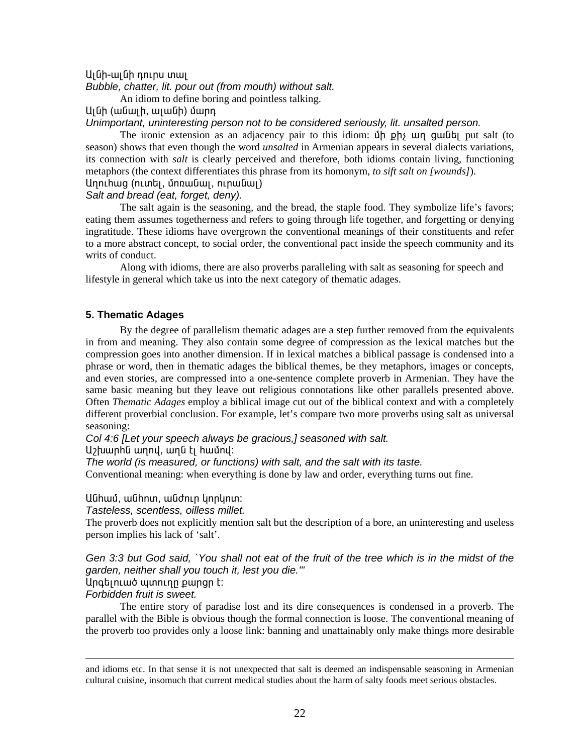Ալնի-ալնի դուրս տալ

*Bubble, chatter, lit. pour out (from mouth) without salt.*

An idiom to define boring and pointless talking.

Ալնի (անալի, ալանի) մարդ

*Unimportant, uninteresting person not to be considered seriously, lit. unsalted person.*

The ironic extension as an adjacency pair to this idiom: մի քիչ աղ ցանել put salt (to season) shows that even though the word *unsalted* in Armenian appears in several dialects variations, its connection with *salt* is clearly perceived and therefore, both idioms contain living, functioning metaphors (the context differentiates this phrase from its homonym, *to sift salt on [wounds]*).

Աղուհաց (ուտել, մոռանալ, ուրանալ)

*Salt and bread (eat, forget, deny).*

The salt again is the seasoning, and the bread, the staple food. They symbolize life's favors; eating them assumes togetherness and refers to going through life together, and forgetting or denying ingratitude. These idioms have overgrown the conventional meanings of their constituents and refer to a more abstract concept, to social order, the conventional pact inside the speech community and its writs of conduct.

Along with idioms, there are also proverbs paralleling with salt as seasoning for speech and lifestyle in general which take us into the next category of thematic adages.

## 5. Thematic Adages

By the degree of parallelism thematic adages are a step further removed from the equivalents in from and meaning. They also contain some degree of compression as the lexical matches but the compression goes into another dimension. If in lexical matches a biblical passage is condensed into a phrase or word, then in thematic adages the biblical themes, be they metaphors, images or concepts, and even stories, are compressed into a one-sentence complete proverb in Armenian. They have the same basic meaning but they leave out religious connotations like other parallels presented above. Often *Thematic Adages* employ a biblical image cut out of the biblical context and with a completely different proverbial conclusion. For example, let's compare two more proverbs using salt as universal seasoning:

*Col 4:6 [Let your speech always be gracious,] seasoned with salt.*

Աշխարհն աղով, աղն էլ համով:

*The world (is measured, or functions) with salt, and the salt with its taste.*

Conventional meaning: when everything is done by law and order, everything turns out fine.

Անհամ, անհոտ, անժուր կորկոտ:

*Tasteless, scentless, oilless millet.*

The proverb does not explicitly mention salt but the description of a bore, an uninteresting and useless person implies his lack of 'salt'.

*Gen 3:3 but God said, `You shall not eat of the fruit of the tree which is in the midst of the garden, neither shall you touch it, lest you die.'"*

Արգելուած պտուղը քաղցր է:

*Forbidden fruit is sweet.*

The entire story of paradise lost and its dire consequences is condensed in a proverb. The parallel with the Bible is obvious though the formal connection is loose. The conventional meaning of the proverb too provides only a loose link: banning and unattainably only make things more desirable

---

and idioms etc. In that sense it is not unexpected that salt is deemed an indispensable seasoning in Armenian cultural cuisine, insomuch that current medical studies about the harm of salty foods meet serious obstacles.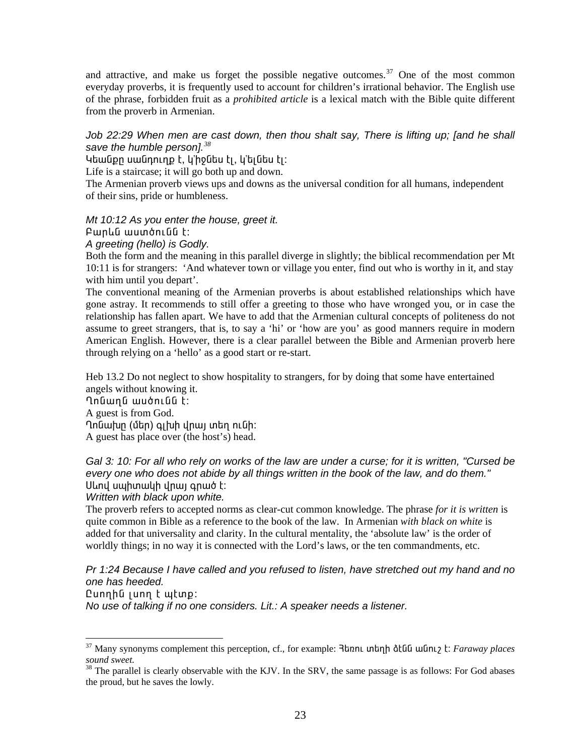and attractive, and make us forget the possible negative outcomes.[37] One of the most common everyday proverbs, it is frequently used to account for children's irrational behavior. The English use of the phrase, forbidden fruit as a *prohibited article* is a lexical match with the Bible quite different from the proverb in Armenian.

*Job 22:29 When men are cast down, then thou shalt say, There is lifting up; [and he shall save the humble person].*[38]

Կեանքը սանդուղք է, կ'իջնես էլ, կ'ելնես էլ:

Life is a staircase; it will go both up and down.

The Armenian proverb views ups and downs as the universal condition for all humans, independent of their sins, pride or humbleness.

*Mt 10:12 As you enter the house, greet it.*

Բարեն աստծունն է:

*A greeting (hello) is Godly.*

Both the form and the meaning in this parallel diverge in slightly; the biblical recommendation per Mt 10:11 is for strangers: 'And whatever town or village you enter, find out who is worthy in it, and stay with him until you depart'.

The conventional meaning of the Armenian proverbs is about established relationships which have gone astray. It recommends to still offer a greeting to those who have wronged you, or in case the relationship has fallen apart. We have to add that the Armenian cultural concepts of politeness do not assume to greet strangers, that is, to say a 'hi' or 'how are you' as good manners require in modern American English. However, there is a clear parallel between the Bible and Armenian proverb here through relying on a 'hello' as a good start or re-start.

Heb 13.2 Do not neglect to show hospitality to strangers, for by doing that some have entertained angels without knowing it.

Ղոնաղն աստծունն է:

A guest is from God.

Ղոնախը (մեր) գլխի վրայ տեղ ունի:

A guest has place over (the host's) head.

*Gal 3: 10: For all who rely on works of the law are under a curse; for it is written, "Cursed be every one who does not abide by all things written in the book of the law, and do them."*

Սեւով սպիտակի վրայ գրած է:

*Written with black upon white.*

The proverb refers to accepted norms as clear-cut common knowledge. The phrase *for it is written* is quite common in Bible as a reference to the book of the law. In Armenian *with black on white* is added for that universality and clarity. In the cultural mentality, the 'absolute law' is the order of worldly things; in no way it is connected with the Lord's laws, or the ten commandments, etc.

*Pr 1:24 Because I have called and you refused to listen, have stretched out my hand and no one has heeded.*

Ըսողին լսող է պէտք:

*No use of talking if no one considers. Lit.: A speaker needs a listener.*

---

[37] Many synonyms complement this perception, cf., for example: Յեռու տեղի ձէնն անուշ է: *Faraway places sound sweet.*

[38] The parallel is clearly observable with the KJV. In the SRV, the same passage is as follows: For God abases the proud, but he saves the lowly.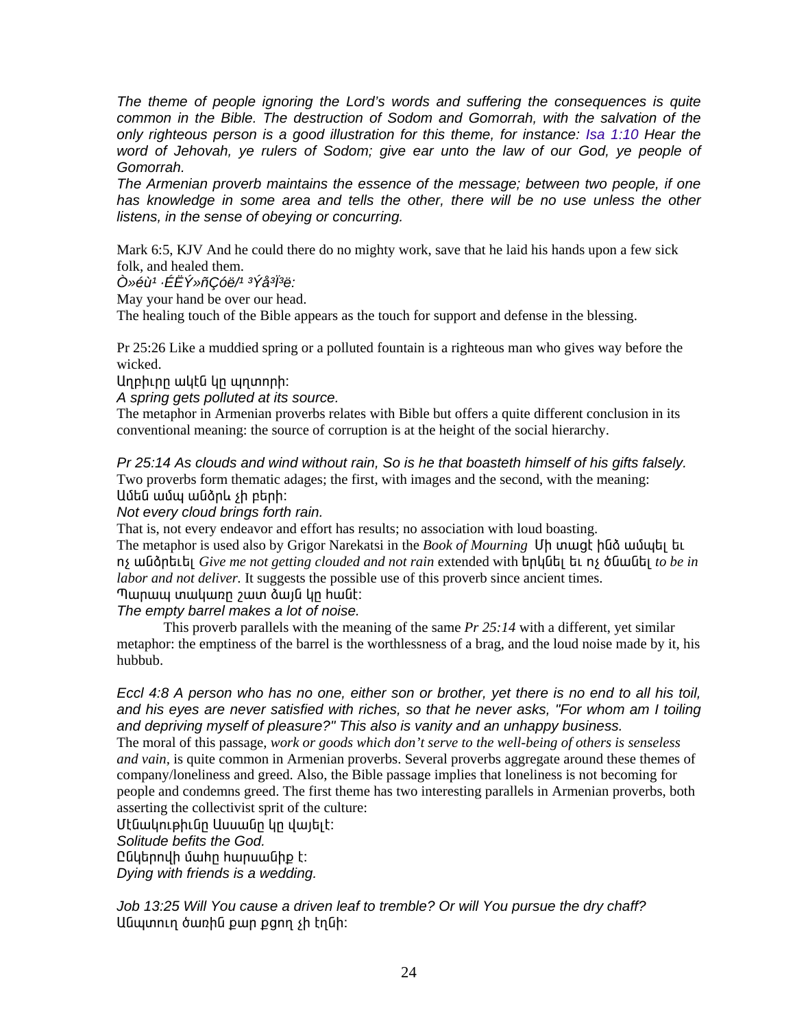*The theme of people ignoring the Lord's words and suffering the consequences is quite common in the Bible. The destruction of Sodom and Gomorrah, with the salvation of the only righteous person is a good illustration for this theme, for instance: Isa 1:10 Hear the word of Jehovah, ye rulers of Sodom; give ear unto the law of our God, ye people of Gomorrah.*

*The Armenian proverb maintains the essence of the message; between two people, if one has knowledge in some area and tells the other, there will be no use unless the other listens, in the sense of obeying or concurring.*

Mark 6:5, KJV And he could there do no mighty work, save that he laid his hands upon a few sick folk, and healed them.

*Ò»éù¹ ·ÉËÝ»ñÇóë/¹ ³Ýå³Ï³ë:*

May your hand be over our head.

The healing touch of the Bible appears as the touch for support and defense in the blessing.

Pr 25:26 Like a muddied spring or a polluted fountain is a righteous man who gives way before the wicked.

Աղբիւրը ակէն կը պղտորի:

*A spring gets polluted at its source.*

The metaphor in Armenian proverbs relates with Bible but offers a quite different conclusion in its conventional meaning: the source of corruption is at the height of the social hierarchy.

*Pr 25:14 As clouds and wind without rain, So is he that boasteth himself of his gifts falsely.*

Two proverbs form thematic adages; the first, with images and the second, with the meaning:

Ամեն ամպ անձրև չի բերի:

*Not every cloud brings forth rain.*

That is, not every endeavor and effort has results; no association with loud boasting.

The metaphor is used also by Grigor Narekatsi in the *Book of Mourning* Մի տացէ ինձ ամպել եւ ոչ անձրեւել *Give me not getting clouded and not rain* extended with երկնել եւ ոչ ծնանել *to be in labor and not deliver*. It suggests the possible use of this proverb since ancient times.

Պարապ տակառը շատ ձայն կը հանէ:

*The empty barrel makes a lot of noise.*

This proverb parallels with the meaning of the same *Pr 25:14* with a different, yet similar metaphor: the emptiness of the barrel is the worthlessness of a brag, and the loud noise made by it, his hubbub.

*Eccl 4:8 A person who has no one, either son or brother, yet there is no end to all his toil, and his eyes are never satisfied with riches, so that he never asks, "For whom am I toiling and depriving myself of pleasure?" This also is vanity and an unhappy business.*

The moral of this passage, *work or goods which don't serve to the well-being of others is senseless and vain*, is quite common in Armenian proverbs. Several proverbs aggregate around these themes of company/loneliness and greed. Also, the Bible passage implies that loneliness is not becoming for people and condemns greed. The first theme has two interesting parallels in Armenian proverbs, both asserting the collectivist sprit of the culture:

Մէնակութիւնը Աստանը կը վայելէ:

*Solitude befits the God.*

Ընկերովի մահը հարսանիք է:

*Dying with friends is a wedding.*

*Job 13:25 Will You cause a driven leaf to tremble? Or will You pursue the dry chaff?*

Անպտուղ ծառին քար քցող չի էղնի: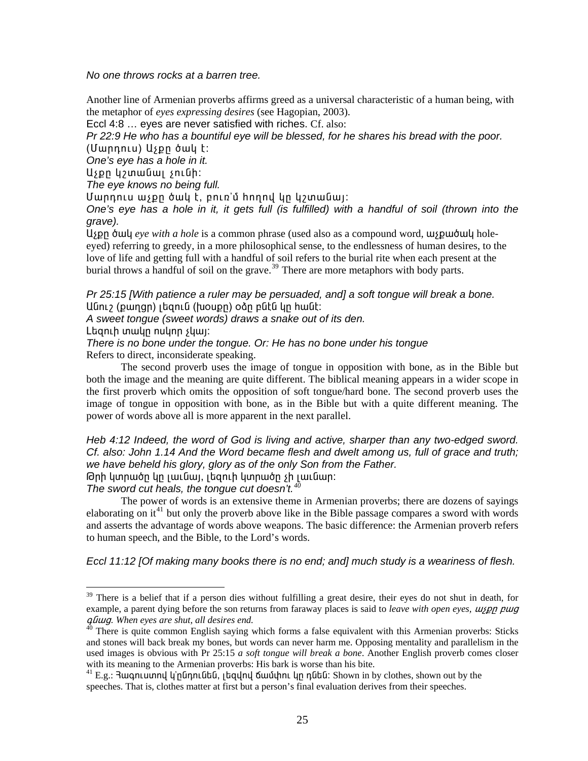*No one throws rocks at a barren tree.*

Another line of Armenian proverbs affirms greed as a universal characteristic of a human being, with the metaphor of *eyes expressing desires* (see Hagopian, 2003).

Eccl 4:8 … eyes are never satisfied with riches. Cf. also:

*Pr 22:9 He who has a bountiful eye will be blessed, for he shares his bread with the poor.*

(Մարդուս) Աչքը ծակ է:

*One's eye has a hole in it.*

Աչքը կշտանալ չունի:

*The eye knows no being full.*

Մարդուս աչքը ծակ է, բուռ՛մ հողով կը կշտանայ:

*One's eye has a hole in it, it gets full (is fulfilled) with a handful of soil (thrown into the grave).*

Աչքը ծակ *eye with a hole* is a common phrase (used also as a compound word, աչքածակ hole-eyed) referring to greedy, in a more philosophical sense, to the endlessness of human desires, to the love of life and getting full with a handful of soil refers to the burial rite when each present at the burial throws a handful of soil on the grave.[39] There are more metaphors with body parts.

*Pr 25:15 [With patience a ruler may be persuaded, and] a soft tongue will break a bone.*

Անուշ (քաղցր) լեզուն (խօսքը) օձը բնէն կը հանէ:

*A sweet tongue (sweet words) draws a snake out of its den.*

Լեզուի տակը ոսկոր չկայ:

*There is no bone under the tongue. Or: He has no bone under his tongue*

Refers to direct, inconsiderate speaking.

The second proverb uses the image of tongue in opposition with bone, as in the Bible but both the image and the meaning are quite different. The biblical meaning appears in a wider scope in the first proverb which omits the opposition of soft tongue/hard bone. The second proverb uses the image of tongue in opposition with bone, as in the Bible but with a quite different meaning. The power of words above all is more apparent in the next parallel.

*Heb 4:12 Indeed, the word of God is living and active, sharper than any two-edged sword. Cf. also: John 1.14 And the Word became flesh and dwelt among us, full of grace and truth; we have beheld his glory, glory as of the only Son from the Father.*

Թրի կտրածը կը լաւնայ, լեզուի կտրածը չի լաւնար:

*The sword cut heals, the tongue cut doesn't.*[40]

The power of words is an extensive theme in Armenian proverbs; there are dozens of sayings elaborating on it[41] but only the proverb above like in the Bible passage compares a sword with words and asserts the advantage of words above weapons. The basic difference: the Armenian proverb refers to human speech, and the Bible, to the Lord's words.

*Eccl 11:12 [Of making many books there is no end; and] much study is a weariness of flesh.*

---

[39] There is a belief that if a person dies without fulfilling a great desire, their eyes do not shut in death, for example, a parent dying before the son returns from faraway places is said to *leave with open eyes, աչքը բաց գնաց. When eyes are shut, all desires end.*

[40] There is quite common English saying which forms a false equivalent with this Armenian proverbs: Sticks and stones will back break my bones, but words can never harm me. Opposing mentality and parallelism in the used images is obvious with Pr 25:15 *a soft tongue will break a bone*. Another English proverb comes closer with its meaning to the Armenian proverbs: His bark is worse than his bite.

[41] E.g.: Հագուստով կ'ընդունենն, լեզվով ճամփու կը դնեն: Shown in by clothes, shown out by the speeches. That is, clothes matter at first but a person's final evaluation derives from their speeches.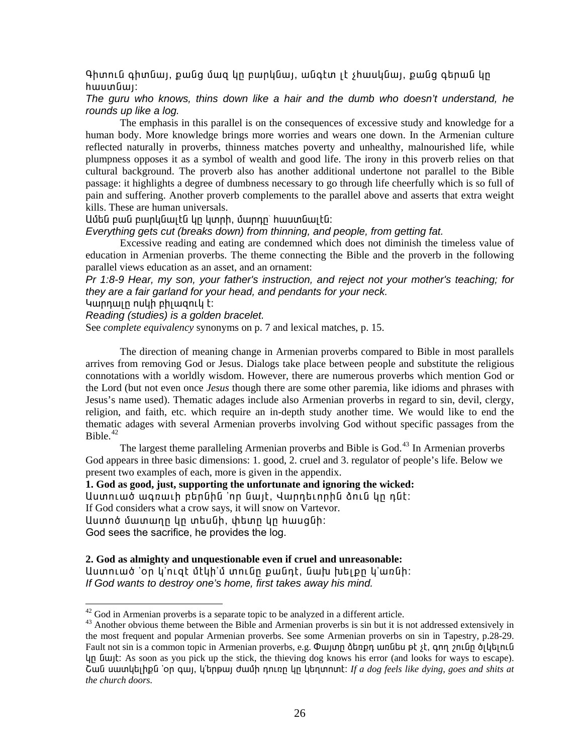Գիտուն գիտնայ, քանց մազ կը բարկնայ, անգէտ լէ չհասկնայ, քանց գերան կը հաստնայ:

*The guru who knows, thins down like a hair and the dumb who doesn't understand, he rounds up like a log.*

The emphasis in this parallel is on the consequences of excessive study and knowledge for a human body. More knowledge brings more worries and wears one down. In the Armenian culture reflected naturally in proverbs, thinness matches poverty and unhealthy, malnourished life, while plumpness opposes it as a symbol of wealth and good life. The irony in this proverb relies on that cultural background. The proverb also has another additional undertone not parallel to the Bible passage: it highlights a degree of dumbness necessary to go through life cheerfully which is so full of pain and suffering. Another proverb complements to the parallel above and asserts that extra weight kills. These are human universals.

Ամեն բան բարկնալէն կը կտրի, մարդը՝ հաստնալէն:

*Everything gets cut (breaks down) from thinning, and people, from getting fat.*

Excessive reading and eating are condemned which does not diminish the timeless value of education in Armenian proverbs. The theme connecting the Bible and the proverb in the following parallel views education as an asset, and an ornament:

*Pr 1:8-9 Hear, my son, your father's instruction, and reject not your mother's teaching; for they are a fair garland for your head, and pendants for your neck.*

Կարդալը ոսկի բիլազուկ է:

*Reading (studies) is a golden bracelet.*

See *complete equivalency* synonyms on p. 7 and lexical matches, p. 15.

The direction of meaning change in Armenian proverbs compared to Bible in most parallels arrives from removing God or Jesus. Dialogs take place between people and substitute the religious connotations with a worldly wisdom. However, there are numerous proverbs which mention God or the Lord (but not even once *Jesus* though there are some other paremia, like idioms and phrases with Jesus's name used). Thematic adages include also Armenian proverbs in regard to sin, devil, clergy, religion, and faith, etc. which require an in-depth study another time. We would like to end the thematic adages with several Armenian proverbs involving God without specific passages from the Bible.[42]

The largest theme paralleling Armenian proverbs and Bible is God.[43] In Armenian proverbs God appears in three basic dimensions: 1. good, 2. cruel and 3. regulator of people's life. Below we present two examples of each, more is given in the appendix.

**1. God as good, just, supporting the unfortunate and ignoring the wicked:**

Աստուած ագռաւի բերնին ՚որ նայէ, Վարդեւորին ձուն կը դնէ:

If God considers what a crow says, it will snow on Vartevor.

Աստծ մատաղը կը տեսնի, փետը կը հասցնի:

God sees the sacrifice, he provides the log.

**2. God as almighty and unquestionable even if cruel and unreasonable:**

Աստուած ՚օր կ՚ուզէ մէկի՚մ տունը քանդէ, նախ խելքը կ՚առնի:

*If God wants to destroy one's home, first takes away his mind.*

---

[42] God in Armenian proverbs is a separate topic to be analyzed in a different article.

[43] Another obvious theme between the Bible and Armenian proverbs is sin but it is not addressed extensively in the most frequent and popular Armenian proverbs. See some Armenian proverbs on sin in Tapestry, p.28-29. Fault not sin is a common topic in Armenian proverbs, e.g. Փայտը ձեռքդ առնես թէ չէ, գող շունը ծլկելուն կը նայէ: As soon as you pick up the stick, the thieving dog knows his error (and looks for ways to escape). Շան սատկելիքն ՚օր գայ, կ՚երթայ ժամի դուռը կը կեղտոտէ: *If a dog feels like dying, goes and shits at the church doors.*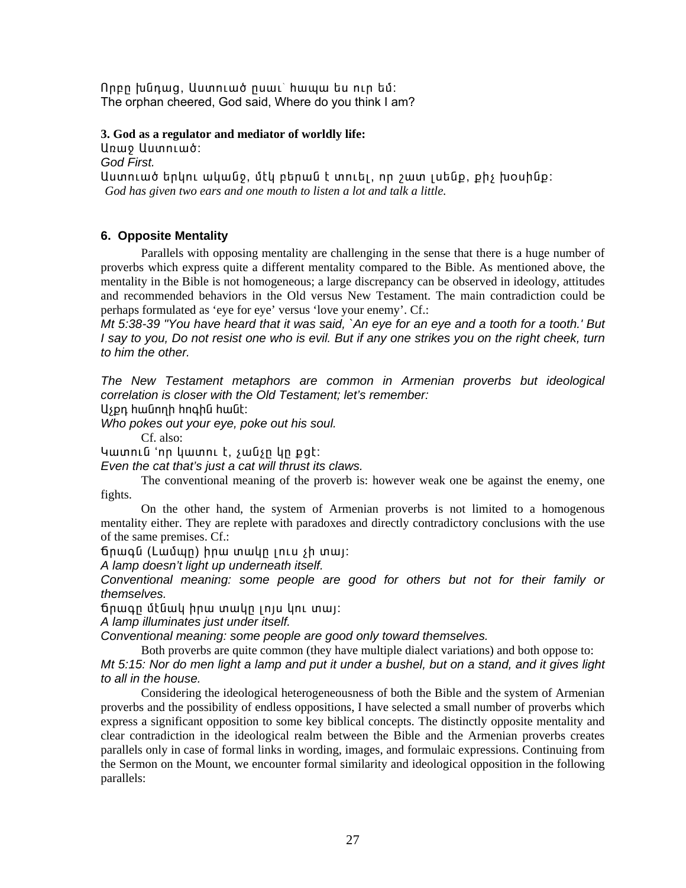Որբը խնդաց, Աստուած ըսաւ՝ հապա ես ուր եմ:
The orphan cheered, God said, Where do you think I am?

**3. God as a regulator and mediator of worldly life:**

Առաջ Աստուած:
*God First.*
Աստուած երկու ականջ, մէկ բերան է տուել, որ շատ լսենք, քիչ խօսինք:
*God has given two ears and one mouth to listen a lot and talk a little.*

### 6. Opposite Mentality

Parallels with opposing mentality are challenging in the sense that there is a huge number of proverbs which express quite a different mentality compared to the Bible. As mentioned above, the mentality in the Bible is not homogeneous; a large discrepancy can be observed in ideology, attitudes and recommended behaviors in the Old versus New Testament. The main contradiction could be perhaps formulated as ‘eye for eye’ versus ‘love your enemy’. Cf.:

*Mt 5:38-39 "You have heard that it was said, `An eye for an eye and a tooth for a tooth.' But I say to you, Do not resist one who is evil. But if any one strikes you on the right cheek, turn to him the other.*

*The New Testament metaphors are common in Armenian proverbs but ideological correlation is closer with the Old Testament; let’s remember:*

Աչքդ հանողի հոգին հանէ:
*Who pokes out your eye, poke out his soul.*

Cf. also:

Կատուն ՙոր կատու է, չանչը կը քցէ:
*Even the cat that’s just a cat will thrust its claws.*

The conventional meaning of the proverb is: however weak one be against the enemy, one fights.

On the other hand, the system of Armenian proverbs is not limited to a homogenous mentality either. They are replete with paradoxes and directly contradictory conclusions with the use of the same premises. Cf.:

Ճրագն (Լամպը) իրա տակը լուս չի տայ:
*A lamp doesn’t light up underneath itself.*
*Conventional meaning: some people are good for others but not for their family or themselves.*

Ճրագը մէնակ իրա տակը լոյս կու տայ:
*A lamp illuminates just under itself.*
*Conventional meaning: some people are good only toward themselves.*

Both proverbs are quite common (they have multiple dialect variations) and both oppose to:

*Mt 5:15: Nor do men light a lamp and put it under a bushel, but on a stand, and it gives light to all in the house.*

Considering the ideological heterogeneousness of both the Bible and the system of Armenian proverbs and the possibility of endless oppositions, I have selected a small number of proverbs which express a significant opposition to some key biblical concepts. The distinctly opposite mentality and clear contradiction in the ideological realm between the Bible and the Armenian proverbs creates parallels only in case of formal links in wording, images, and formulaic expressions. Continuing from the Sermon on the Mount, we encounter formal similarity and ideological opposition in the following parallels: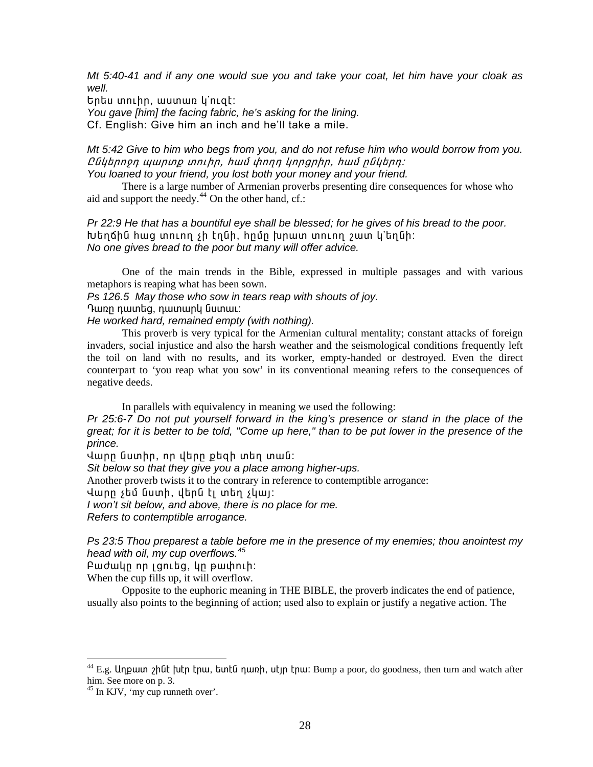*Mt 5:40-41 and if any one would sue you and take your coat, let him have your cloak as well.*

Երես տուիր, աստառ կ՚ուզէ:

*You gave [him] the facing fabric, he's asking for the lining.*

Cf. English: Give him an inch and he'll take a mile.

*Mt 5:42 Give to him who begs from you, and do not refuse him who would borrow from you.*

*Ընկերոջդ պարտք տուիր, համ փողդ կորցրիր, համ ընկերդ:*

*You loaned to your friend, you lost both your money and your friend.*

There is a large number of Armenian proverbs presenting dire consequences for whose who aid and support the needy.[44] On the other hand, cf.:

*Pr 22:9 He that has a bountiful eye shall be blessed; for he gives of his bread to the poor.*

Խեղճին հաց տուող չի էղնի, հըմը խրատ տուող շատ կ՚եղնի:

*No one gives bread to the poor but many will offer advice.*

One of the main trends in the Bible, expressed in multiple passages and with various metaphors is reaping what has been sown.

*Ps 126.5 May those who sow in tears reap with shouts of joy.*

Դառը դատեց, դատարկ նստաւ:

*He worked hard, remained empty (with nothing).*

This proverb is very typical for the Armenian cultural mentality; constant attacks of foreign invaders, social injustice and also the harsh weather and the seismological conditions frequently left the toil on land with no results, and its worker, empty-handed or destroyed. Even the direct counterpart to 'you reap what you sow' in its conventional meaning refers to the consequences of negative deeds.

In parallels with equivalency in meaning we used the following:

*Pr 25:6-7 Do not put yourself forward in the king's presence or stand in the place of the great; for it is better to be told, "Come up here," than to be put lower in the presence of the prince.*

Վարը նստիր, որ վերը քեզի տեղ տան:

*Sit below so that they give you a place among higher-ups.*

Another proverb twists it to the contrary in reference to contemptible arrogance:

Վարը չեմ նստի, վերն էլ տեղ չկայ:

*I won't sit below, and above, there is no place for me.*

*Refers to contemptible arrogance.*

*Ps 23:5 Thou preparest a table before me in the presence of my enemies; thou anointest my head with oil, my cup overflows.*[45]

Բաժակը որ լցուեց, կը թափուի:

When the cup fills up, it will overflow.

Opposite to the euphoric meaning in THE BIBLE, the proverb indicates the end of patience, usually also points to the beginning of action; used also to explain or justify a negative action. The

---

[44] E.g. Աղքատ շինէ խէր էրա, ետէն դառի, սէյր էրա: Bump a poor, do goodness, then turn and watch after him. See more on p. 3.

[45] In KJV, 'my cup runneth over'.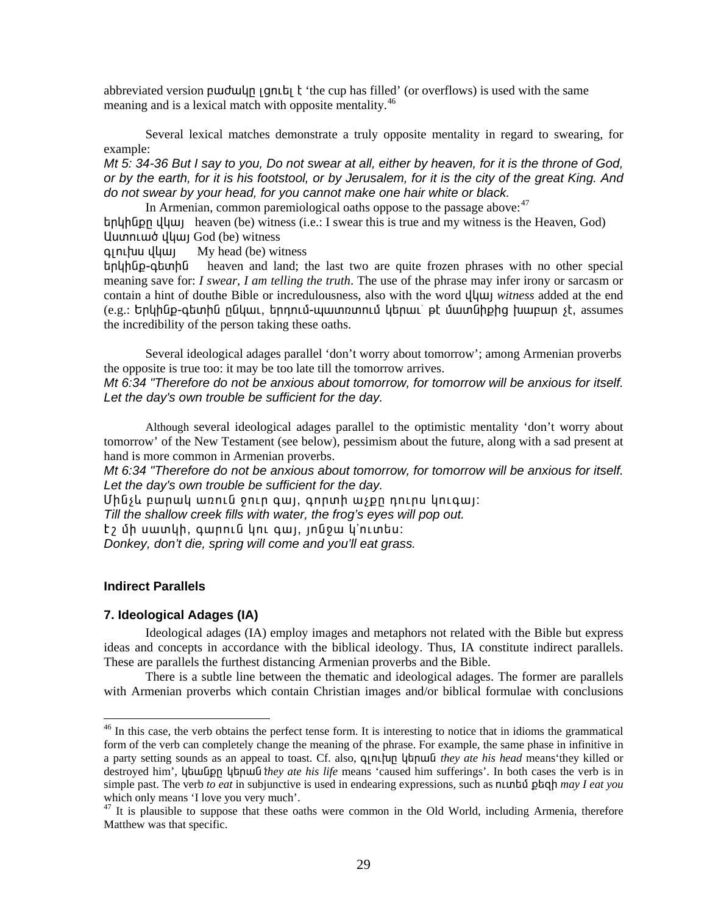abbreviated version բաժակը լցուել է 'the cup has filled' (or overflows) is used with the same meaning and is a lexical match with opposite mentality.[46]

Several lexical matches demonstrate a truly opposite mentality in regard to swearing, for example:

*Mt 5: 34-36 But I say to you, Do not swear at all, either by heaven, for it is the throne of God, or by the earth, for it is his footstool, or by Jerusalem, for it is the city of the great King. And do not swear by your head, for you cannot make one hair white or black.*

In Armenian, common paremiological oaths oppose to the passage above:[47]

երկինքը վկայ heaven (be) witness (i.e.: I swear this is true and my witness is the Heaven, God)

Աստուած վկայ God (be) witness

գլուխս վկայ My head (be) witness

երկինք-գետին heaven and land; the last two are quite frozen phrases with no other special meaning save for: *I swear, I am telling the truth*. The use of the phrase may infer irony or sarcasm or contain a hint of douthe Bible or incredulousness, also with the word վկայ *witness* added at the end (e.g.: Երկինք-գետին ընկաւ, երդում-պատռտում կերաւ՝ թէ մատնիքից խաբար չէ, assumes the incredibility of the person taking these oaths.

Several ideological adages parallel 'don't worry about tomorrow'; among Armenian proverbs the opposite is true too: it may be too late till the tomorrow arrives.

*Mt 6:34 "Therefore do not be anxious about tomorrow, for tomorrow will be anxious for itself. Let the day's own trouble be sufficient for the day.*

Although several ideological adages parallel to the optimistic mentality 'don't worry about tomorrow' of the New Testament (see below), pessimism about the future, along with a sad present at hand is more common in Armenian proverbs.

*Mt 6:34 "Therefore do not be anxious about tomorrow, for tomorrow will be anxious for itself. Let the day's own trouble be sufficient for the day.*

Մինչև բարակ առուն ջուր գայ, գորտի աչքը դուրս կուգայ:

*Till the shallow creek fills with water, the frog's eyes will pop out.*

Էշ մի սատկի, գարուն կու գայ, յոնջա կ'ուտես:

*Donkey, don't die, spring will come and you'll eat grass.*

### Indirect Parallels

### 7. Ideological Adages (IA)

Ideological adages (IA) employ images and metaphors not related with the Bible but express ideas and concepts in accordance with the biblical ideology. Thus, IA constitute indirect parallels. These are parallels the furthest distancing Armenian proverbs and the Bible.

There is a subtle line between the thematic and ideological adages. The former are parallels with Armenian proverbs which contain Christian images and/or biblical formulae with conclusions

---

[46] In this case, the verb obtains the perfect tense form. It is interesting to notice that in idioms the grammatical form of the verb can completely change the meaning of the phrase. For example, the same phase in infinitive in a party setting sounds as an appeal to toast. Cf. also, գլուխը կերան *they ate his head* means'they killed or destroyed him', կեանքը կերան *they ate his life* means 'caused him sufferings'. In both cases the verb is in simple past. The verb *to eat* in subjunctive is used in endearing expressions, such as ուտեմ քեզի *may I eat you* which only means 'I love you very much'.

[47] It is plausible to suppose that these oaths were common in the Old World, including Armenia, therefore Matthew was that specific.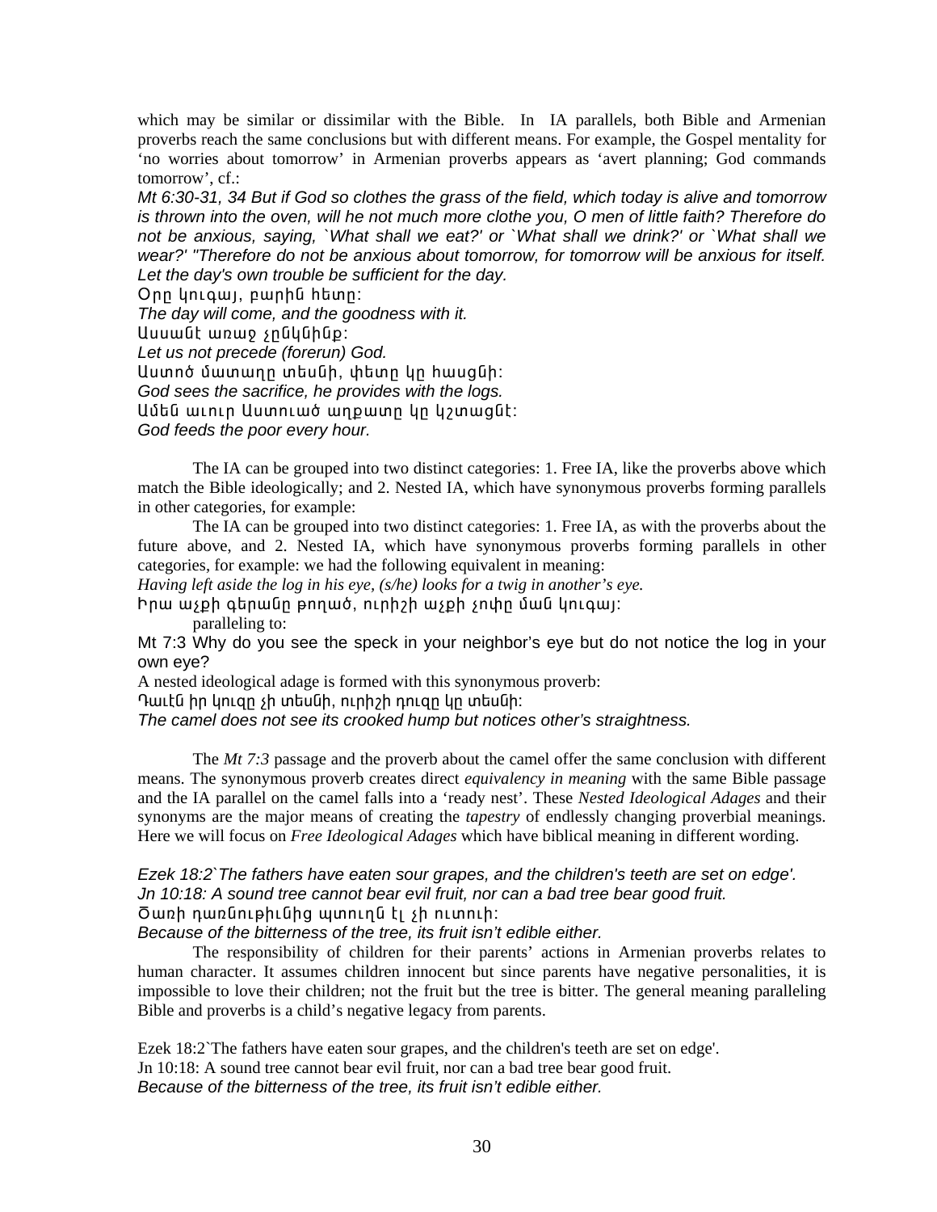which may be similar or dissimilar with the Bible. In IA parallels, both Bible and Armenian proverbs reach the same conclusions but with different means. For example, the Gospel mentality for 'no worries about tomorrow' in Armenian proverbs appears as 'avert planning; God commands tomorrow', cf.:

*Mt 6:30-31, 34 But if God so clothes the grass of the field, which today is alive and tomorrow is thrown into the oven, will he not much more clothe you, O men of little faith? Therefore do not be anxious, saying, `What shall we eat?' or `What shall we drink?' or `What shall we wear?' "Therefore do not be anxious about tomorrow, for tomorrow will be anxious for itself. Let the day's own trouble be sufficient for the day.*

Օրը կուգայ, բարին հետը:

*The day will come, and the goodness with it.*

Աստանէ առաջ չընկնինք:

*Let us not precede (forerun) God.*

Աստոծ մատաղը տեսնի, փետը կը հասցնի:

*God sees the sacrifice, he provides with the logs.*

Ամեն աւուր Աստուած աղքատը կը կշտացնէ:

*God feeds the poor every hour.*

The IA can be grouped into two distinct categories: 1. Free IA, like the proverbs above which match the Bible ideologically; and 2. Nested IA, which have synonymous proverbs forming parallels in other categories, for example:

The IA can be grouped into two distinct categories: 1. Free IA, as with the proverbs about the future above, and 2. Nested IA, which have synonymous proverbs forming parallels in other categories, for example: we had the following equivalent in meaning:

*Having left aside the log in his eye, (s/he) looks for a twig in another's eye.*

Իրա աչքի գերանը թողած, ուրիշի աչքի չոփըման կուգայ:

paralleling to:

Mt 7:3 Why do you see the speck in your neighbor's eye but do not notice the log in your own eye?

A nested ideological adage is formed with this synonymous proverb:

Դաւէն իր կուզը չի տեսնի, ուրիշի դուզը կը տեսնի:

*The camel does not see its crooked hump but notices other's straightness.*

The *Mt 7:3* passage and the proverb about the camel offer the same conclusion with different means. The synonymous proverb creates direct *equivalency in meaning* with the same Bible passage and the IA parallel on the camel falls into a 'ready nest'. These *Nested Ideological Adages* and their synonyms are the major means of creating the *tapestry* of endlessly changing proverbial meanings. Here we will focus on *Free Ideological Adages* which have biblical meaning in different wording.

*Ezek 18:2`The fathers have eaten sour grapes, and the children's teeth are set on edge'.*
*Jn 10:18: A sound tree cannot bear evil fruit, nor can a bad tree bear good fruit.*
Ծառի դառնութիւնից պտուղն էլ չի ուտուի:
*Because of the bitterness of the tree, its fruit isn't edible either.*

The responsibility of children for their parents' actions in Armenian proverbs relates to human character. It assumes children innocent but since parents have negative personalities, it is impossible to love their children; not the fruit but the tree is bitter. The general meaning paralleling Bible and proverbs is a child's negative legacy from parents.

Ezek 18:2`The fathers have eaten sour grapes, and the children's teeth are set on edge'.
Jn 10:18: A sound tree cannot bear evil fruit, nor can a bad tree bear good fruit.
*Because of the bitterness of the tree, its fruit isn't edible either.*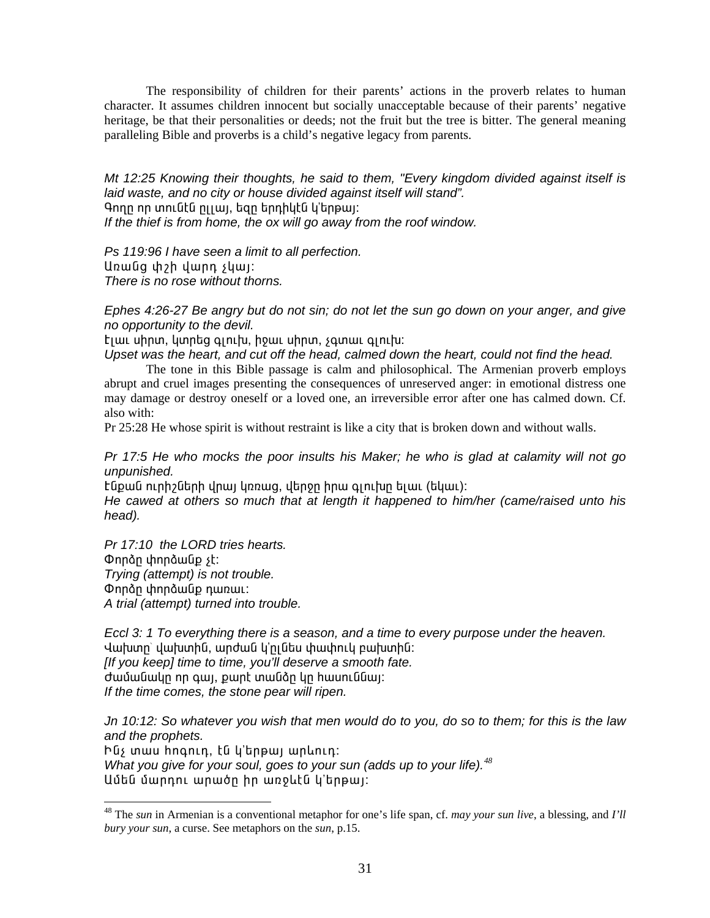The responsibility of children for their parents' actions in the proverb relates to human character. It assumes children innocent but socially unacceptable because of their parents' negative heritage, be that their personalities or deeds; not the fruit but the tree is bitter. The general meaning paralleling Bible and proverbs is a child's negative legacy from parents.

*Mt 12:25 Knowing their thoughts, he said to them, "Every kingdom divided against itself is laid waste, and no city or house divided against itself will stand".*
Գողը որ տունէն ըլլայ, եզը երդիկէն կ'երթայ:
*If the thief is from home, the ox will go away from the roof window.*

*Ps 119:96 I have seen a limit to all perfection.*
Առանց փշի վարդ չկայ:
*There is no rose without thorns.*

*Ephes 4:26-27 Be angry but do not sin; do not let the sun go down on your anger, and give no opportunity to the devil.*
Էլաւ սիրտ, կտրեց գլուխ, իջաւ սիրտ, չգտաւ գլուխ:
*Upset was the heart, and cut off the head, calmed down the heart, could not find the head.*

The tone in this Bible passage is calm and philosophical. The Armenian proverb employs abrupt and cruel images presenting the consequences of unreserved anger: in emotional distress one may damage or destroy oneself or a loved one, an irreversible error after one has calmed down. Cf. also with:
Pr 25:28 He whose spirit is without restraint is like a city that is broken down and without walls.

*Pr 17:5 He who mocks the poor insults his Maker; he who is glad at calamity will not go unpunished.*
Էնքան ուրիշների վրայ կռռաց, վերջը իրա գլուխը ելաւ (եկաւ):
*He cawed at others so much that at length it happened to him/her (came/raised unto his head).*

*Pr 17:10 the LORD tries hearts.*
Փորձը փորձանք չէ:
*Trying (attempt) is not trouble.*
Փորձը փորձանք դառաւ:
*A trial (attempt) turned into trouble.*

*Eccl 3: 1 To everything there is a season, and a time to every purpose under the heaven.*
Վախտը՝ վախտին, արժան կ'ըլնես փափուկ բախտին:
*[If you keep] time to time, you'll deserve a smooth fate.*
Ժամանակը որ գայ, քարէ տանձը կը հասուննայ:
*If the time comes, the stone pear will ripen.*

*Jn 10:12: So whatever you wish that men would do to you, do so to them; for this is the law and the prophets.*
Ինչ տաս հոգուդ, էն կ'երթայ արևուդ:
*What you give for your soul, goes to your sun (adds up to your life).*[48]
Ամեն մարդու արածը իր առջևէն կ'երթայ:

[48] The *sun* in Armenian is a conventional metaphor for one's life span, cf. *may your sun live*, a blessing, and *I'll bury your sun*, a curse. See metaphors on the *sun*, p.15.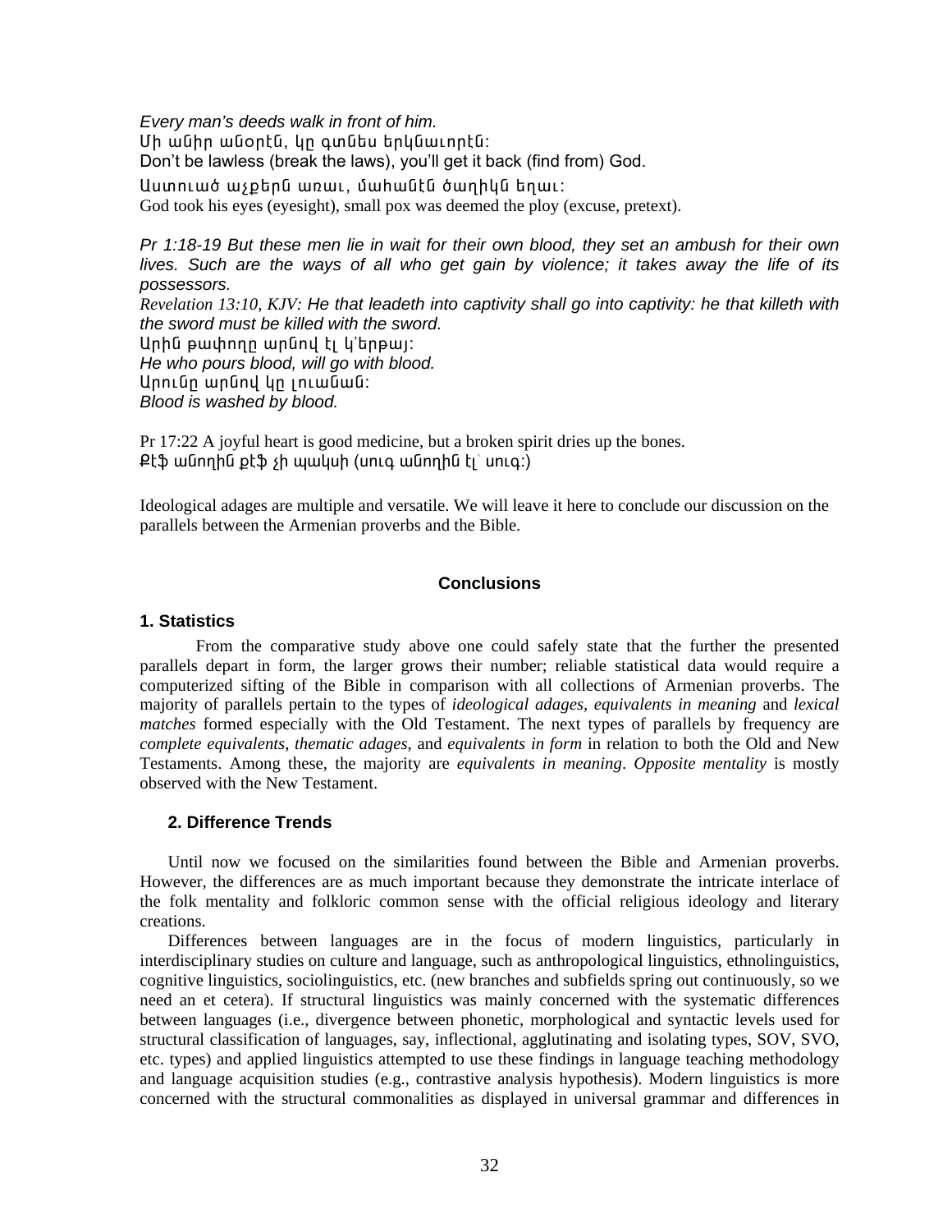*Every man's deeds walk in front of him.*
Մի անիր անօրէն, կը գտնես երկնաւորէն:
Don't be lawless (break the laws), you'll get it back (find from) God.

Աստուած աչքերն առաւ, մահանէն ծաղիկն եղաւ:
God took his eyes (eyesight), small pox was deemed the ploy (excuse, pretext).

*Pr 1:18-19 But these men lie in wait for their own blood, they set an ambush for their own lives. Such are the ways of all who get gain by violence; it takes away the life of its possessors.*
*Revelation 13:10, KJV: He that leadeth into captivity shall go into captivity: he that killeth with the sword must be killed with the sword.*
Արին թափողը արնով էլ կ'երթայ:
*He who pours blood, will go with blood.*
Արունը արնով կը լուանան:
*Blood is washed by blood.*

Pr 17:22 A joyful heart is good medicine, but a broken spirit dries up the bones.
Քէֆ անողին քէֆ չի պակսի (սուգ անողին էլ` սուգ:)

Ideological adages are multiple and versatile. We will leave it here to conclude our discussion on the parallels between the Armenian proverbs and the Bible.

## Conclusions

### 1. Statistics

From the comparative study above one could safely state that the further the presented parallels depart in form, the larger grows their number; reliable statistical data would require a computerized sifting of the Bible in comparison with all collections of Armenian proverbs. The majority of parallels pertain to the types of *ideological adages*, *equivalents in meaning* and *lexical matches* formed especially with the Old Testament. The next types of parallels by frequency are *complete equivalents*, *thematic adages*, and *equivalents in form* in relation to both the Old and New Testaments. Among these, the majority are *equivalents in meaning*. *Opposite mentality* is mostly observed with the New Testament.

### 2. Difference Trends

Until now we focused on the similarities found between the Bible and Armenian proverbs. However, the differences are as much important because they demonstrate the intricate interlace of the folk mentality and folkloric common sense with the official religious ideology and literary creations.

Differences between languages are in the focus of modern linguistics, particularly in interdisciplinary studies on culture and language, such as anthropological linguistics, ethnolinguistics, cognitive linguistics, sociolinguistics, etc. (new branches and subfields spring out continuously, so we need an et cetera). If structural linguistics was mainly concerned with the systematic differences between languages (i.e., divergence between phonetic, morphological and syntactic levels used for structural classification of languages, say, inflectional, agglutinating and isolating types, SOV, SVO, etc. types) and applied linguistics attempted to use these findings in language teaching methodology and language acquisition studies (e.g., contrastive analysis hypothesis). Modern linguistics is more concerned with the structural commonalities as displayed in universal grammar and differences in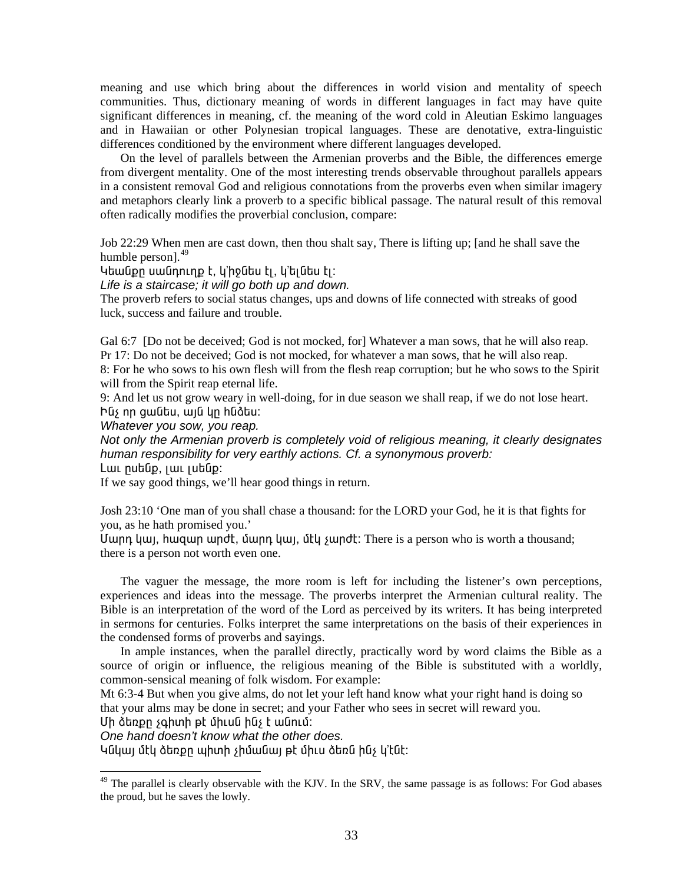meaning and use which bring about the differences in world vision and mentality of speech communities. Thus, dictionary meaning of words in different languages in fact may have quite significant differences in meaning, cf. the meaning of the word cold in Aleutian Eskimo languages and in Hawaiian or other Polynesian tropical languages. These are denotative, extra-linguistic differences conditioned by the environment where different languages developed.

On the level of parallels between the Armenian proverbs and the Bible, the differences emerge from divergent mentality. One of the most interesting trends observable throughout parallels appears in a consistent removal God and religious connotations from the proverbs even when similar imagery and metaphors clearly link a proverb to a specific biblical passage. The natural result of this removal often radically modifies the proverbial conclusion, compare:

Job 22:29 When men are cast down, then thou shalt say, There is lifting up; [and he shall save the humble person].[49]
Կեանքը սանդուղք է, կ՛իջնես էլ, կ՛ելնես էլ:
*Life is a staircase; it will go both up and down.*
The proverb refers to social status changes, ups and downs of life connected with streaks of good luck, success and failure and trouble.

Gal 6:7 [Do not be deceived; God is not mocked, for] Whatever a man sows, that he will also reap.
Pr 17: Do not be deceived; God is not mocked, for whatever a man sows, that he will also reap.
8: For he who sows to his own flesh will from the flesh reap corruption; but he who sows to the Spirit will from the Spirit reap eternal life.
9: And let us not grow weary in well-doing, for in due season we shall reap, if we do not lose heart.
Ինչ որ ցանես, այն կը հնձես:
*Whatever you sow, you reap.*
*Not only the Armenian proverb is completely void of religious meaning, it clearly designates human responsibility for very earthly actions. Cf. a synonymous proverb:*
Լաւ ըսենք, լաւ լսենք:
If we say good things, we'll hear good things in return.

Josh 23:10 'One man of you shall chase a thousand: for the LORD your God, he it is that fights for you, as he hath promised you.'
Մարդ կայ, հազար արժէ, մարդ կայ, մէկ չարժէ: There is a person who is worth a thousand; there is a person not worth even one.

The vaguer the message, the more room is left for including the listener's own perceptions, experiences and ideas into the message. The proverbs interpret the Armenian cultural reality. The Bible is an interpretation of the word of the Lord as perceived by its writers. It has being interpreted in sermons for centuries. Folks interpret the same interpretations on the basis of their experiences in the condensed forms of proverbs and sayings.

In ample instances, when the parallel directly, practically word by word claims the Bible as a source of origin or influence, the religious meaning of the Bible is substituted with a worldly, common-sensical meaning of folk wisdom. For example:
Mt 6:3-4 But when you give alms, do not let your left hand know what your right hand is doing so that your alms may be done in secret; and your Father who sees in secret will reward you.
Մի ձեռքը չգիտի թէ միւսն ինչ է անում:
*One hand doesn't know what the other does.*
Կնկայ մէկ ձեռքը պիտի չիմանայ թէ միւս ձեռն ինչ կ՛էնէ:

[49] The parallel is clearly observable with the KJV. In the SRV, the same passage is as follows: For God abases the proud, but he saves the lowly.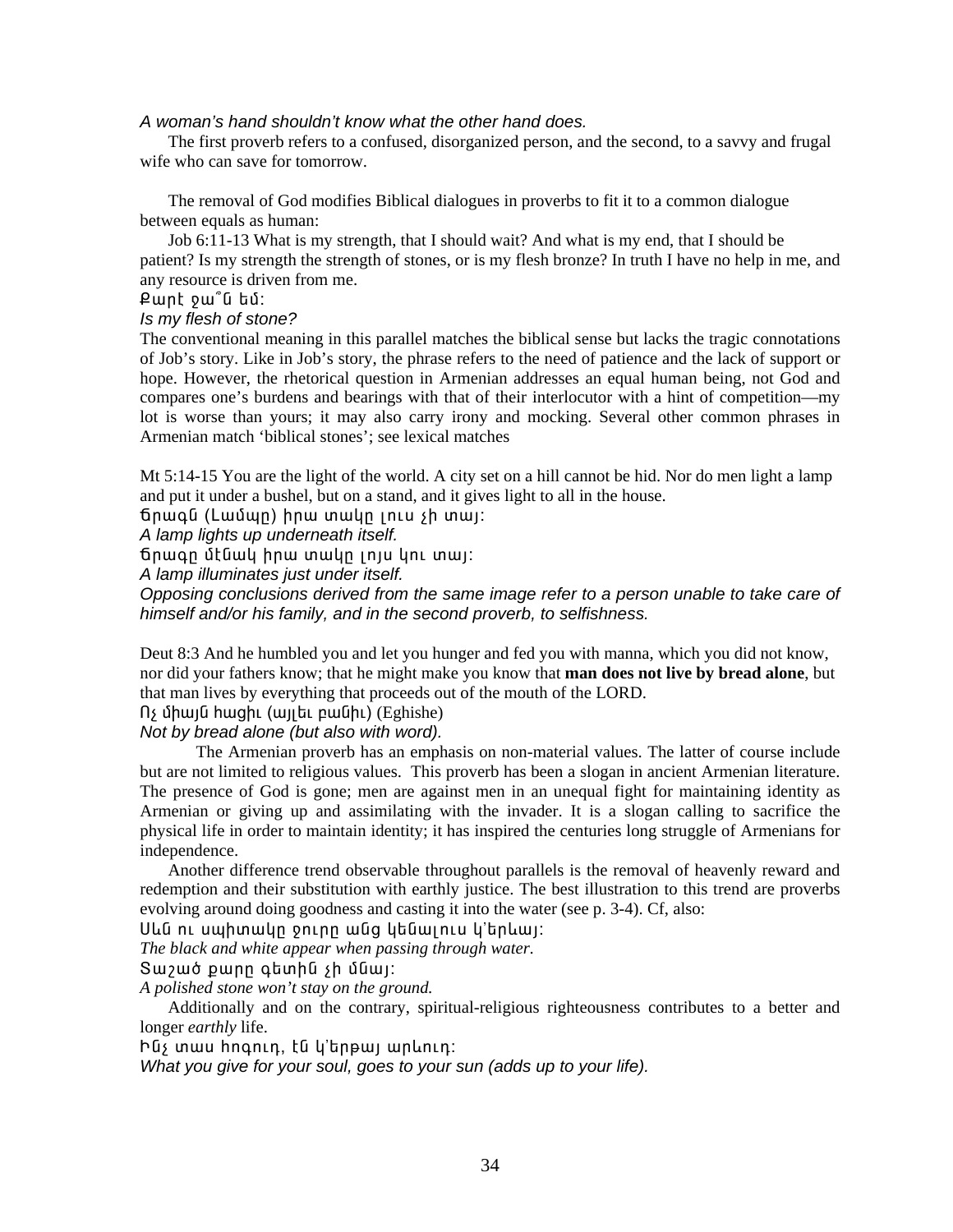*A woman's hand shouldn't know what the other hand does.*

The first proverb refers to a confused, disorganized person, and the second, to a savvy and frugal wife who can save for tomorrow.

The removal of God modifies Biblical dialogues in proverbs to fit it to a common dialogue between equals as human:

Job 6:11-13 What is my strength, that I should wait? And what is my end, that I should be patient? Is my strength the strength of stones, or is my flesh bronze? In truth I have no help in me, and any resource is driven from me.

Քարէ ջա՞ն եմ:

*Is my flesh of stone?*

The conventional meaning in this parallel matches the biblical sense but lacks the tragic connotations of Job's story. Like in Job's story, the phrase refers to the need of patience and the lack of support or hope. However, the rhetorical question in Armenian addresses an equal human being, not God and compares one's burdens and bearings with that of their interlocutor with a hint of competition—my lot is worse than yours; it may also carry irony and mocking. Several other common phrases in Armenian match 'biblical stones'; see lexical matches

Mt 5:14-15 You are the light of the world. A city set on a hill cannot be hid. Nor do men light a lamp and put it under a bushel, but on a stand, and it gives light to all in the house.

Ճրագն (Լամպը) իրա տակը լուս չի տայ:

*A lamp lights up underneath itself.*

Ճրագը մէնակ իրա տակը լոյս կու տայ:

*A lamp illuminates just under itself.*

*Opposing conclusions derived from the same image refer to a person unable to take care of himself and/or his family, and in the second proverb, to selfishness.*

Deut 8:3 And he humbled you and let you hunger and fed you with manna, which you did not know, nor did your fathers know; that he might make you know that **man does not live by bread alone**, but that man lives by everything that proceeds out of the mouth of the LORD.

Ոչ միայն հացիւ (այլեւ բանիւ) (Eghishe)

*Not by bread alone (but also with word).*

The Armenian proverb has an emphasis on non-material values. The latter of course include but are not limited to religious values. This proverb has been a slogan in ancient Armenian literature. The presence of God is gone; men are against men in an unequal fight for maintaining identity as Armenian or giving up and assimilating with the invader. It is a slogan calling to sacrifice the physical life in order to maintain identity; it has inspired the centuries long struggle of Armenians for independence.

Another difference trend observable throughout parallels is the removal of heavenly reward and redemption and their substitution with earthly justice. The best illustration to this trend are proverbs evolving around doing goodness and casting it into the water (see p. 3-4). Cf, also:

Սեւ ու սպիտակը ջուրը անց կենալուս կ'երեւայ:

*The black and white appear when passing through water.*

Տաշած քարը գետին չի մնայ:

*A polished stone won't stay on the ground.*

Additionally and on the contrary, spiritual-religious righteousness contributes to a better and longer *earthly* life.

Ինչ տաս հոգուդ, էն կ'երթայ արեւուդ:

*What you give for your soul, goes to your sun (adds up to your life).*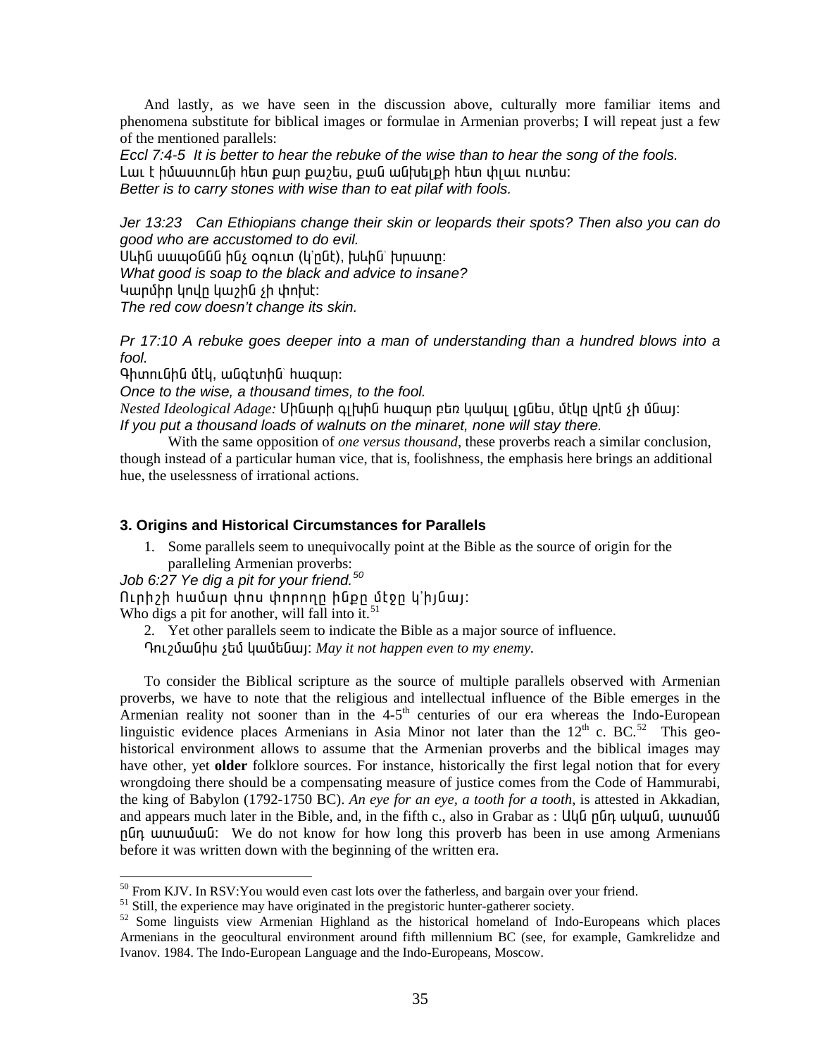And lastly, as we have seen in the discussion above, culturally more familiar items and phenomena substitute for biblical images or formulae in Armenian proverbs; I will repeat just a few of the mentioned parallels:

*Eccl 7:4-5 It is better to hear the rebuke of the wise than to hear the song of the fools.*
Լաւ է իմաստունի հետ քար քաշես, քան անխելքի հետ փլաւ ուտես:
*Better is to carry stones with wise than to eat pilaf with fools.*

*Jer 13:23 Can Ethiopians change their skin or leopards their spots? Then also you can do good who are accustomed to do evil.*
Սևին սապօննն ինչ օգուտ (կ՚ընէ), խևին՝ խրատը:
*What good is soap to the black and advice to insane?*
Կարմիր կովը կաշին չի փոխէ:
*The red cow doesn't change its skin.*

*Pr 17:10 A rebuke goes deeper into a man of understanding than a hundred blows into a fool.*
Գիտունին մէկ, անգէտին՝ հազար:
*Once to the wise, a thousand times, to the fool.*
*Nested Ideological Adage:* Մինարի գլխին հազար բեռ կակալ լցնես, մէկը վրէն չի մնայ:
*If you put a thousand loads of walnuts on the minaret, none will stay there.*

With the same opposition of *one versus thousand*, these proverbs reach a similar conclusion, though instead of a particular human vice, that is, foolishness, the emphasis here brings an additional hue, the uselessness of irrational actions.

### 3. Origins and Historical Circumstances for Parallels

1. Some parallels seem to unequivocally point at the Bible as the source of origin for the paralleling Armenian proverbs:

*Job 6:27 Ye dig a pit for your friend.*[50]
Ուրիշի համար փոս փորողը ինքը մէջը կ՚իյնայ:
Who digs a pit for another, will fall into it.[51]

2. Yet other parallels seem to indicate the Bible as a major source of influence.

Դուշմանիս չեմ կամենայ: *May it not happen even to my enemy.*

To consider the Biblical scripture as the source of multiple parallels observed with Armenian proverbs, we have to note that the religious and intellectual influence of the Bible emerges in the Armenian reality not sooner than in the 4-5[th] centuries of our era whereas the Indo-European linguistic evidence places Armenians in Asia Minor not later than the 12[th] c. BC.[52] This geo-historical environment allows to assume that the Armenian proverbs and the biblical images may have other, yet **older** folklore sources. For instance, historically the first legal notion that for every wrongdoing there should be a compensating measure of justice comes from the Code of Hammurabi, the king of Babylon (1792-1750 BC). *An eye for an eye, a tooth for a tooth*, is attested in Akkadian, and appears much later in the Bible, and, in the fifth c., also in Grabar as : Ակն ընդ ական, ատամն ընդ ատաման: We do not know for how long this proverb has been in use among Armenians before it was written down with the beginning of the written era.

---

[50] From KJV. In RSV:You would even cast lots over the fatherless, and bargain over your friend.

[51] Still, the experience may have originated in the pregistoric hunter-gatherer society.

[52] Some linguists view Armenian Highland as the historical homeland of Indo-Europeans which places Armenians in the geocultural environment around fifth millennium BC (see, for example, Gamkrelidze and Ivanov. 1984. The Indo-European Language and the Indo-Europeans, Moscow.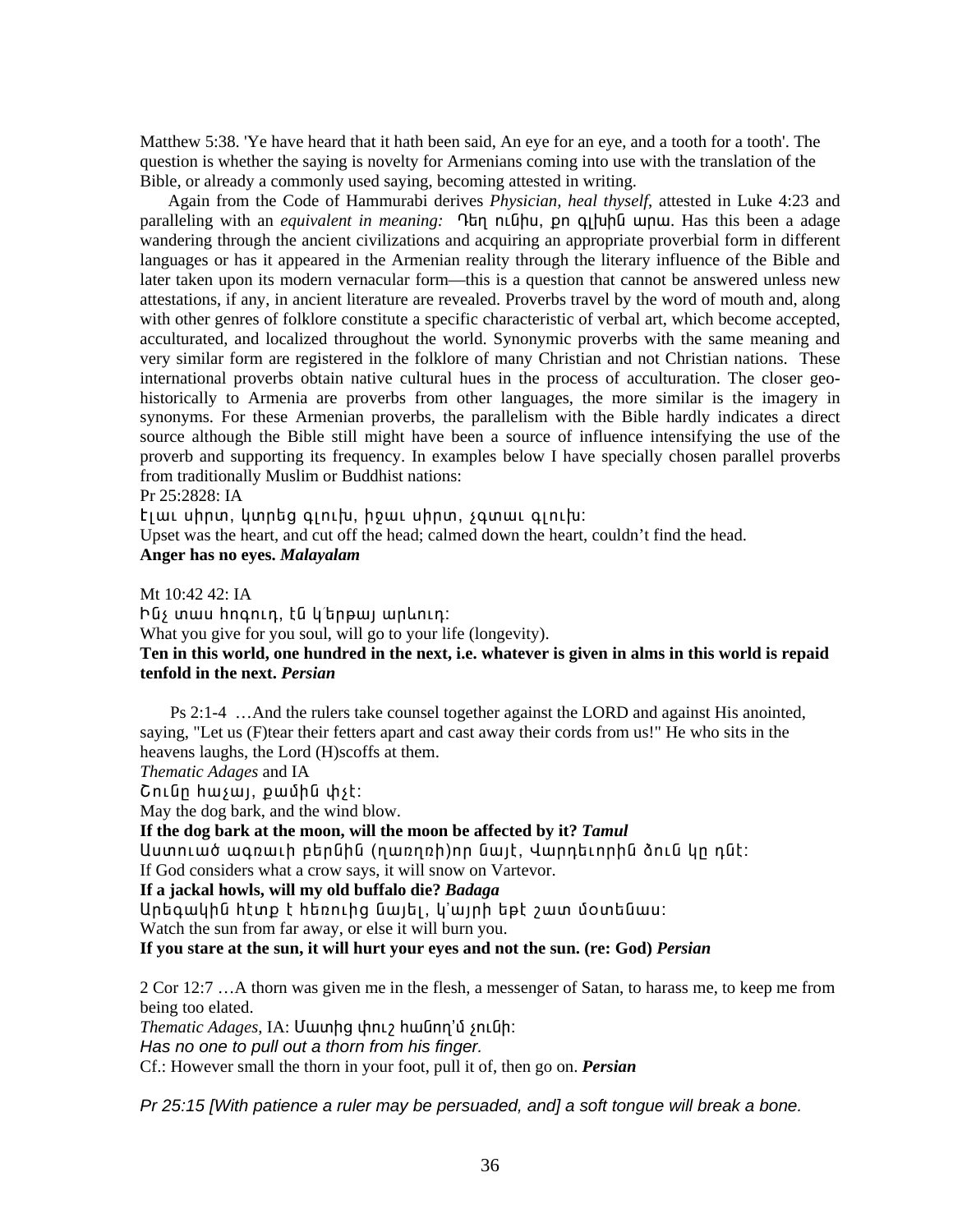Matthew 5:38. 'Ye have heard that it hath been said, An eye for an eye, and a tooth for a tooth'. The question is whether the saying is novelty for Armenians coming into use with the translation of the Bible, or already a commonly used saying, becoming attested in writing.

Again from the Code of Hammurabi derives *Physician, heal thyself*, attested in Luke 4:23 and paralleling with an *equivalent in meaning:* Դեղ ունիս, քո գլխին արա. Has this been a adage wandering through the ancient civilizations and acquiring an appropriate proverbial form in different languages or has it appeared in the Armenian reality through the literary influence of the Bible and later taken upon its modern vernacular form—this is a question that cannot be answered unless new attestations, if any, in ancient literature are revealed. Proverbs travel by the word of mouth and, along with other genres of folklore constitute a specific characteristic of verbal art, which become accepted, acculturated, and localized throughout the world. Synonymic proverbs with the same meaning and very similar form are registered in the folklore of many Christian and not Christian nations. These international proverbs obtain native cultural hues in the process of acculturation. The closer geo-historically to Armenia are proverbs from other languages, the more similar is the imagery in synonyms. For these Armenian proverbs, the parallelism with the Bible hardly indicates a direct source although the Bible still might have been a source of influence intensifying the use of the proverb and supporting its frequency. In examples below I have specially chosen parallel proverbs from traditionally Muslim or Buddhist nations:

Pr 25:2828: IA

Էլաւ սիրտ, կտրեց գլուխ, իջաւ սիրտ, չգտաւ գլուխ:

Upset was the heart, and cut off the head; calmed down the heart, couldn't find the head.

**Anger has no eyes. *Malayalam***

Mt 10:42 42: IA

Ինչ տաս հոգուդ, էն կ՛երթայ արևուդ:

What you give for you soul, will go to your life (longevity).

**Ten in this world, one hundred in the next, i.e. whatever is given in alms in this world is repaid tenfold in the next. *Persian***

Ps 2:1-4 …And the rulers take counsel together against the LORD and against His anointed, saying, "Let us (F)tear their fetters apart and cast away their cords from us!" He who sits in the heavens laughs, the Lord (H)scoffs at them.

*Thematic Adages* and IA

Շունը հաչայ, քամին փչէ:

May the dog bark, and the wind blow.

**If the dog bark at the moon, will the moon be affected by it? *Tamul***

Աստուած ագռաւի բերնին (ղառղռի)որ նայէ, Վարդեւորին ձուն կը դնէ:

If God considers what a crow says, it will snow on Vartevor.

**If a jackal howls, will my old buffalo die? *Badaga***

Արեգակին հէտք է հեռուից նայել, կ՛այրի եթէ շատ մօտենաս:

Watch the sun from far away, or else it will burn you.

**If you stare at the sun, it will hurt your eyes and not the sun. (re: God) *Persian***

2 Cor 12:7 …A thorn was given me in the flesh, a messenger of Satan, to harass me, to keep me from being too elated.

*Thematic Adages*, IA: Մատից փուշ հանող՛մ չունի:

*Has no one to pull out a thorn from his finger.*

Cf.: However small the thorn in your foot, pull it of, then go on. ***Persian***

*Pr 25:15 [With patience a ruler may be persuaded, and] a soft tongue will break a bone.*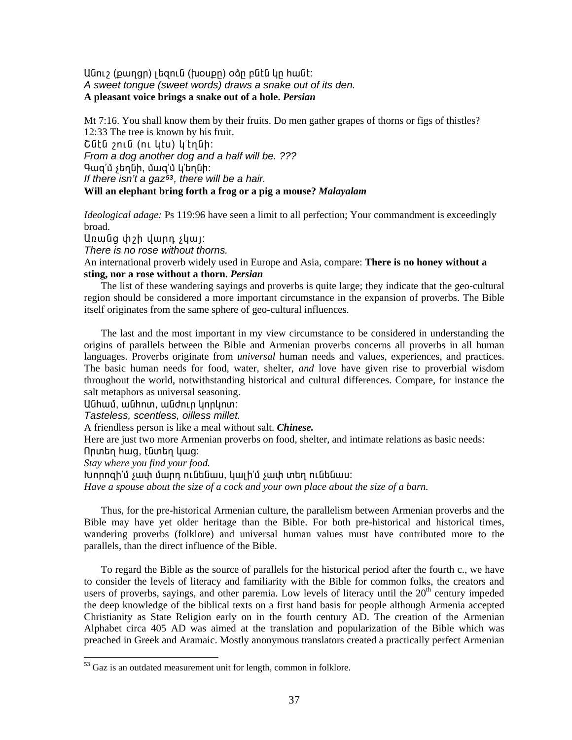Անուշ (քաղցր) լեզուն (խոսքը) օձը բնէն կը հանէ:
*A sweet tongue (sweet words) draws a snake out of its den.*
**A pleasant voice brings a snake out of a hole.** ***Persian***

Mt 7:16. You shall know them by their fruits. Do men gather grapes of thorns or figs of thistles?
12:33 The tree is known by his fruit.
Շնէն շուն (ու կէս) կ՛էղնի:
*From a dog another dog and a half will be. ???*
Գազ՛մ չեղնի, մազ՛մ կ՛եղնի:
*If there isn't a gaz[53], there will be a hair.*
**Will an elephant bring forth a frog or a pig a mouse?** ***Malayalam***

*Ideological adage:* Ps 119:96 have seen a limit to all perfection; Your commandment is exceedingly broad.
Առանց փշի վարդ չկայ:
*There is no rose without thorns.*
An international proverb widely used in Europe and Asia, compare: **There is no honey without a sting, nor a rose without a thorn.** ***Persian***

The list of these wandering sayings and proverbs is quite large; they indicate that the geo-cultural region should be considered a more important circumstance in the expansion of proverbs. The Bible itself originates from the same sphere of geo-cultural influences.

The last and the most important in my view circumstance to be considered in understanding the origins of parallels between the Bible and Armenian proverbs concerns all proverbs in all human languages. Proverbs originate from *universal* human needs and values, experiences, and practices. The basic human needs for food, water, shelter, *and* love have given rise to proverbial wisdom throughout the world, notwithstanding historical and cultural differences. Compare, for instance the salt metaphors as universal seasoning.
Անհամ, անհոտ, անժուր կորկոտ:
*Tasteless, scentless, oilless millet.*
A friendless person is like a meal without salt. ***Chinese.***
Here are just two more Armenian proverbs on food, shelter, and intimate relations as basic needs:
Որտեղ հաց, էնտեղ կաց:
*Stay where you find your food.*
Խորոզի՛մ չափ մարդ ունենաս, կալի՛մ չափ տեղ ունենաս:
*Have a spouse about the size of a cock and your own place about the size of a barn.*

Thus, for the pre-historical Armenian culture, the parallelism between Armenian proverbs and the Bible may have yet older heritage than the Bible. For both pre-historical and historical times, wandering proverbs (folklore) and universal human values must have contributed more to the parallels, than the direct influence of the Bible.

To regard the Bible as the source of parallels for the historical period after the fourth c., we have to consider the levels of literacy and familiarity with the Bible for common folks, the creators and users of proverbs, sayings, and other paremia. Low levels of literacy until the 20th century impeded the deep knowledge of the biblical texts on a first hand basis for people although Armenia accepted Christianity as State Religion early on in the fourth century AD. The creation of the Armenian Alphabet circa 405 AD was aimed at the translation and popularization of the Bible which was preached in Greek and Aramaic. Mostly anonymous translators created a practically perfect Armenian

[53] Gaz is an outdated measurement unit for length, common in folklore.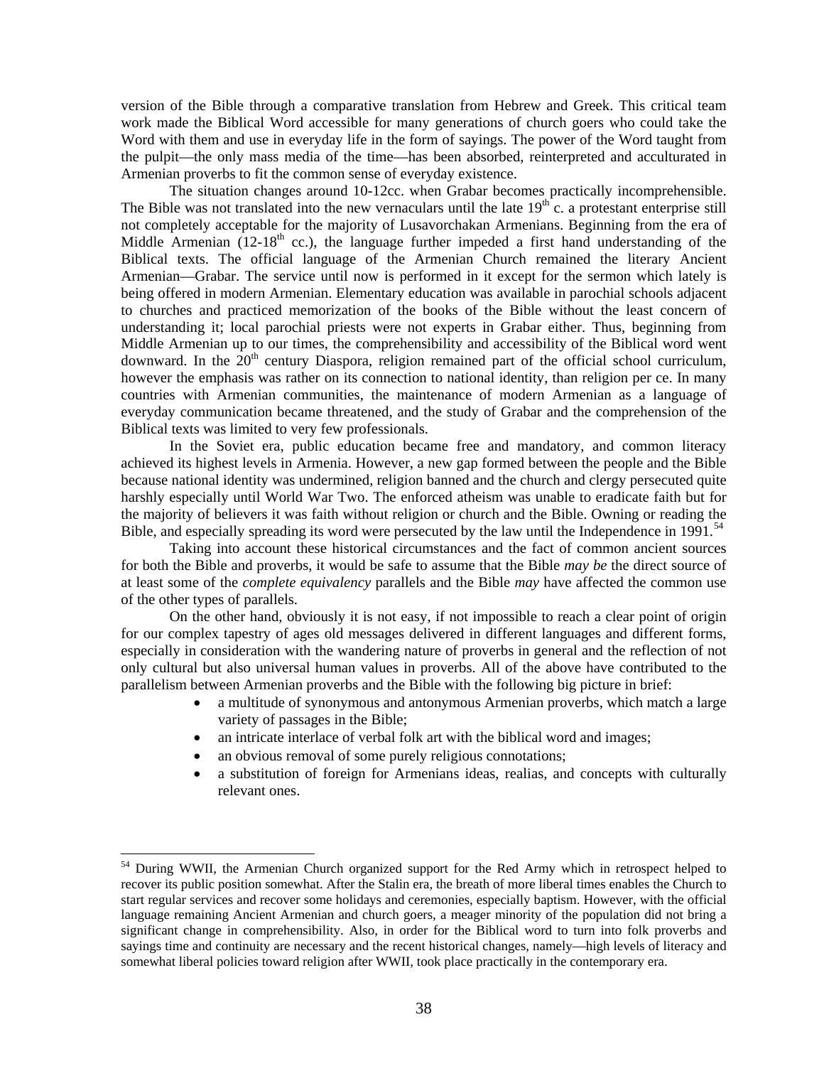version of the Bible through a comparative translation from Hebrew and Greek. This critical team work made the Biblical Word accessible for many generations of church goers who could take the Word with them and use in everyday life in the form of sayings. The power of the Word taught from the pulpit—the only mass media of the time—has been absorbed, reinterpreted and acculturated in Armenian proverbs to fit the common sense of everyday existence.

The situation changes around 10-12cc. when Grabar becomes practically incomprehensible. The Bible was not translated into the new vernaculars until the late 19th c. a protestant enterprise still not completely acceptable for the majority of Lusavorchakan Armenians. Beginning from the era of Middle Armenian (12-18th cc.), the language further impeded a first hand understanding of the Biblical texts. The official language of the Armenian Church remained the literary Ancient Armenian—Grabar. The service until now is performed in it except for the sermon which lately is being offered in modern Armenian. Elementary education was available in parochial schools adjacent to churches and practiced memorization of the books of the Bible without the least concern of understanding it; local parochial priests were not experts in Grabar either. Thus, beginning from Middle Armenian up to our times, the comprehensibility and accessibility of the Biblical word went downward. In the 20th century Diaspora, religion remained part of the official school curriculum, however the emphasis was rather on its connection to national identity, than religion per ce. In many countries with Armenian communities, the maintenance of modern Armenian as a language of everyday communication became threatened, and the study of Grabar and the comprehension of the Biblical texts was limited to very few professionals.

In the Soviet era, public education became free and mandatory, and common literacy achieved its highest levels in Armenia. However, a new gap formed between the people and the Bible because national identity was undermined, religion banned and the church and clergy persecuted quite harshly especially until World War Two. The enforced atheism was unable to eradicate faith but for the majority of believers it was faith without religion or church and the Bible. Owning or reading the Bible, and especially spreading its word were persecuted by the law until the Independence in 1991.[54]

Taking into account these historical circumstances and the fact of common ancient sources for both the Bible and proverbs, it would be safe to assume that the Bible *may be* the direct source of at least some of the *complete equivalency* parallels and the Bible *may* have affected the common use of the other types of parallels.

On the other hand, obviously it is not easy, if not impossible to reach a clear point of origin for our complex tapestry of ages old messages delivered in different languages and different forms, especially in consideration with the wandering nature of proverbs in general and the reflection of not only cultural but also universal human values in proverbs. All of the above have contributed to the parallelism between Armenian proverbs and the Bible with the following big picture in brief:

- a multitude of synonymous and antonymous Armenian proverbs, which match a large variety of passages in the Bible;
- an intricate interlace of verbal folk art with the biblical word and images;
- an obvious removal of some purely religious connotations;
- a substitution of foreign for Armenians ideas, realias, and concepts with culturally relevant ones.

---

[54] During WWII, the Armenian Church organized support for the Red Army which in retrospect helped to recover its public position somewhat. After the Stalin era, the breath of more liberal times enables the Church to start regular services and recover some holidays and ceremonies, especially baptism. However, with the official language remaining Ancient Armenian and church goers, a meager minority of the population did not bring a significant change in comprehensibility. Also, in order for the Biblical word to turn into folk proverbs and sayings time and continuity are necessary and the recent historical changes, namely—high levels of literacy and somewhat liberal policies toward religion after WWII, took place practically in the contemporary era.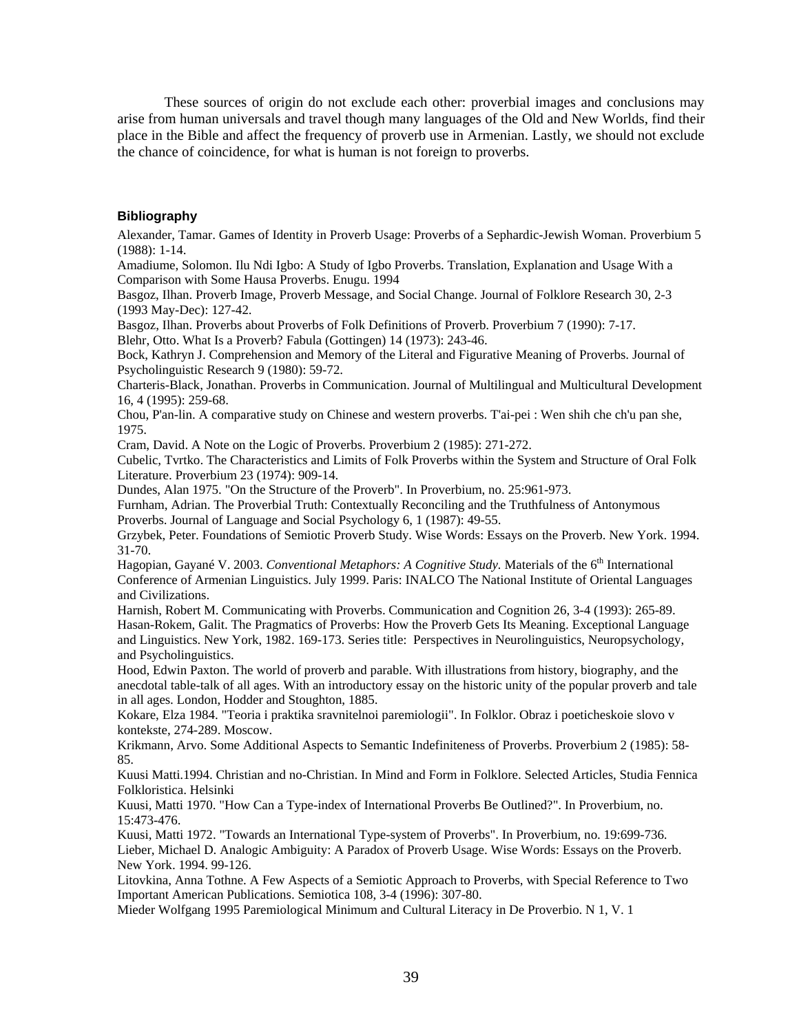These sources of origin do not exclude each other: proverbial images and conclusions may arise from human universals and travel though many languages of the Old and New Worlds, find their place in the Bible and affect the frequency of proverb use in Armenian. Lastly, we should not exclude the chance of coincidence, for what is human is not foreign to proverbs.

### Bibliography

Alexander, Tamar. Games of Identity in Proverb Usage: Proverbs of a Sephardic-Jewish Woman. Proverbium 5 (1988): 1-14.

Amadiume, Solomon. Ilu Ndi Igbo: A Study of Igbo Proverbs. Translation, Explanation and Usage With a Comparison with Some Hausa Proverbs. Enugu. 1994

Basgoz, Ilhan. Proverb Image, Proverb Message, and Social Change. Journal of Folklore Research 30, 2-3 (1993 May-Dec): 127-42.

Basgoz, Ilhan. Proverbs about Proverbs of Folk Definitions of Proverb. Proverbium 7 (1990): 7-17.

Blehr, Otto. What Is a Proverb? Fabula (Gottingen) 14 (1973): 243-46.

Bock, Kathryn J. Comprehension and Memory of the Literal and Figurative Meaning of Proverbs. Journal of Psycholinguistic Research 9 (1980): 59-72.

Charteris-Black, Jonathan. Proverbs in Communication. Journal of Multilingual and Multicultural Development 16, 4 (1995): 259-68.

Chou, P'an-lin. A comparative study on Chinese and western proverbs. T'ai-pei : Wen shih che ch'u pan she, 1975.

Cram, David. A Note on the Logic of Proverbs. Proverbium 2 (1985): 271-272.

Cubelic, Tvrtko. The Characteristics and Limits of Folk Proverbs within the System and Structure of Oral Folk Literature. Proverbium 23 (1974): 909-14.

Dundes, Alan 1975. "On the Structure of the Proverb". In Proverbium, no. 25:961-973.

Furnham, Adrian. The Proverbial Truth: Contextually Reconciling and the Truthfulness of Antonymous Proverbs. Journal of Language and Social Psychology 6, 1 (1987): 49-55.

Grzybek, Peter. Foundations of Semiotic Proverb Study. Wise Words: Essays on the Proverb. New York. 1994. 31-70.

Hagopian, Gayané V. 2003. *Conventional Metaphors: A Cognitive Study.* Materials of the 6th International Conference of Armenian Linguistics. July 1999. Paris: INALCO The National Institute of Oriental Languages and Civilizations.

Harnish, Robert M. Communicating with Proverbs. Communication and Cognition 26, 3-4 (1993): 265-89.

Hasan-Rokem, Galit. The Pragmatics of Proverbs: How the Proverb Gets Its Meaning. Exceptional Language and Linguistics. New York, 1982. 169-173. Series title: Perspectives in Neurolinguistics, Neuropsychology, and Psycholinguistics.

Hood, Edwin Paxton. The world of proverb and parable. With illustrations from history, biography, and the anecdotal table-talk of all ages. With an introductory essay on the historic unity of the popular proverb and tale in all ages. London, Hodder and Stoughton, 1885.

Kokare, Elza 1984. "Teoria i praktika sravnitelnoi paremiologii". In Folklor. Obraz i poeticheskoie slovo v kontekste, 274-289. Moscow.

Krikmann, Arvo. Some Additional Aspects to Semantic Indefiniteness of Proverbs. Proverbium 2 (1985): 58-85.

Kuusi Matti.1994. Christian and no-Christian. In Mind and Form in Folklore. Selected Articles, Studia Fennica Folkloristica. Helsinki

Kuusi, Matti 1970. "How Can a Type-index of International Proverbs Be Outlined?". In Proverbium, no. 15:473-476.

Kuusi, Matti 1972. "Towards an International Type-system of Proverbs". In Proverbium, no. 19:699-736.

Lieber, Michael D. Analogic Ambiguity: A Paradox of Proverb Usage. Wise Words: Essays on the Proverb. New York. 1994. 99-126.

Litovkina, Anna Tothne. A Few Aspects of a Semiotic Approach to Proverbs, with Special Reference to Two Important American Publications. Semiotica 108, 3-4 (1996): 307-80.

Mieder Wolfgang 1995 Paremiological Minimum and Cultural Literacy in De Proverbio. N 1, V. 1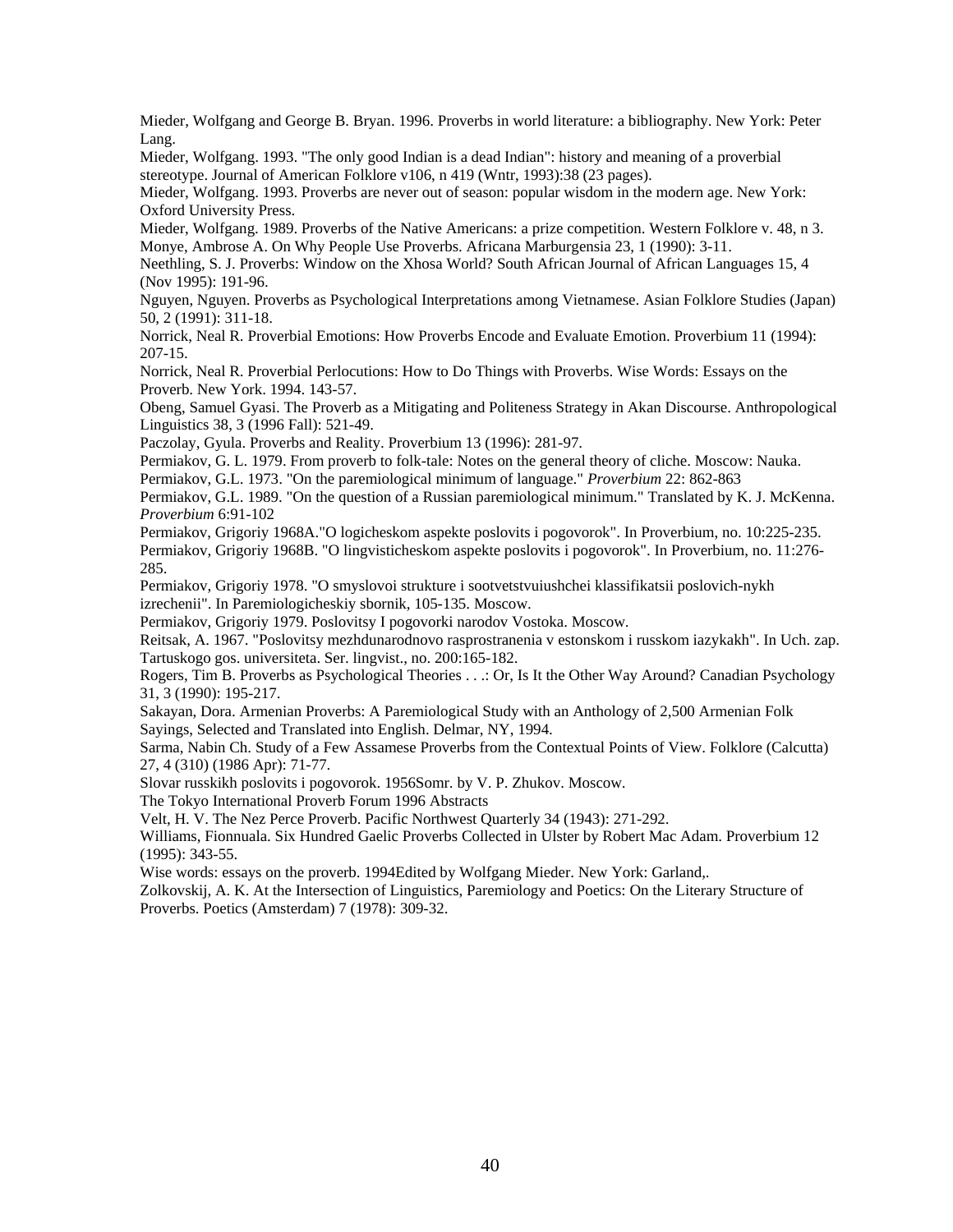Mieder, Wolfgang and George B. Bryan. 1996. Proverbs in world literature: a bibliography. New York: Peter Lang.

Mieder, Wolfgang. 1993. "The only good Indian is a dead Indian": history and meaning of a proverbial stereotype. Journal of American Folklore v106, n 419 (Wntr, 1993):38 (23 pages).

Mieder, Wolfgang. 1993. Proverbs are never out of season: popular wisdom in the modern age. New York: Oxford University Press.

Mieder, Wolfgang. 1989. Proverbs of the Native Americans: a prize competition. Western Folklore v. 48, n 3.

Monye, Ambrose A. On Why People Use Proverbs. Africana Marburgensia 23, 1 (1990): 3-11.

Neethling, S. J. Proverbs: Window on the Xhosa World? South African Journal of African Languages 15, 4 (Nov 1995): 191-96.

Nguyen, Nguyen. Proverbs as Psychological Interpretations among Vietnamese. Asian Folklore Studies (Japan) 50, 2 (1991): 311-18.

Norrick, Neal R. Proverbial Emotions: How Proverbs Encode and Evaluate Emotion. Proverbium 11 (1994): 207-15.

Norrick, Neal R. Proverbial Perlocutions: How to Do Things with Proverbs. Wise Words: Essays on the Proverb. New York. 1994. 143-57.

Obeng, Samuel Gyasi. The Proverb as a Mitigating and Politeness Strategy in Akan Discourse. Anthropological Linguistics 38, 3 (1996 Fall): 521-49.

Paczolay, Gyula. Proverbs and Reality. Proverbium 13 (1996): 281-97.

Permiakov, G. L. 1979. From proverb to folk-tale: Notes on the general theory of cliche. Moscow: Nauka.

Permiakov, G.L. 1973. "On the paremiological minimum of language." *Proverbium* 22: 862-863

Permiakov, G.L. 1989. "On the question of a Russian paremiological minimum." Translated by K. J. McKenna. *Proverbium* 6:91-102

Permiakov, Grigoriy 1968A."O logicheskom aspekte poslovits i pogovorok". In Proverbium, no. 10:225-235.

Permiakov, Grigoriy 1968B. "O lingvisticheskom aspekte poslovits i pogovorok". In Proverbium, no. 11:276-285.

Permiakov, Grigoriy 1978. "O smyslovoi strukture i sootvetstvuiushchei klassifikatsii poslovich-nykh izrechenii". In Paremiologicheskiy sbornik, 105-135. Moscow.

Permiakov, Grigoriy 1979. Poslovitsy I pogovorki narodov Vostoka. Moscow.

Reitsak, A. 1967. "Poslovitsy mezhdunarodnovo rasprostranenia v estonskom i russkom iazykakh". In Uch. zap. Tartuskogo gos. universiteta. Ser. lingvist., no. 200:165-182.

Rogers, Tim B. Proverbs as Psychological Theories . . .: Or, Is It the Other Way Around? Canadian Psychology 31, 3 (1990): 195-217.

Sakayan, Dora. Armenian Proverbs: A Paremiological Study with an Anthology of 2,500 Armenian Folk Sayings, Selected and Translated into English. Delmar, NY, 1994.

Sarma, Nabin Ch. Study of a Few Assamese Proverbs from the Contextual Points of View. Folklore (Calcutta) 27, 4 (310) (1986 Apr): 71-77.

Slovar russkikh poslovits i pogovorok. 1956Somr. by V. P. Zhukov. Moscow.

The Tokyo International Proverb Forum 1996 Abstracts

Velt, H. V. The Nez Perce Proverb. Pacific Northwest Quarterly 34 (1943): 271-292.

Williams, Fionnuala. Six Hundred Gaelic Proverbs Collected in Ulster by Robert Mac Adam. Proverbium 12 (1995): 343-55.

Wise words: essays on the proverb. 1994Edited by Wolfgang Mieder. New York: Garland,.

Zolkovskij, A. K. At the Intersection of Linguistics, Paremiology and Poetics: On the Literary Structure of Proverbs. Poetics (Amsterdam) 7 (1978): 309-32.